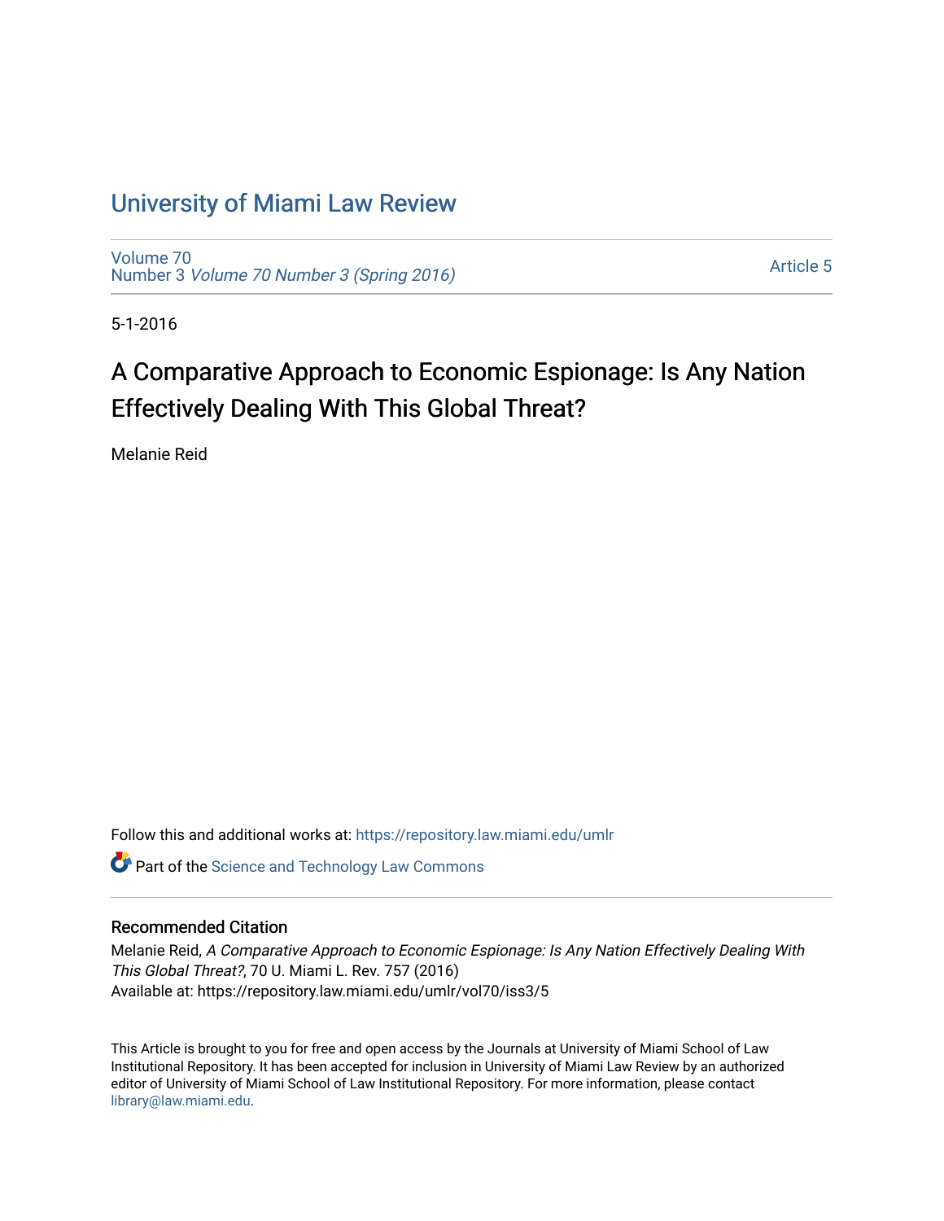# University of Miami Law Review

Volume 70
Number 3 *Volume 70 Number 3 (Spring 2016)*

Article 5

5-1-2016

## A Comparative Approach to Economic Espionage: Is Any Nation Effectively Dealing With This Global Threat?

Melanie Reid

Follow this and additional works at: https://repository.law.miami.edu/umlr

Part of the Science and Technology Law Commons

### Recommended Citation

Melanie Reid, *A Comparative Approach to Economic Espionage: Is Any Nation Effectively Dealing With This Global Threat?*, 70 U. Miami L. Rev. 757 (2016)
Available at: https://repository.law.miami.edu/umlr/vol70/iss3/5

This Article is brought to you for free and open access by the Journals at University of Miami School of Law Institutional Repository. It has been accepted for inclusion in University of Miami Law Review by an authorized editor of University of Miami School of Law Institutional Repository. For more information, please contact library@law.miami.edu.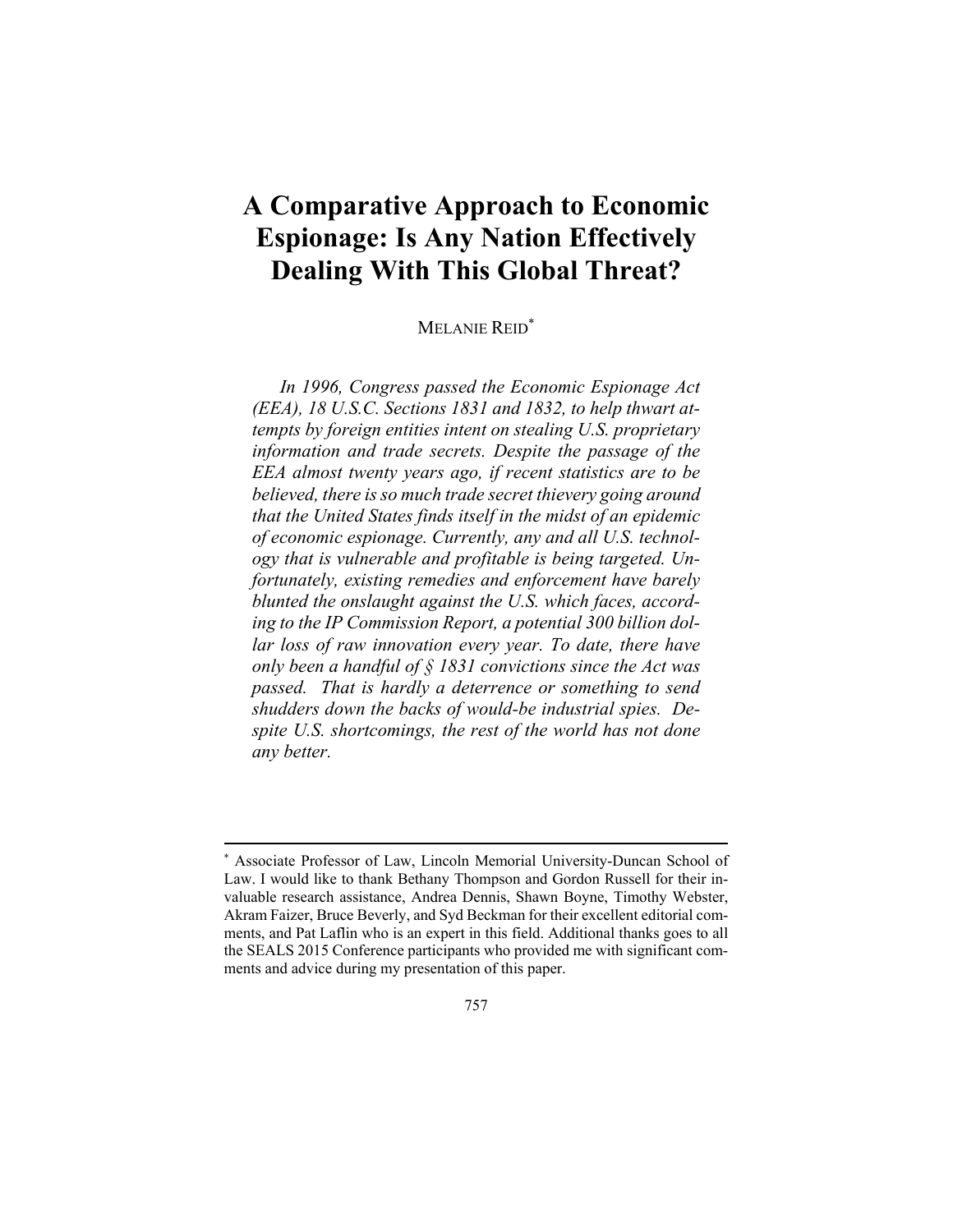# A Comparative Approach to Economic Espionage: Is Any Nation Effectively Dealing With This Global Threat?

MELANIE REID[*]

*In 1996, Congress passed the Economic Espionage Act (EEA), 18 U.S.C. Sections 1831 and 1832, to help thwart attempts by foreign entities intent on stealing U.S. proprietary information and trade secrets. Despite the passage of the EEA almost twenty years ago, if recent statistics are to be believed, there is so much trade secret thievery going around that the United States finds itself in the midst of an epidemic of economic espionage. Currently, any and all U.S. technology that is vulnerable and profitable is being targeted. Unfortunately, existing remedies and enforcement have barely blunted the onslaught against the U.S. which faces, according to the IP Commission Report, a potential 300 billion dollar loss of raw innovation every year. To date, there have only been a handful of § 1831 convictions since the Act was passed. That is hardly a deterrence or something to send shudders down the backs of would-be industrial spies. Despite U.S. shortcomings, the rest of the world has not done any better.*

---

[*] Associate Professor of Law, Lincoln Memorial University-Duncan School of Law. I would like to thank Bethany Thompson and Gordon Russell for their invaluable research assistance, Andrea Dennis, Shawn Boyne, Timothy Webster, Akram Faizer, Bruce Beverly, and Syd Beckman for their excellent editorial comments, and Pat Laflin who is an expert in this field. Additional thanks goes to all the SEALS 2015 Conference participants who provided me with significant comments and advice during my presentation of this paper.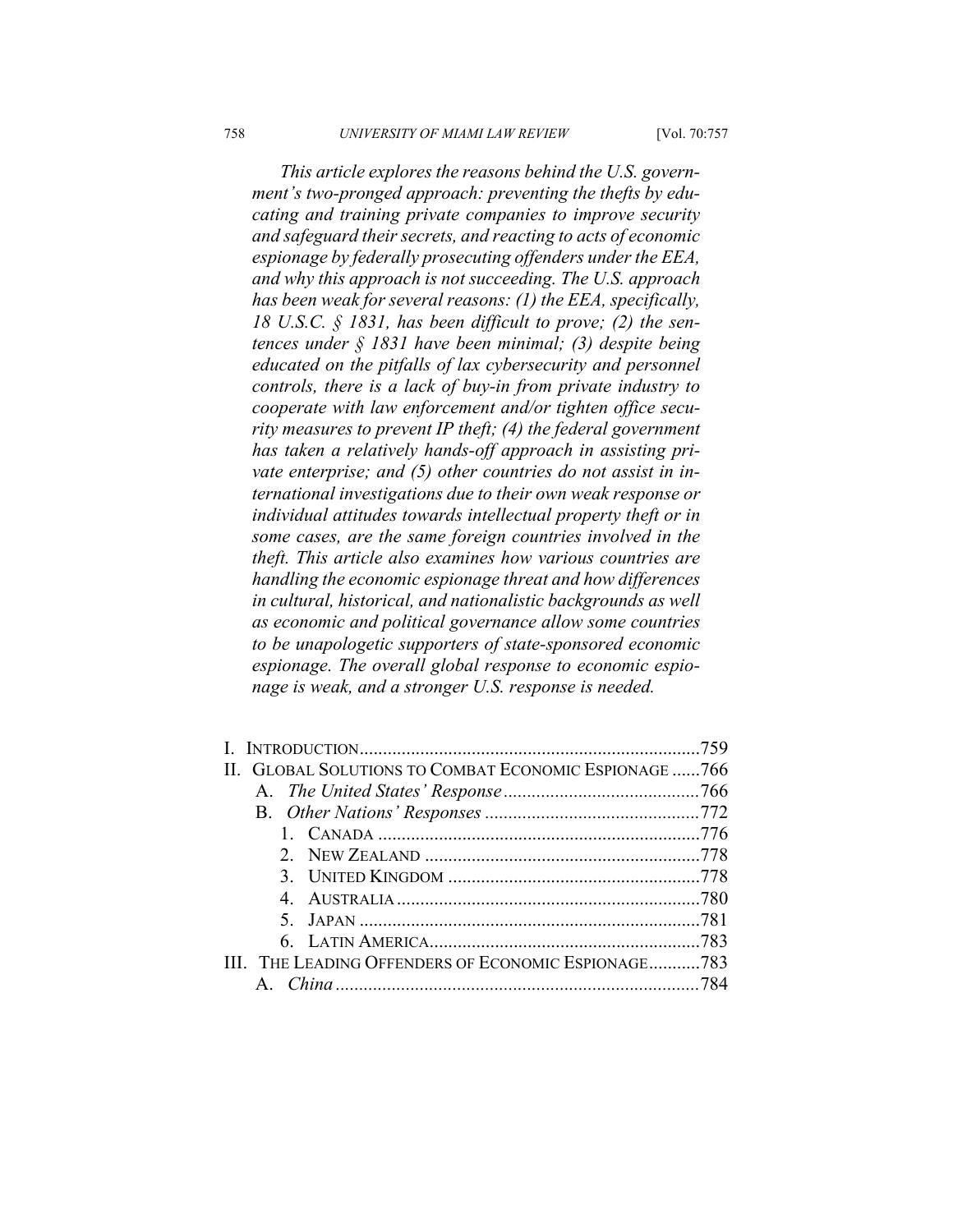*This article explores the reasons behind the U.S. government's two-pronged approach: preventing the thefts by educating and training private companies to improve security and safeguard their secrets, and reacting to acts of economic espionage by federally prosecuting offenders under the EEA, and why this approach is not succeeding. The U.S. approach has been weak for several reasons: (1) the EEA, specifically, 18 U.S.C. § 1831, has been difficult to prove; (2) the sentences under § 1831 have been minimal; (3) despite being educated on the pitfalls of lax cybersecurity and personnel controls, there is a lack of buy-in from private industry to cooperate with law enforcement and/or tighten office security measures to prevent IP theft; (4) the federal government has taken a relatively hands-off approach in assisting private enterprise; and (5) other countries do not assist in international investigations due to their own weak response or individual attitudes towards intellectual property theft or in some cases, are the same foreign countries involved in the theft. This article also examines how various countries are handling the economic espionage threat and how differences in cultural, historical, and nationalistic backgrounds as well as economic and political governance allow some countries to be unapologetic supporters of state-sponsored economic espionage. The overall global response to economic espionage is weak, and a stronger U.S. response is needed.*

- I. INTRODUCTION ........ 759
- II. GLOBAL SOLUTIONS TO COMBAT ECONOMIC ESPIONAGE ........ 766
  - A. *The United States' Response* ........ 766
  - B. *Other Nations' Responses* ........ 772
    - 1. CANADA ........ 776
    - 2. NEW ZEALAND ........ 778
    - 3. UNITED KINGDOM ........ 778
    - 4. AUSTRALIA ........ 780
    - 5. JAPAN ........ 781
    - 6. LATIN AMERICA ........ 783
- III. THE LEADING OFFENDERS OF ECONOMIC ESPIONAGE ........ 783
  - A. *China* ........ 784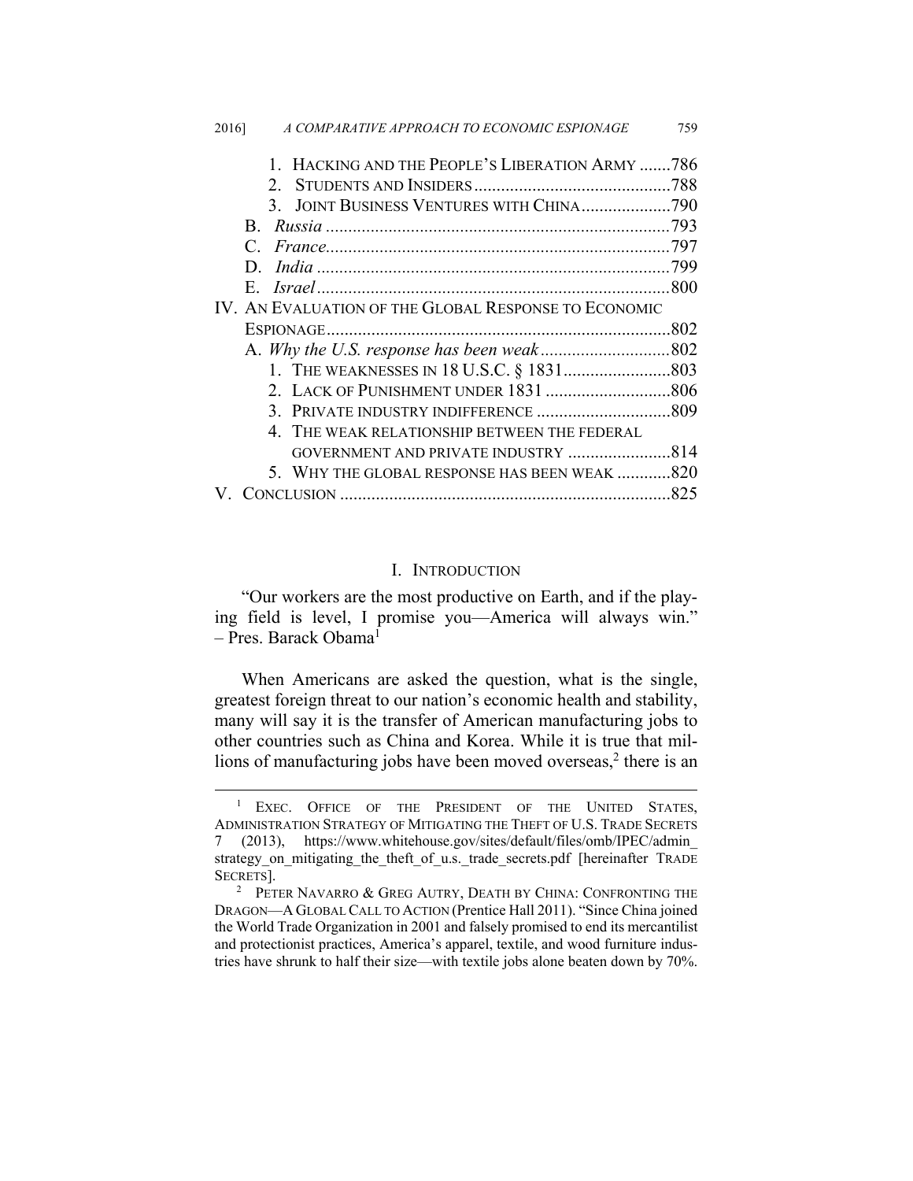1. HACKING AND THE PEOPLE'S LIBERATION ARMY .......786
2. STUDENTS AND INSIDERS ............................................788
3. JOINT BUSINESS VENTURES WITH CHINA ....................790

B. *Russia* ............................................................................793

C. *France*............................................................................797

D. *India* ..............................................................................799

E. *Israel* ..............................................................................800

IV. AN EVALUATION OF THE GLOBAL RESPONSE TO ECONOMIC ESPIONAGE............................................................................802

A. *Why the U.S. response has been weak* ............................802

1. THE WEAKNESSES IN 18 U.S.C. § 1831........................803
2. LACK OF PUNISHMENT UNDER 1831 ............................806
3. PRIVATE INDUSTRY INDIFFERENCE ..............................809
4. THE WEAK RELATIONSHIP BETWEEN THE FEDERAL GOVERNMENT AND PRIVATE INDUSTRY .......................814
5. WHY THE GLOBAL RESPONSE HAS BEEN WEAK ............820

V. CONCLUSION ..........................................................................825

## I. INTRODUCTION

"Our workers are the most productive on Earth, and if the playing field is level, I promise you—America will always win." – Pres. Barack Obama[1]

When Americans are asked the question, what is the single, greatest foreign threat to our nation's economic health and stability, many will say it is the transfer of American manufacturing jobs to other countries such as China and Korea. While it is true that millions of manufacturing jobs have been moved overseas,[2] there is an

---

[1] EXEC. OFFICE OF THE PRESIDENT OF THE UNITED STATES, ADMINISTRATION STRATEGY OF MITIGATING THE THEFT OF U.S. TRADE SECRETS 7 (2013), https://www.whitehouse.gov/sites/default/files/omb/IPEC/admin_strategy_on_mitigating_the_theft_of_u.s._trade_secrets.pdf [hereinafter TRADE SECRETS].

[2] PETER NAVARRO & GREG AUTRY, DEATH BY CHINA: CONFRONTING THE DRAGON—A GLOBAL CALL TO ACTION (Prentice Hall 2011). "Since China joined the World Trade Organization in 2001 and falsely promised to end its mercantilist and protectionist practices, America's apparel, textile, and wood furniture industries have shrunk to half their size—with textile jobs alone beaten down by 70%.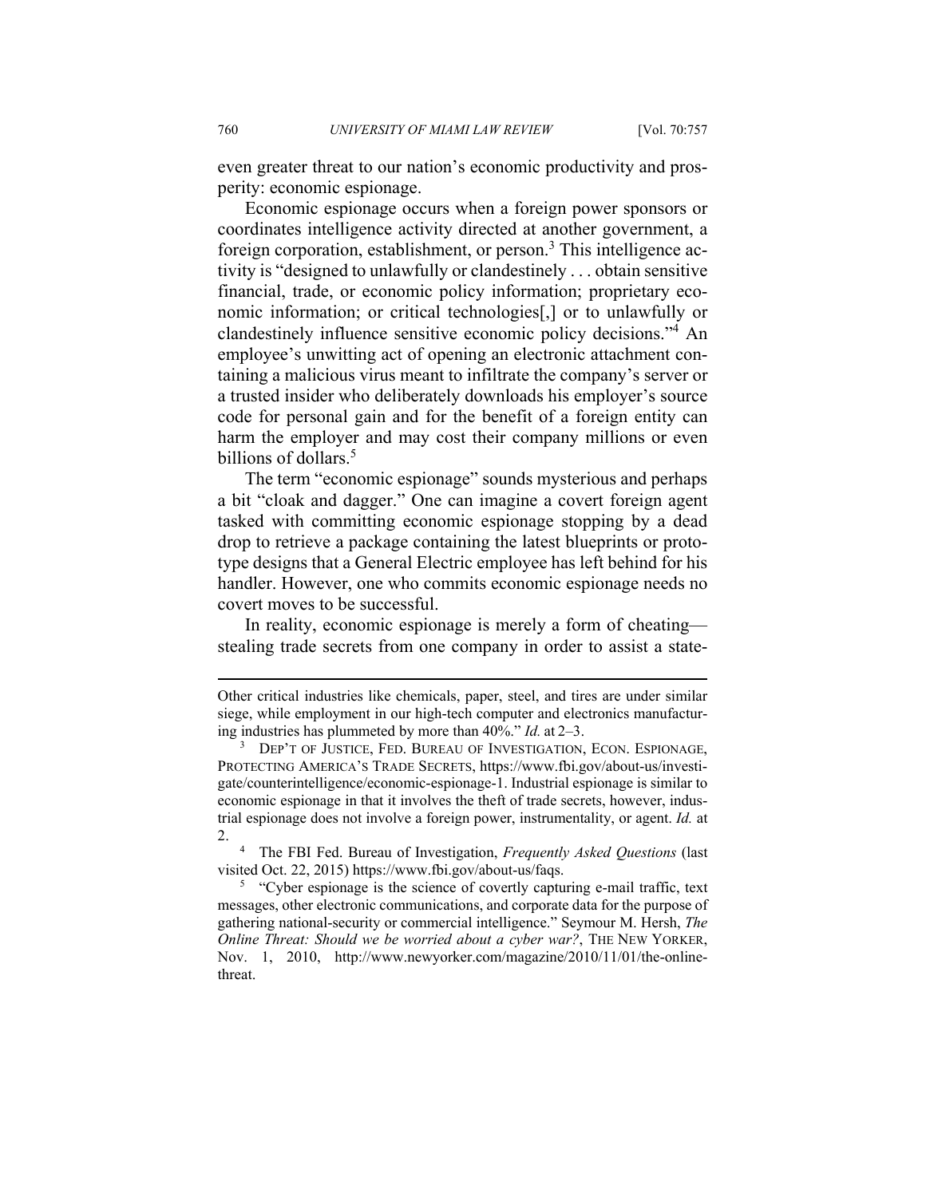even greater threat to our nation's economic productivity and prosperity: economic espionage.

Economic espionage occurs when a foreign power sponsors or coordinates intelligence activity directed at another government, a foreign corporation, establishment, or person.[3] This intelligence activity is "designed to unlawfully or clandestinely . . . obtain sensitive financial, trade, or economic policy information; proprietary economic information; or critical technologies[,] or to unlawfully or clandestinely influence sensitive economic policy decisions."[4] An employee's unwitting act of opening an electronic attachment containing a malicious virus meant to infiltrate the company's server or a trusted insider who deliberately downloads his employer's source code for personal gain and for the benefit of a foreign entity can harm the employer and may cost their company millions or even billions of dollars.[5]

The term "economic espionage" sounds mysterious and perhaps a bit "cloak and dagger." One can imagine a covert foreign agent tasked with committing economic espionage stopping by a dead drop to retrieve a package containing the latest blueprints or prototype designs that a General Electric employee has left behind for his handler. However, one who commits economic espionage needs no covert moves to be successful.

In reality, economic espionage is merely a form of cheating—stealing trade secrets from one company in order to assist a state-

---

Other critical industries like chemicals, paper, steel, and tires are under similar siege, while employment in our high-tech computer and electronics manufacturing industries has plummeted by more than 40%." *Id.* at 2–3.

[3] DEP'T OF JUSTICE, FED. BUREAU OF INVESTIGATION, ECON. ESPIONAGE, PROTECTING AMERICA'S TRADE SECRETS, https://www.fbi.gov/about-us/investigate/counterintelligence/economic-espionage-1. Industrial espionage is similar to economic espionage in that it involves the theft of trade secrets, however, industrial espionage does not involve a foreign power, instrumentality, or agent. *Id.* at 2.

[4] The FBI Fed. Bureau of Investigation, *Frequently Asked Questions* (last visited Oct. 22, 2015) https://www.fbi.gov/about-us/faqs.

[5] "Cyber espionage is the science of covertly capturing e-mail traffic, text messages, other electronic communications, and corporate data for the purpose of gathering national-security or commercial intelligence." Seymour M. Hersh, *The Online Threat: Should we be worried about a cyber war?*, THE NEW YORKER, Nov. 1, 2010, http://www.newyorker.com/magazine/2010/11/01/the-online-threat.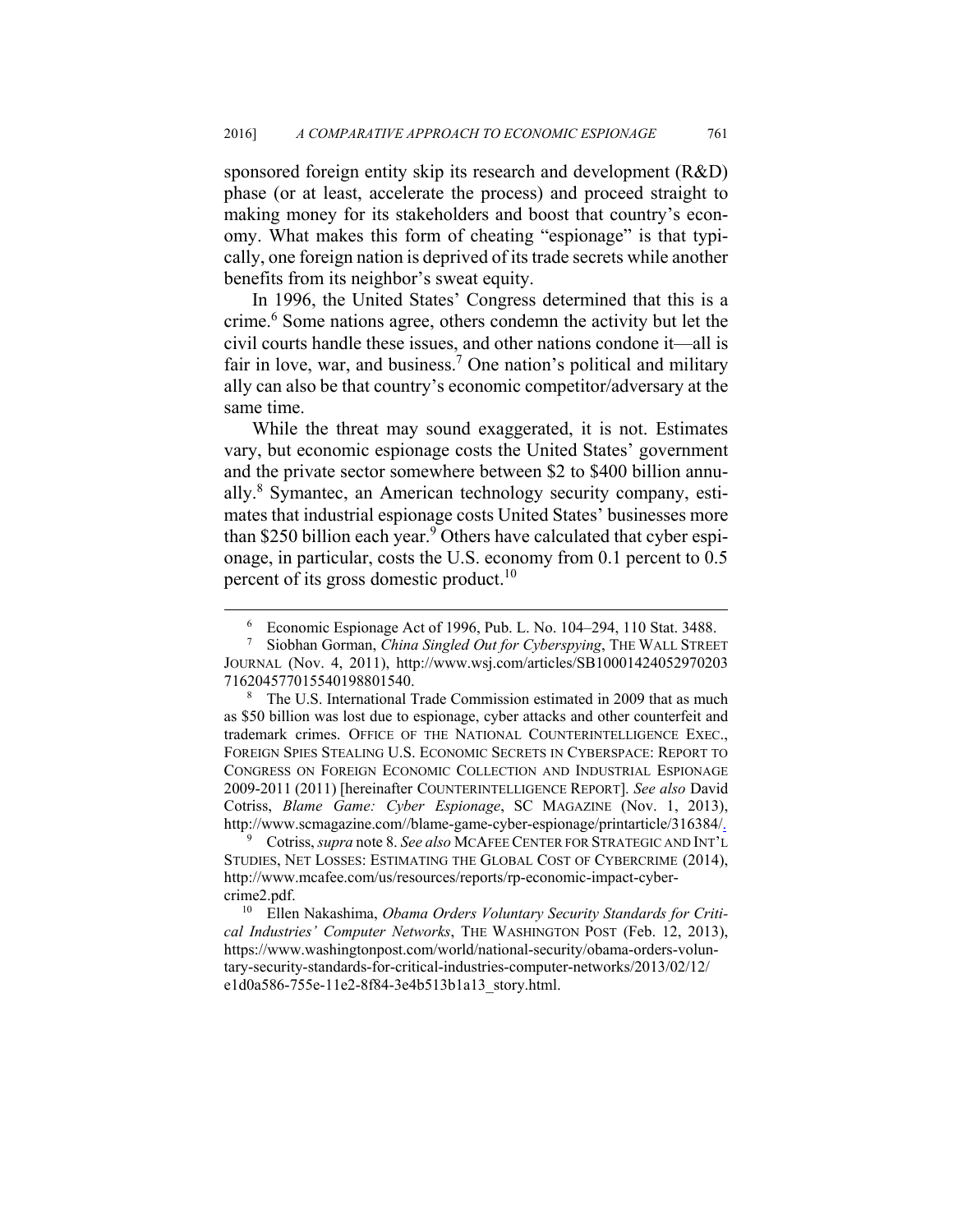sponsored foreign entity skip its research and development (R&D) phase (or at least, accelerate the process) and proceed straight to making money for its stakeholders and boost that country's economy. What makes this form of cheating "espionage" is that typically, one foreign nation is deprived of its trade secrets while another benefits from its neighbor's sweat equity.

In 1996, the United States' Congress determined that this is a crime.[6] Some nations agree, others condemn the activity but let the civil courts handle these issues, and other nations condone it—all is fair in love, war, and business.[7] One nation's political and military ally can also be that country's economic competitor/adversary at the same time.

While the threat may sound exaggerated, it is not. Estimates vary, but economic espionage costs the United States' government and the private sector somewhere between $2 to $400 billion annually.[8] Symantec, an American technology security company, estimates that industrial espionage costs United States' businesses more than $250 billion each year.[9] Others have calculated that cyber espionage, in particular, costs the U.S. economy from 0.1 percent to 0.5 percent of its gross domestic product.[10]

---

[6] Economic Espionage Act of 1996, Pub. L. No. 104–294, 110 Stat. 3488.

[7] Siobhan Gorman, *China Singled Out for Cyberspying*, THE WALL STREET JOURNAL (Nov. 4, 2011), http://www.wsj.com/articles/SB10001424052970203716204577015540198801540.

[8] The U.S. International Trade Commission estimated in 2009 that as much as $50 billion was lost due to espionage, cyber attacks and other counterfeit and trademark crimes. OFFICE OF THE NATIONAL COUNTERINTELLIGENCE EXEC., FOREIGN SPIES STEALING U.S. ECONOMIC SECRETS IN CYBERSPACE: REPORT TO CONGRESS ON FOREIGN ECONOMIC COLLECTION AND INDUSTRIAL ESPIONAGE 2009-2011 (2011) [hereinafter COUNTERINTELLIGENCE REPORT]. *See also* David Cotriss, *Blame Game: Cyber Espionage*, SC MAGAZINE (Nov. 1, 2013), http://www.scmagazine.com//blame-game-cyber-espionage/printarticle/316384/.

[9] Cotriss, *supra* note 8. *See also* MCAFEE CENTER FOR STRATEGIC AND INT'L STUDIES, NET LOSSES: ESTIMATING THE GLOBAL COST OF CYBERCRIME (2014), http://www.mcafee.com/us/resources/reports/rp-economic-impact-cybercrime2.pdf.

[10] Ellen Nakashima, *Obama Orders Voluntary Security Standards for Critical Industries' Computer Networks*, THE WASHINGTON POST (Feb. 12, 2013), https://www.washingtonpost.com/world/national-security/obama-orders-voluntary-security-standards-for-critical-industries-computer-networks/2013/02/12/e1d0a586-755e-11e2-8f84-3e4b513b1a13_story.html.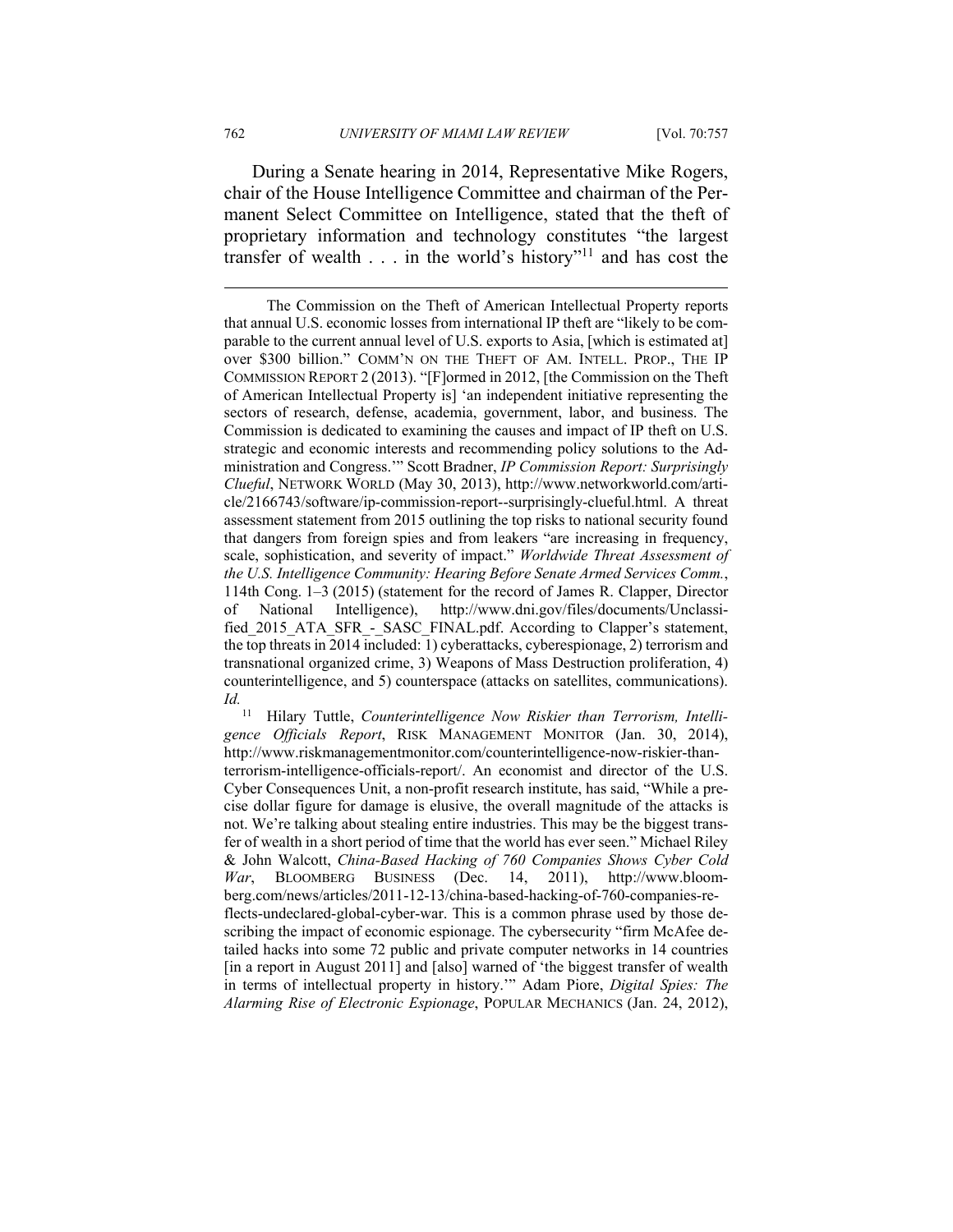During a Senate hearing in 2014, Representative Mike Rogers, chair of the House Intelligence Committee and chairman of the Permanent Select Committee on Intelligence, stated that the theft of proprietary information and technology constitutes "the largest transfer of wealth . . . in the world's history"[11] and has cost the

---

The Commission on the Theft of American Intellectual Property reports that annual U.S. economic losses from international IP theft are "likely to be comparable to the current annual level of U.S. exports to Asia, [which is estimated at] over $300 billion." COMM'N ON THE THEFT OF AM. INTELL. PROP., THE IP COMMISSION REPORT 2 (2013). "[F]ormed in 2012, [the Commission on the Theft of American Intellectual Property is] 'an independent initiative representing the sectors of research, defense, academia, government, labor, and business. The Commission is dedicated to examining the causes and impact of IP theft on U.S. strategic and economic interests and recommending policy solutions to the Administration and Congress.'" Scott Bradner, *IP Commission Report: Surprisingly Clueful*, NETWORK WORLD (May 30, 2013), http://www.networkworld.com/article/2166743/software/ip-commission-report--surprisingly-clueful.html. A threat assessment statement from 2015 outlining the top risks to national security found that dangers from foreign spies and from leakers "are increasing in frequency, scale, sophistication, and severity of impact." *Worldwide Threat Assessment of the U.S. Intelligence Community: Hearing Before Senate Armed Services Comm.*, 114th Cong. 1–3 (2015) (statement for the record of James R. Clapper, Director of National Intelligence), http://www.dni.gov/files/documents/Unclassified_2015_ATA_SFR_-_SASC_FINAL.pdf. According to Clapper's statement, the top threats in 2014 included: 1) cyberattacks, cyberespionage, 2) terrorism and transnational organized crime, 3) Weapons of Mass Destruction proliferation, 4) counterintelligence, and 5) counterspace (attacks on satellites, communications). *Id.*

[11] Hilary Tuttle, *Counterintelligence Now Riskier than Terrorism, Intelligence Officials Report*, RISK MANAGEMENT MONITOR (Jan. 30, 2014), http://www.riskmanagementmonitor.com/counterintelligence-now-riskier-than-terrorism-intelligence-officials-report/. An economist and director of the U.S. Cyber Consequences Unit, a non-profit research institute, has said, "While a precise dollar figure for damage is elusive, the overall magnitude of the attacks is not. We're talking about stealing entire industries. This may be the biggest transfer of wealth in a short period of time that the world has ever seen." Michael Riley & John Walcott, *China-Based Hacking of 760 Companies Shows Cyber Cold War*, BLOOMBERG BUSINESS (Dec. 14, 2011), http://www.bloomberg.com/news/articles/2011-12-13/china-based-hacking-of-760-companies-reflects-undeclared-global-cyber-war. This is a common phrase used by those describing the impact of economic espionage. The cybersecurity "firm McAfee detailed hacks into some 72 public and private computer networks in 14 countries [in a report in August 2011] and [also] warned of 'the biggest transfer of wealth in terms of intellectual property in history.'" Adam Piore, *Digital Spies: The Alarming Rise of Electronic Espionage*, POPULAR MECHANICS (Jan. 24, 2012),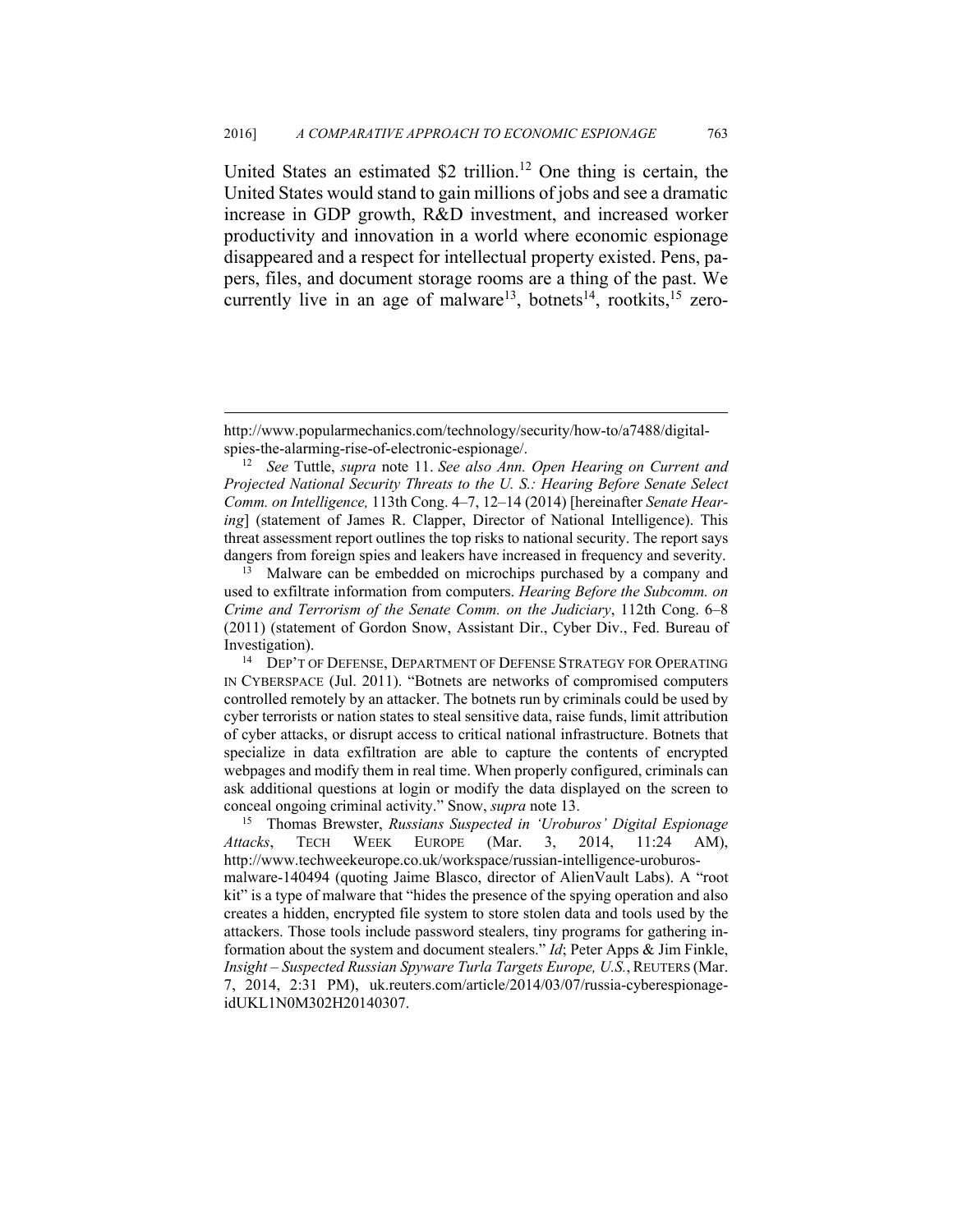United States an estimated $2 trillion.[12] One thing is certain, the United States would stand to gain millions of jobs and see a dramatic increase in GDP growth, R&D investment, and increased worker productivity and innovation in a world where economic espionage disappeared and a respect for intellectual property existed. Pens, papers, files, and document storage rooms are a thing of the past. We currently live in an age of malware[13], botnets[14], rootkits,[15] zero-

---

http://www.popularmechanics.com/technology/security/how-to/a7488/digital-spies-the-alarming-rise-of-electronic-espionage/.

[12] *See* Tuttle, *supra* note 11. *See also Ann. Open Hearing on Current and Projected National Security Threats to the U. S.: Hearing Before Senate Select Comm. on Intelligence,* 113th Cong. 4–7, 12–14 (2014) [hereinafter *Senate Hearing*] (statement of James R. Clapper, Director of National Intelligence). This threat assessment report outlines the top risks to national security. The report says dangers from foreign spies and leakers have increased in frequency and severity.

[13] Malware can be embedded on microchips purchased by a company and used to exfiltrate information from computers. *Hearing Before the Subcomm. on Crime and Terrorism of the Senate Comm. on the Judiciary*, 112th Cong. 6–8 (2011) (statement of Gordon Snow, Assistant Dir., Cyber Div., Fed. Bureau of Investigation).

[14] DEP'T OF DEFENSE, DEPARTMENT OF DEFENSE STRATEGY FOR OPERATING IN CYBERSPACE (Jul. 2011). "Botnets are networks of compromised computers controlled remotely by an attacker. The botnets run by criminals could be used by cyber terrorists or nation states to steal sensitive data, raise funds, limit attribution of cyber attacks, or disrupt access to critical national infrastructure. Botnets that specialize in data exfiltration are able to capture the contents of encrypted webpages and modify them in real time. When properly configured, criminals can ask additional questions at login or modify the data displayed on the screen to conceal ongoing criminal activity." Snow, *supra* note 13.

[15] Thomas Brewster, *Russians Suspected in 'Uroburos' Digital Espionage Attacks*, TECH WEEK EUROPE (Mar. 3, 2014, 11:24 AM), http://www.techweekeurope.co.uk/workspace/russian-intelligence-uroburos-malware-140494 (quoting Jaime Blasco, director of AlienVault Labs). A "root kit" is a type of malware that "hides the presence of the spying operation and also creates a hidden, encrypted file system to store stolen data and tools used by the attackers. Those tools include password stealers, tiny programs for gathering information about the system and document stealers." *Id*; Peter Apps & Jim Finkle, *Insight – Suspected Russian Spyware Turla Targets Europe, U.S.*, REUTERS (Mar. 7, 2014, 2:31 PM), uk.reuters.com/article/2014/03/07/russia-cyberespionage-idUKL1N0M302H20140307.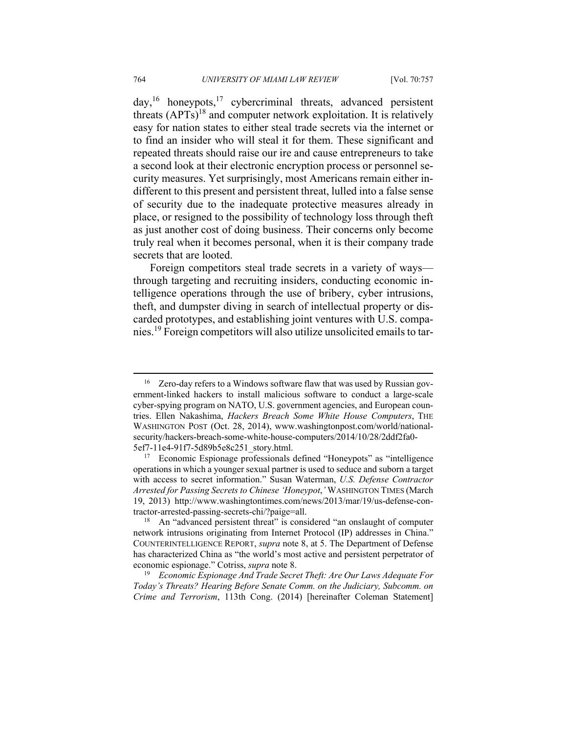day,[16] honeypots,[17] cybercriminal threats, advanced persistent threats (APTs)[18] and computer network exploitation. It is relatively easy for nation states to either steal trade secrets via the internet or to find an insider who will steal it for them. These significant and repeated threats should raise our ire and cause entrepreneurs to take a second look at their electronic encryption process or personnel security measures. Yet surprisingly, most Americans remain either indifferent to this present and persistent threat, lulled into a false sense of security due to the inadequate protective measures already in place, or resigned to the possibility of technology loss through theft as just another cost of doing business. Their concerns only become truly real when it becomes personal, when it is their company trade secrets that are looted.

Foreign competitors steal trade secrets in a variety of ways—through targeting and recruiting insiders, conducting economic intelligence operations through the use of bribery, cyber intrusions, theft, and dumpster diving in search of intellectual property or discarded prototypes, and establishing joint ventures with U.S. companies.[19] Foreign competitors will also utilize unsolicited emails to tar-

---

[16] Zero-day refers to a Windows software flaw that was used by Russian government-linked hackers to install malicious software to conduct a large-scale cyber-spying program on NATO, U.S. government agencies, and European countries. Ellen Nakashima, *Hackers Breach Some White House Computers*, THE WASHINGTON POST (Oct. 28, 2014), www.washingtonpost.com/world/national-security/hackers-breach-some-white-house-computers/2014/10/28/2ddf2fa0-5ef7-11e4-91f7-5d89b5e8c251_story.html.

[17] Economic Espionage professionals defined "Honeypots" as "intelligence operations in which a younger sexual partner is used to seduce and suborn a target with access to secret information." Susan Waterman, *U.S. Defense Contractor Arrested for Passing Secrets to Chinese 'Honeypot*,*'* WASHINGTON TIMES (March 19, 2013) http://www.washingtontimes.com/news/2013/mar/19/us-defense-contractor-arrested-passing-secrets-chi/?paige=all.

[18] An "advanced persistent threat" is considered "an onslaught of computer network intrusions originating from Internet Protocol (IP) addresses in China." COUNTERINTELLIGENCE REPORT, *supra* note 8, at 5. The Department of Defense has characterized China as "the world's most active and persistent perpetrator of economic espionage." Cotriss, *supra* note 8.

[19] *Economic Espionage And Trade Secret Theft: Are Our Laws Adequate For Today's Threats? Hearing Before Senate Comm. on the Judiciary, Subcomm. on Crime and Terrorism*, 113th Cong. (2014) [hereinafter Coleman Statement]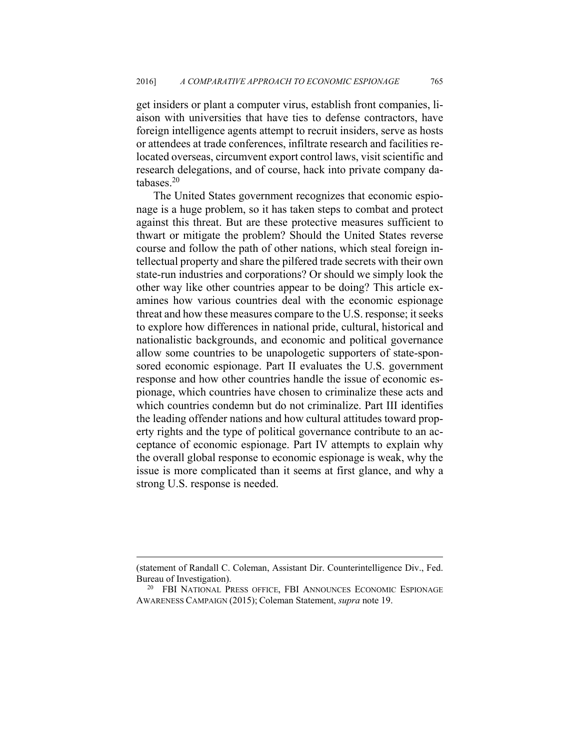get insiders or plant a computer virus, establish front companies, liaison with universities that have ties to defense contractors, have foreign intelligence agents attempt to recruit insiders, serve as hosts or attendees at trade conferences, infiltrate research and facilities relocated overseas, circumvent export control laws, visit scientific and research delegations, and of course, hack into private company databases.[20]

The United States government recognizes that economic espionage is a huge problem, so it has taken steps to combat and protect against this threat. But are these protective measures sufficient to thwart or mitigate the problem? Should the United States reverse course and follow the path of other nations, which steal foreign intellectual property and share the pilfered trade secrets with their own state-run industries and corporations? Or should we simply look the other way like other countries appear to be doing? This article examines how various countries deal with the economic espionage threat and how these measures compare to the U.S. response; it seeks to explore how differences in national pride, cultural, historical and nationalistic backgrounds, and economic and political governance allow some countries to be unapologetic supporters of state-sponsored economic espionage. Part II evaluates the U.S. government response and how other countries handle the issue of economic espionage, which countries have chosen to criminalize these acts and which countries condemn but do not criminalize. Part III identifies the leading offender nations and how cultural attitudes toward property rights and the type of political governance contribute to an acceptance of economic espionage. Part IV attempts to explain why the overall global response to economic espionage is weak, why the issue is more complicated than it seems at first glance, and why a strong U.S. response is needed.

---

(statement of Randall C. Coleman, Assistant Dir. Counterintelligence Div., Fed. Bureau of Investigation).

[20] FBI NATIONAL PRESS OFFICE, FBI ANNOUNCES ECONOMIC ESPIONAGE AWARENESS CAMPAIGN (2015); Coleman Statement, *supra* note 19.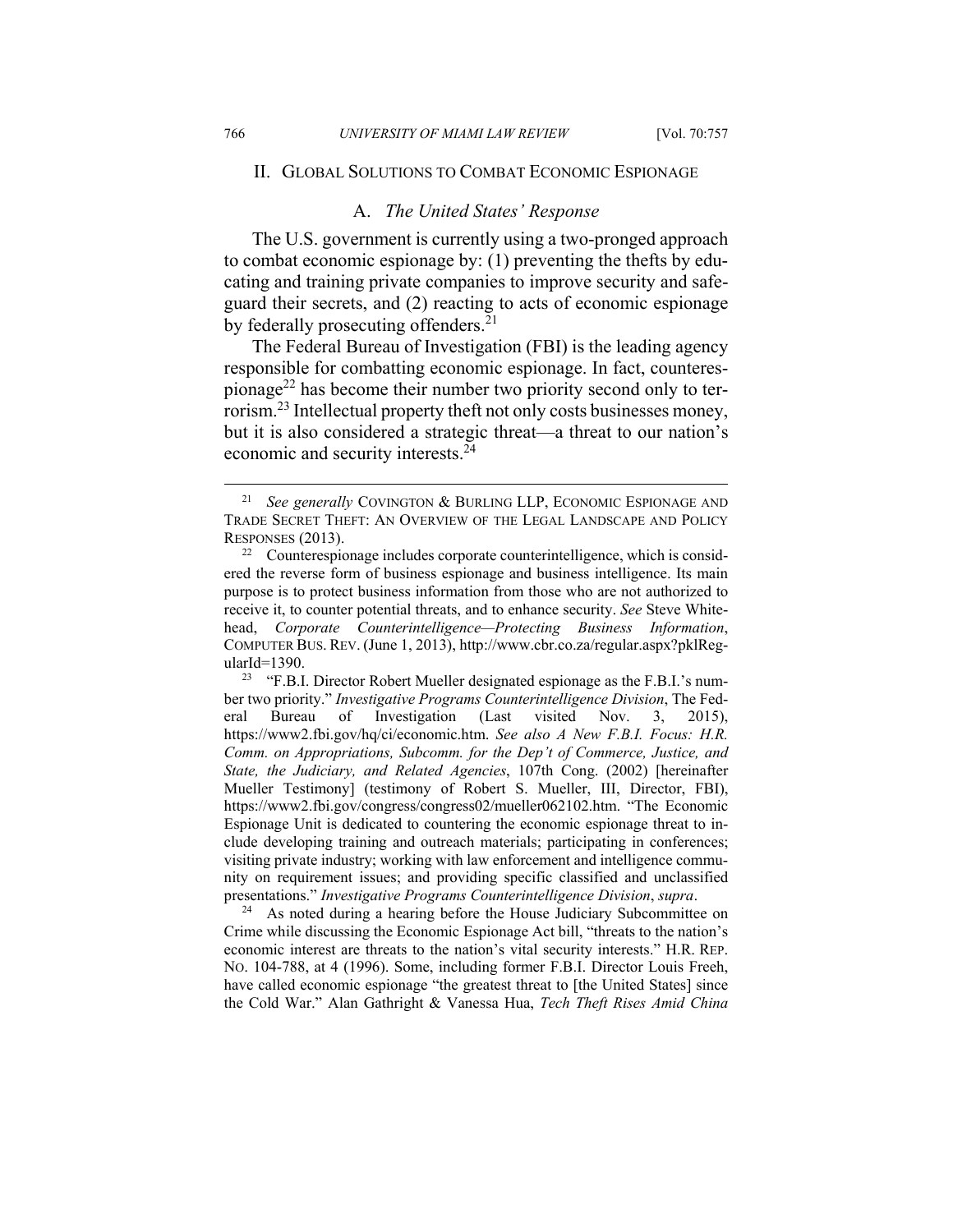## II. Global Solutions to Combat Economic Espionage

### A. *The United States' Response*

The U.S. government is currently using a two-pronged approach to combat economic espionage by: (1) preventing the thefts by educating and training private companies to improve security and safeguard their secrets, and (2) reacting to acts of economic espionage by federally prosecuting offenders.[21]

The Federal Bureau of Investigation (FBI) is the leading agency responsible for combatting economic espionage. In fact, counterespionage[22] has become their number two priority second only to terrorism.[23] Intellectual property theft not only costs businesses money, but it is also considered a strategic threat—a threat to our nation's economic and security interests.[24]

---

[21] *See generally* COVINGTON & BURLING LLP, ECONOMIC ESPIONAGE AND TRADE SECRET THEFT: AN OVERVIEW OF THE LEGAL LANDSCAPE AND POLICY RESPONSES (2013).

[22] Counterespionage includes corporate counterintelligence, which is considered the reverse form of business espionage and business intelligence. Its main purpose is to protect business information from those who are not authorized to receive it, to counter potential threats, and to enhance security. *See* Steve Whitehead, *Corporate Counterintelligence—Protecting Business Information*, COMPUTER BUS. REV. (June 1, 2013), http://www.cbr.co.za/regular.aspx?pklRegularId=1390.

[23] "F.B.I. Director Robert Mueller designated espionage as the F.B.I.'s number two priority." *Investigative Programs Counterintelligence Division*, The Federal Bureau of Investigation (Last visited Nov. 3, 2015), https://www2.fbi.gov/hq/ci/economic.htm. *See also A New F.B.I. Focus: H.R. Comm. on Appropriations, Subcomm. for the Dep't of Commerce, Justice, and State, the Judiciary, and Related Agencies*, 107th Cong. (2002) [hereinafter Mueller Testimony] (testimony of Robert S. Mueller, III, Director, FBI), https://www2.fbi.gov/congress/congress02/mueller062102.htm. "The Economic Espionage Unit is dedicated to countering the economic espionage threat to include developing training and outreach materials; participating in conferences; visiting private industry; working with law enforcement and intelligence community on requirement issues; and providing specific classified and unclassified presentations." *Investigative Programs Counterintelligence Division*, *supra*.

[24] As noted during a hearing before the House Judiciary Subcommittee on Crime while discussing the Economic Espionage Act bill, "threats to the nation's economic interest are threats to the nation's vital security interests." H.R. REP. NO. 104-788, at 4 (1996). Some, including former F.B.I. Director Louis Freeh, have called economic espionage "the greatest threat to [the United States] since the Cold War." Alan Gathright & Vanessa Hua, *Tech Theft Rises Amid China*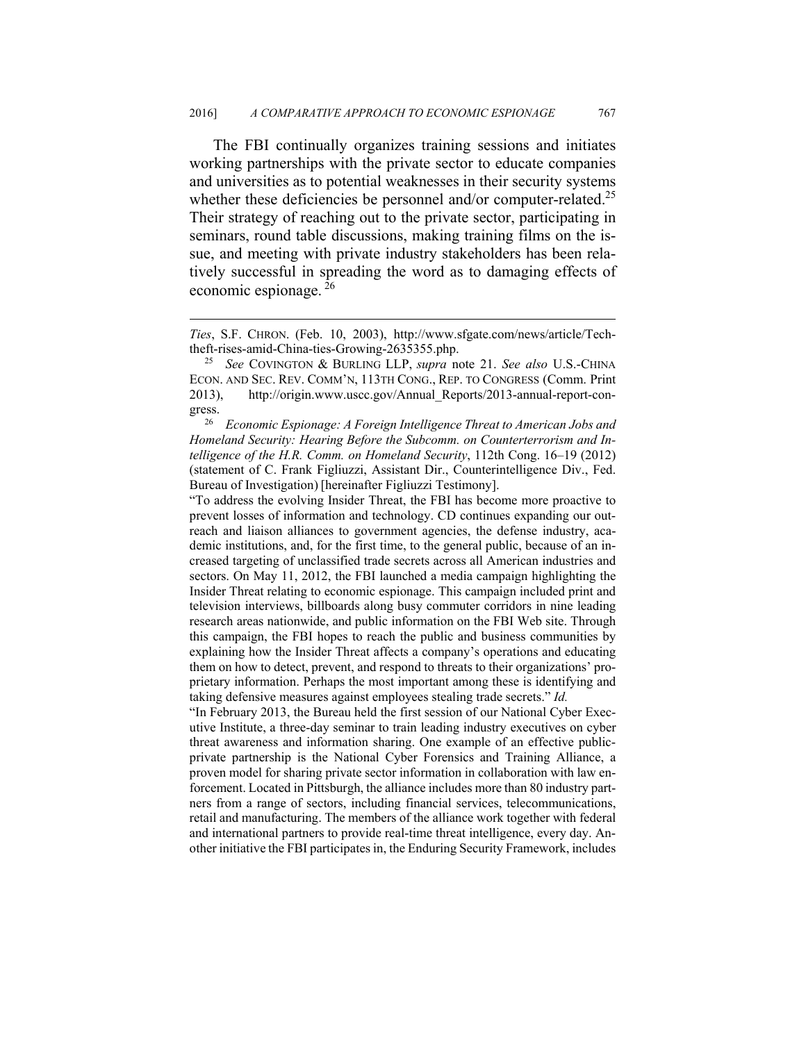The FBI continually organizes training sessions and initiates working partnerships with the private sector to educate companies and universities as to potential weaknesses in their security systems whether these deficiencies be personnel and/or computer-related.[25] Their strategy of reaching out to the private sector, participating in seminars, round table discussions, making training films on the issue, and meeting with private industry stakeholders has been relatively successful in spreading the word as to damaging effects of economic espionage.[26]

---

*Ties*, S.F. CHRON. (Feb. 10, 2003), http://www.sfgate.com/news/article/Tech-theft-rises-amid-China-ties-Growing-2635355.php.

[25] *See* COVINGTON & BURLING LLP, *supra* note 21. *See also* U.S.-CHINA ECON. AND SEC. REV. COMM'N, 113TH CONG., REP. TO CONGRESS (Comm. Print 2013), http://origin.www.uscc.gov/Annual_Reports/2013-annual-report-congress.

[26] *Economic Espionage: A Foreign Intelligence Threat to American Jobs and Homeland Security: Hearing Before the Subcomm. on Counterterrorism and Intelligence of the H.R. Comm. on Homeland Security*, 112th Cong. 16–19 (2012) (statement of C. Frank Figliuzzi, Assistant Dir., Counterintelligence Div., Fed. Bureau of Investigation) [hereinafter Figliuzzi Testimony].

"To address the evolving Insider Threat, the FBI has become more proactive to prevent losses of information and technology. CD continues expanding our outreach and liaison alliances to government agencies, the defense industry, academic institutions, and, for the first time, to the general public, because of an increased targeting of unclassified trade secrets across all American industries and sectors. On May 11, 2012, the FBI launched a media campaign highlighting the Insider Threat relating to economic espionage. This campaign included print and television interviews, billboards along busy commuter corridors in nine leading research areas nationwide, and public information on the FBI Web site. Through this campaign, the FBI hopes to reach the public and business communities by explaining how the Insider Threat affects a company's operations and educating them on how to detect, prevent, and respond to threats to their organizations' proprietary information. Perhaps the most important among these is identifying and taking defensive measures against employees stealing trade secrets." *Id.*

"In February 2013, the Bureau held the first session of our National Cyber Executive Institute, a three-day seminar to train leading industry executives on cyber threat awareness and information sharing. One example of an effective public-private partnership is the National Cyber Forensics and Training Alliance, a proven model for sharing private sector information in collaboration with law enforcement. Located in Pittsburgh, the alliance includes more than 80 industry partners from a range of sectors, including financial services, telecommunications, retail and manufacturing. The members of the alliance work together with federal and international partners to provide real-time threat intelligence, every day. Another initiative the FBI participates in, the Enduring Security Framework, includes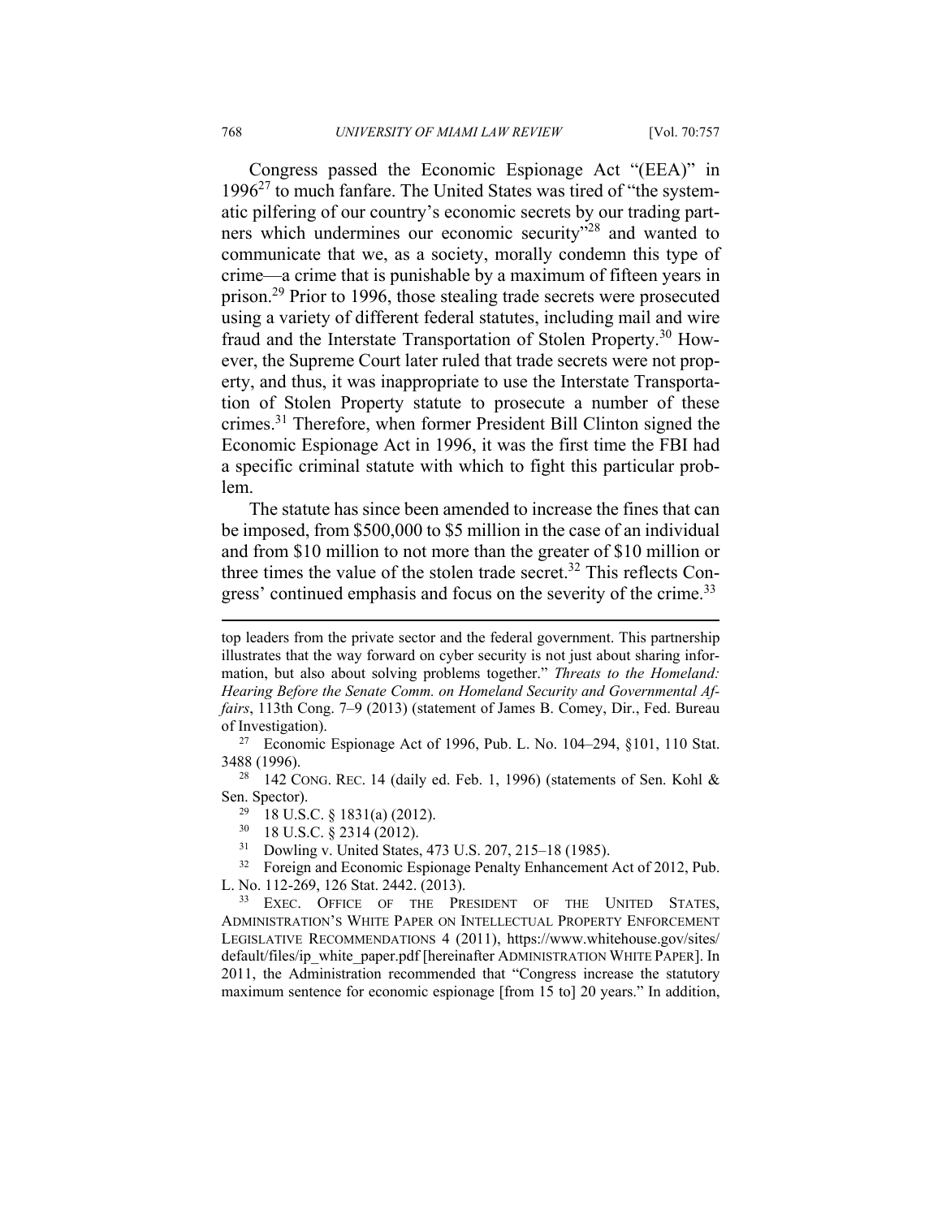Congress passed the Economic Espionage Act "(EEA)" in 1996[27] to much fanfare. The United States was tired of "the systematic pilfering of our country's economic secrets by our trading partners which undermines our economic security"[28] and wanted to communicate that we, as a society, morally condemn this type of crime—a crime that is punishable by a maximum of fifteen years in prison.[29] Prior to 1996, those stealing trade secrets were prosecuted using a variety of different federal statutes, including mail and wire fraud and the Interstate Transportation of Stolen Property.[30] However, the Supreme Court later ruled that trade secrets were not property, and thus, it was inappropriate to use the Interstate Transportation of Stolen Property statute to prosecute a number of these crimes.[31] Therefore, when former President Bill Clinton signed the Economic Espionage Act in 1996, it was the first time the FBI had a specific criminal statute with which to fight this particular problem.

The statute has since been amended to increase the fines that can be imposed, from $500,000 to $5 million in the case of an individual and from $10 million to not more than the greater of $10 million or three times the value of the stolen trade secret.[32] This reflects Congress' continued emphasis and focus on the severity of the crime.[33]

---

top leaders from the private sector and the federal government. This partnership illustrates that the way forward on cyber security is not just about sharing information, but also about solving problems together." *Threats to the Homeland: Hearing Before the Senate Comm. on Homeland Security and Governmental Affairs*, 113th Cong. 7–9 (2013) (statement of James B. Comey, Dir., Fed. Bureau of Investigation).

[27] Economic Espionage Act of 1996, Pub. L. No. 104–294, §101, 110 Stat. 3488 (1996).

[28] 142 CONG. REC. 14 (daily ed. Feb. 1, 1996) (statements of Sen. Kohl & Sen. Spector).

[29] 18 U.S.C. § 1831(a) (2012).

[30] 18 U.S.C. § 2314 (2012).

[31] Dowling v. United States, 473 U.S. 207, 215–18 (1985).

[32] Foreign and Economic Espionage Penalty Enhancement Act of 2012, Pub. L. No. 112-269, 126 Stat. 2442. (2013).

[33] EXEC. OFFICE OF THE PRESIDENT OF THE UNITED STATES, ADMINISTRATION'S WHITE PAPER ON INTELLECTUAL PROPERTY ENFORCEMENT LEGISLATIVE RECOMMENDATIONS 4 (2011), https://www.whitehouse.gov/sites/default/files/ip_white_paper.pdf [hereinafter ADMINISTRATION WHITE PAPER]. In 2011, the Administration recommended that "Congress increase the statutory maximum sentence for economic espionage [from 15 to] 20 years." In addition,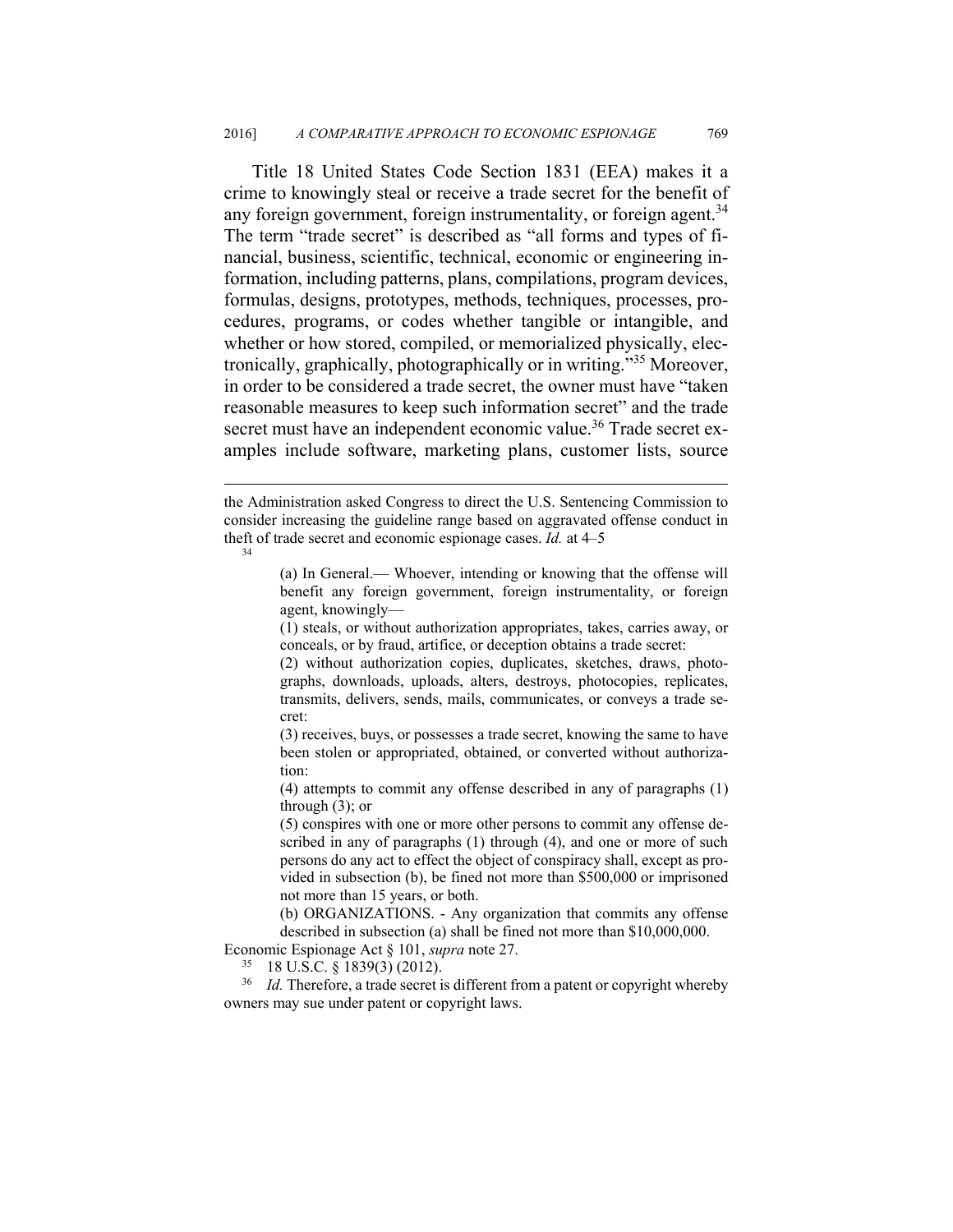Title 18 United States Code Section 1831 (EEA) makes it a crime to knowingly steal or receive a trade secret for the benefit of any foreign government, foreign instrumentality, or foreign agent.[34] The term "trade secret" is described as "all forms and types of financial, business, scientific, technical, economic or engineering information, including patterns, plans, compilations, program devices, formulas, designs, prototypes, methods, techniques, processes, procedures, programs, or codes whether tangible or intangible, and whether or how stored, compiled, or memorialized physically, electronically, graphically, photographically or in writing."[35] Moreover, in order to be considered a trade secret, the owner must have "taken reasonable measures to keep such information secret" and the trade secret must have an independent economic value.[36] Trade secret examples include software, marketing plans, customer lists, source

---

the Administration asked Congress to direct the U.S. Sentencing Commission to consider increasing the guideline range based on aggravated offense conduct in theft of trade secret and economic espionage cases. *Id.* at 4–5

[34]

> (a) In General.— Whoever, intending or knowing that the offense will benefit any foreign government, foreign instrumentality, or foreign agent, knowingly—
>
> (1) steals, or without authorization appropriates, takes, carries away, or conceals, or by fraud, artifice, or deception obtains a trade secret:
>
> (2) without authorization copies, duplicates, sketches, draws, photographs, downloads, uploads, alters, destroys, photocopies, replicates, transmits, delivers, sends, mails, communicates, or conveys a trade secret:
>
> (3) receives, buys, or possesses a trade secret, knowing the same to have been stolen or appropriated, obtained, or converted without authorization:
>
> (4) attempts to commit any offense described in any of paragraphs (1) through (3); or
>
> (5) conspires with one or more other persons to commit any offense described in any of paragraphs (1) through (4), and one or more of such persons do any act to effect the object of conspiracy shall, except as provided in subsection (b), be fined not more than \$500,000 or imprisoned not more than 15 years, or both.
>
> (b) ORGANIZATIONS. - Any organization that commits any offense described in subsection (a) shall be fined not more than \$10,000,000.

Economic Espionage Act § 101, *supra* note 27.

[35] 18 U.S.C. § 1839(3) (2012).

[36] *Id.* Therefore, a trade secret is different from a patent or copyright whereby owners may sue under patent or copyright laws.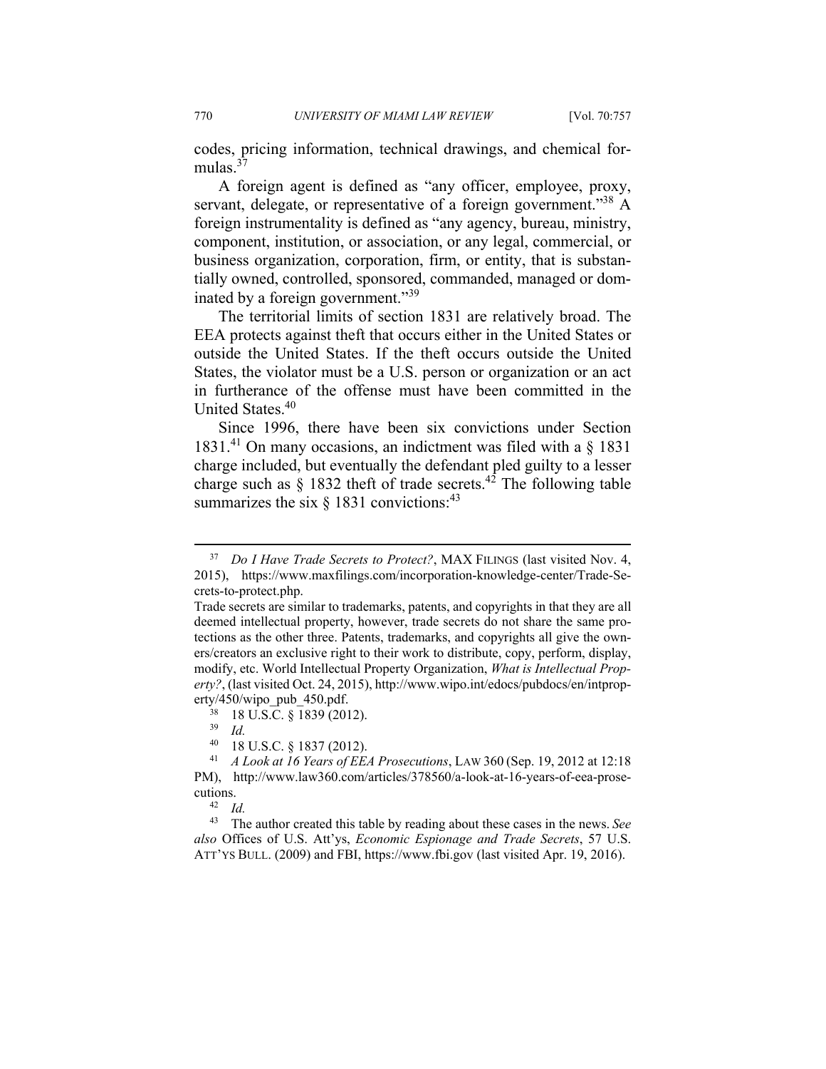codes, pricing information, technical drawings, and chemical formulas.[37]

A foreign agent is defined as "any officer, employee, proxy, servant, delegate, or representative of a foreign government."[38] A foreign instrumentality is defined as "any agency, bureau, ministry, component, institution, or association, or any legal, commercial, or business organization, corporation, firm, or entity, that is substantially owned, controlled, sponsored, commanded, managed or dominated by a foreign government."[39]

The territorial limits of section 1831 are relatively broad. The EEA protects against theft that occurs either in the United States or outside the United States. If the theft occurs outside the United States, the violator must be a U.S. person or organization or an act in furtherance of the offense must have been committed in the United States.[40]

Since 1996, there have been six convictions under Section 1831.[41] On many occasions, an indictment was filed with a § 1831 charge included, but eventually the defendant pled guilty to a lesser charge such as § 1832 theft of trade secrets.[42] The following table summarizes the six § 1831 convictions:[43]

---

[37] *Do I Have Trade Secrets to Protect?*, MAX FILINGS (last visited Nov. 4, 2015), https://www.maxfilings.com/incorporation-knowledge-center/Trade-Secrets-to-protect.php.
Trade secrets are similar to trademarks, patents, and copyrights in that they are all deemed intellectual property, however, trade secrets do not share the same protections as the other three. Patents, trademarks, and copyrights all give the owners/creators an exclusive right to their work to distribute, copy, perform, display, modify, etc. World Intellectual Property Organization, *What is Intellectual Property?*, (last visited Oct. 24, 2015), http://www.wipo.int/edocs/pubdocs/en/intproperty/450/wipo_pub_450.pdf.

[38] 18 U.S.C. § 1839 (2012).

[39] *Id.*

[40] 18 U.S.C. § 1837 (2012).

[41] *A Look at 16 Years of EEA Prosecutions*, LAW 360 (Sep. 19, 2012 at 12:18 PM), http://www.law360.com/articles/378560/a-look-at-16-years-of-eea-prosecutions.

[42] *Id.*

[43] The author created this table by reading about these cases in the news. *See also* Offices of U.S. Att'ys, *Economic Espionage and Trade Secrets*, 57 U.S. ATT'YS BULL. (2009) and FBI, https://www.fbi.gov (last visited Apr. 19, 2016).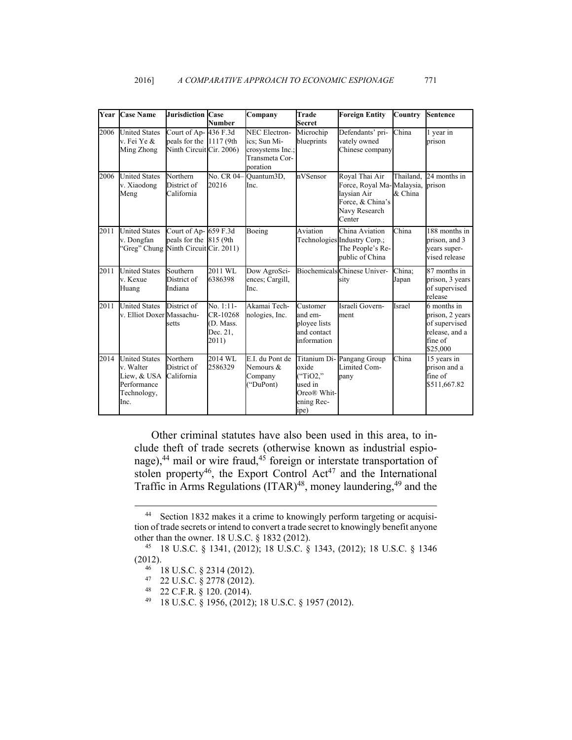| Year | Case Name | Jurisdiction | Case Number | Company | Trade Secret | Foreign Entity | Country | Sentence |
|---|---|---|---|---|---|---|---|---|
| 2006 | United States v. Fei Ye & Ming Zhong | Court of Appeals for the Ninth Circuit | 436 F.3d 1117 (9th Cir. 2006) | NEC Electronics; Sun Microsystems Inc.; Transmeta Corporation | Microchip blueprints | Defendants' privately owned Chinese company | China | 1 year in prison |
| 2006 | United States v. Xiaodong Meng | Northern District of California | No. CR 04–20216 | Quantum3D, Inc. | nVSensor | Royal Thai Air Force, Royal Malaysian Air Force, & China's Navy Research Center | Thailand, Malaysia, & China | 24 months in prison |
| 2011 | United States v. Dongfan "Greg" Chung | Court of Appeals for the Ninth Circuit | 659 F.3d 815 (9th Cir. 2011) | Boeing | Aviation Technologies | China Aviation Industry Corp.; The People's Republic of China | China | 188 months in prison, and 3 years supervised release |
| 2011 | United States v. Kexue Huang | Southern District of Indiana | 2011 WL 6386398 | Dow AgroSciences; Cargill, Inc. | Biochemicals | Chinese University | China; Japan | 87 months in prison, 3 years of supervised release |
| 2011 | United States v. Elliot Doxer | District of Massachusetts | No. 1:11-CR-10268 (D. Mass. Dec. 21, 2011) | Akamai Technologies, Inc. | Customer and employee lists and contact information | Israeli Government | Israel | 6 months in prison, 2 years of supervised release, and a fine of $25,000 |
| 2014 | United States v. Walter Liew, & USA Performance Technology, Inc. | Northern District of California | 2014 WL 2586329 | E.I. du Pont de Nemours & Company ("DuPont) | Titanium Dioxide ("TiO2," used in Oreo® Whitening Recipe) | Pangang Group Limited Company | China | 15 years in prison and a fine of $511,667.82 |

Other criminal statutes have also been used in this area, to include theft of trade secrets (otherwise known as industrial espionage),[44] mail or wire fraud,[45] foreign or interstate transportation of stolen property[46], the Export Control Act[47] and the International Traffic in Arms Regulations (ITAR)[48], money laundering,[49] and the

---

[44] Section 1832 makes it a crime to knowingly perform targeting or acquisition of trade secrets or intend to convert a trade secret to knowingly benefit anyone other than the owner. 18 U.S.C. § 1832 (2012).

[45] 18 U.S.C. § 1341, (2012); 18 U.S.C. § 1343, (2012); 18 U.S.C. § 1346 (2012).

[46] 18 U.S.C. § 2314 (2012).

[47] 22 U.S.C. § 2778 (2012).

[48] 22 C.F.R. § 120. (2014).

[49] 18 U.S.C. § 1956, (2012); 18 U.S.C. § 1957 (2012).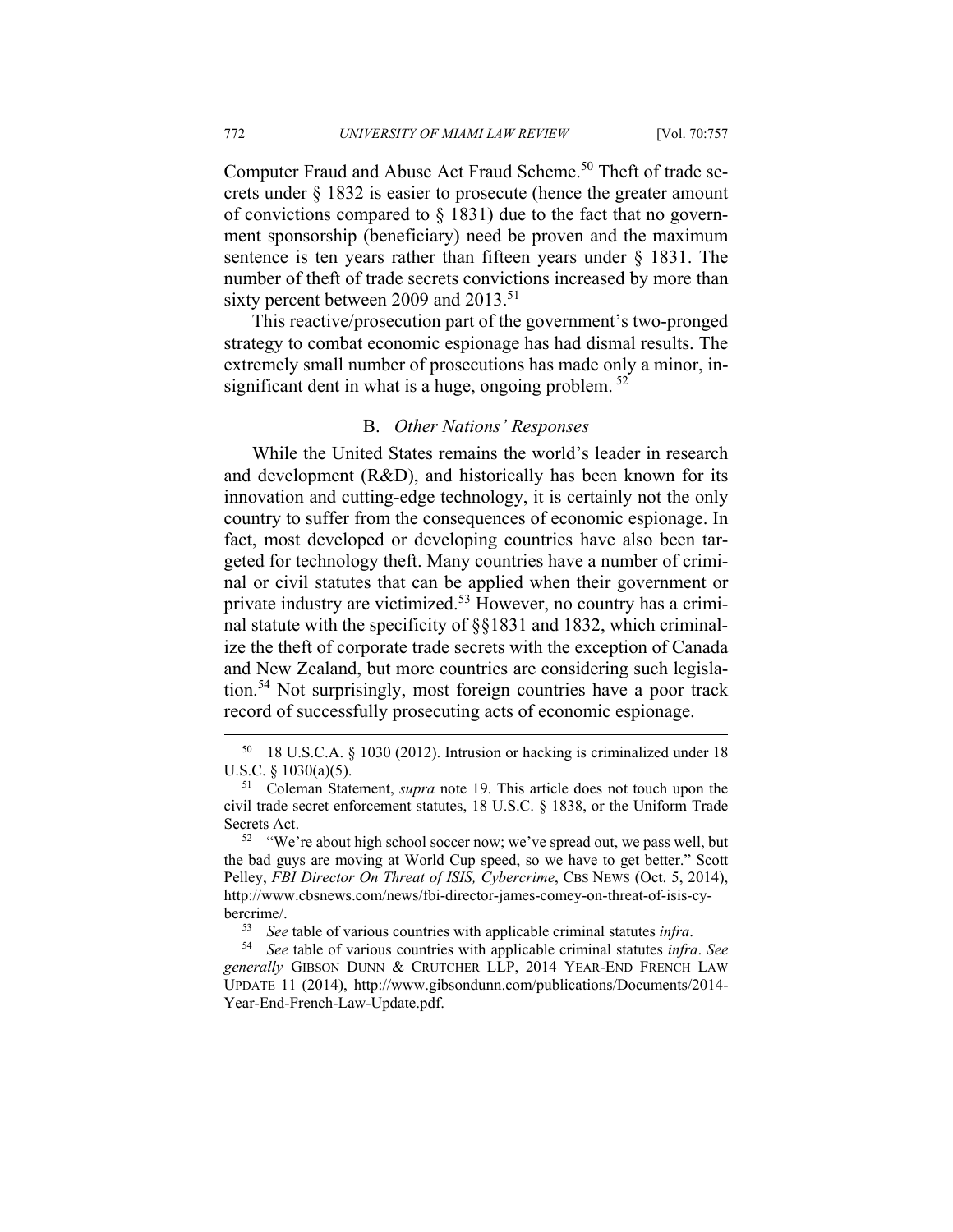Computer Fraud and Abuse Act Fraud Scheme.[50] Theft of trade secrets under § 1832 is easier to prosecute (hence the greater amount of convictions compared to § 1831) due to the fact that no government sponsorship (beneficiary) need be proven and the maximum sentence is ten years rather than fifteen years under § 1831. The number of theft of trade secrets convictions increased by more than sixty percent between 2009 and 2013.[51]

This reactive/prosecution part of the government's two-pronged strategy to combat economic espionage has had dismal results. The extremely small number of prosecutions has made only a minor, insignificant dent in what is a huge, ongoing problem. [52]

### B. *Other Nations' Responses*

While the United States remains the world's leader in research and development (R&D), and historically has been known for its innovation and cutting-edge technology, it is certainly not the only country to suffer from the consequences of economic espionage. In fact, most developed or developing countries have also been targeted for technology theft. Many countries have a number of criminal or civil statutes that can be applied when their government or private industry are victimized.[53] However, no country has a criminal statute with the specificity of §§1831 and 1832, which criminalize the theft of corporate trade secrets with the exception of Canada and New Zealand, but more countries are considering such legislation.[54] Not surprisingly, most foreign countries have a poor track record of successfully prosecuting acts of economic espionage.

---

[50] 18 U.S.C.A. § 1030 (2012). Intrusion or hacking is criminalized under 18 U.S.C. § 1030(a)(5).

[51] Coleman Statement, *supra* note 19. This article does not touch upon the civil trade secret enforcement statutes, 18 U.S.C. § 1838, or the Uniform Trade Secrets Act.

[52] "We're about high school soccer now; we've spread out, we pass well, but the bad guys are moving at World Cup speed, so we have to get better." Scott Pelley, *FBI Director On Threat of ISIS, Cybercrime*, CBS NEWS (Oct. 5, 2014), http://www.cbsnews.com/news/fbi-director-james-comey-on-threat-of-isis-cybercrime/.

[53] *See* table of various countries with applicable criminal statutes *infra*.

[54] *See* table of various countries with applicable criminal statutes *infra*. *See generally* GIBSON DUNN & CRUTCHER LLP, 2014 YEAR-END FRENCH LAW UPDATE 11 (2014), http://www.gibsondunn.com/publications/Documents/2014-Year-End-French-Law-Update.pdf.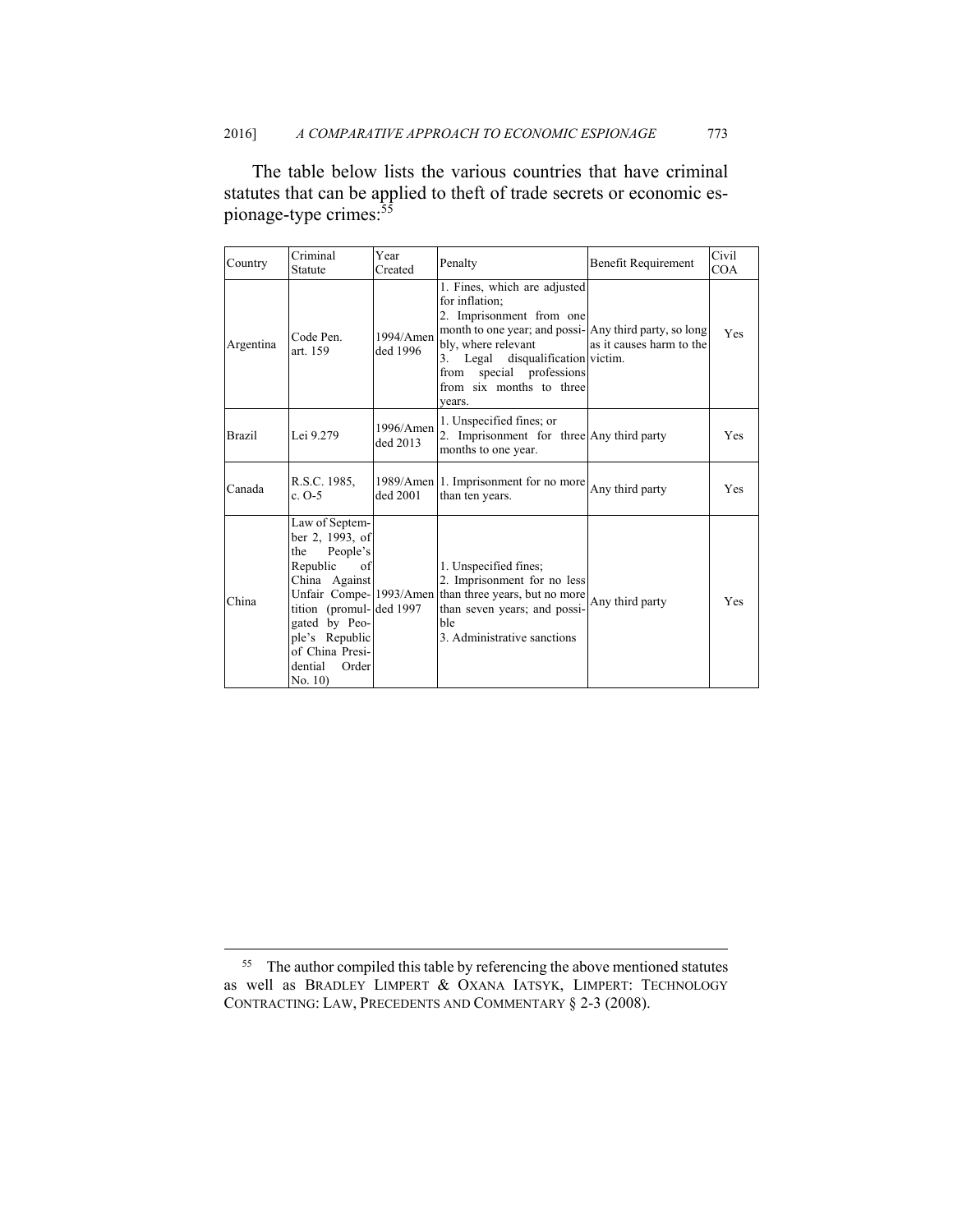The table below lists the various countries that have criminal statutes that can be applied to theft of trade secrets or economic espionage-type crimes:[55]

| Country | Criminal Statute | Year Created | Penalty | Benefit Requirement | Civil COA |
|---|---|---|---|---|---|
| Argentina | Code Pen. art. 159 | 1994/Amended 1996 | 1. Fines, which are adjusted for inflation; 2. Imprisonment from one month to one year; and possibly, where relevant 3. Legal disqualification from special professions from six months to three years. | Any third party, so long as it causes harm to the victim. | Yes |
| Brazil | Lei 9.279 | 1996/Amended 2013 | 1. Unspecified fines; or 2. Imprisonment for three months to one year. | Any third party | Yes |
| Canada | R.S.C. 1985, c. O-5 | 1989/Amended 2001 | 1. Imprisonment for no more than ten years. | Any third party | Yes |
| China | Law of September 2, 1993, of the People's Republic of China Against Unfair Competition (promulgated by People's Republic of China Presidential Order No. 10) | 1993/Amended 1997 | 1. Unspecified fines; 2. Imprisonment for no less than three years, but no more than seven years; and possible 3. Administrative sanctions | Any third party | Yes |

[55] The author compiled this table by referencing the above mentioned statutes as well as BRADLEY LIMPERT & OXANA IATSYK, LIMPERT: TECHNOLOGY CONTRACTING: LAW, PRECEDENTS AND COMMENTARY § 2-3 (2008).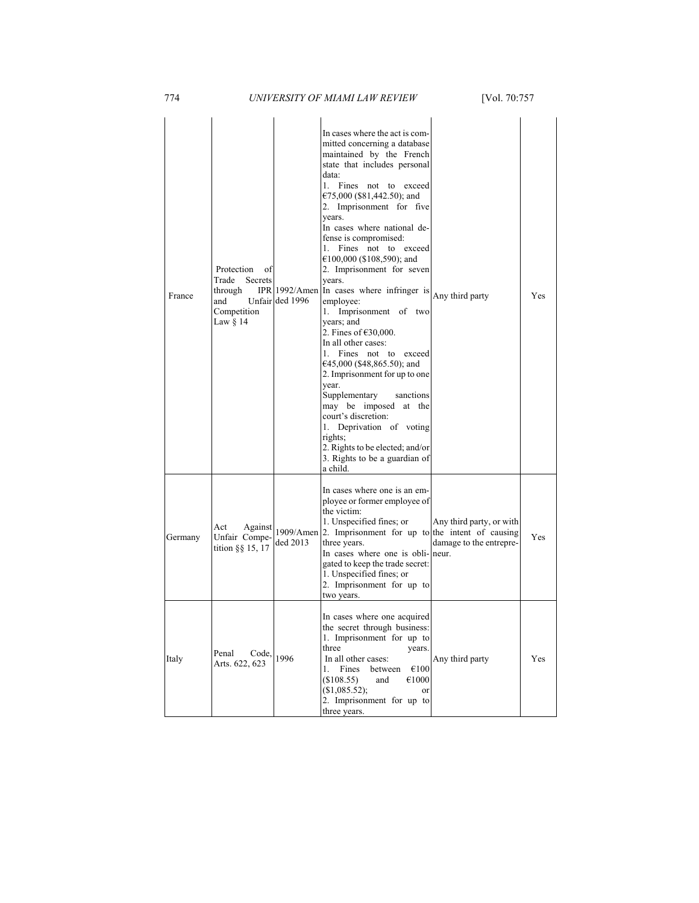| France | Protection of Trade Secrets through IPR and Unfair Competition Law § 14 | 1992/Amended 1996 | In cases where the act is committed concerning a database maintained by the French state that includes personal data:<br>1. Fines not to exceed €75,000 ($81,442.50); and<br>2. Imprisonment for five years.<br>In cases where national defense is compromised:<br>1. Fines not to exceed €100,000 ($108,590); and<br>2. Imprisonment for seven years.<br>In cases where infringer is employee:<br>1. Imprisonment of two years; and<br>2. Fines of €30,000.<br>In all other cases:<br>1. Fines not to exceed €45,000 ($48,865.50); and<br>2. Imprisonment for up to one year.<br>Supplementary sanctions may be imposed at the court's discretion:<br>1. Deprivation of voting rights;<br>2. Rights to be elected; and/or<br>3. Rights to be a guardian of a child. | Any third party | Yes |
|---|---|---|---|---|---|
| Germany | Act Against Unfair Competition §§ 15, 17 | 1909/Amended 2013 | In cases where one is an employee or former employee of the victim:<br>1. Unspecified fines; or<br>2. Imprisonment for up to three years.<br>In cases where one is obligated to keep the trade secret:<br>1. Unspecified fines; or<br>2. Imprisonment for up to two years. | Any third party, or with the intent of causing damage to the entrepreneur. | Yes |
| Italy | Penal Code, Arts. 622, 623 | 1996 | In cases where one acquired the secret through business:<br>1. Imprisonment for up to three years.<br>In all other cases:<br>1. Fines between €100 ($108.55) and €1000 ($1,085.52); or<br>2. Imprisonment for up to three years. | Any third party | Yes |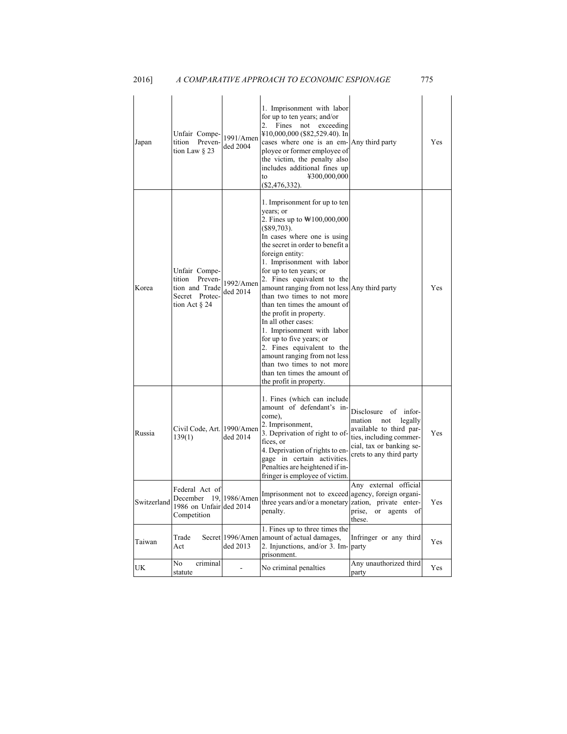| Japan | Unfair Competition Prevention Law § 23 | 1991/Amended 2004 | 1. Imprisonment with labor for up to ten years; and/or 2. Fines not exceeding ¥10,000,000 ($82,529.40). In cases where one is an employee or former employee of the victim, the penalty also includes additional fines up to ¥300,000,000 ($2,476,332). | Any third party | Yes |
|---|---|---|---|---|---|
| Korea | Unfair Competition Prevention and Trade Secret Protection Act § 24 | 1992/Amended 2014 | 1. Imprisonment for up to ten years; or 2. Fines up to ₩100,000,000 ($89,703). In cases where one is using the secret in order to benefit a foreign entity: 1. Imprisonment with labor for up to ten years; or 2. Fines equivalent to the amount ranging from not less than two times to not more than ten times the amount of the profit in property. In all other cases: 1. Imprisonment with labor for up to five years; or 2. Fines equivalent to the amount ranging from not less than two times to not more than ten times the amount of the profit in property. | Any third party | Yes |
| Russia | Civil Code, Art. 139(1) | 1990/Amended 2014 | 1. Fines (which can include amount of defendant's income), 2. Imprisonment, 3. Deprivation of right to offices, or 4. Deprivation of rights to engage in certain activities. Penalties are heightened if infringer is employee of victim. | Disclosure of information not legally available to third parties, including commercial, tax or banking secrets to any third party | Yes |
| Switzerland | Federal Act of December 19, 1986 on Unfair Competition | 1986/Amended 2014 | Imprisonment not to exceed three years and/or a monetary penalty. | Any external official agency, foreign organization, private enterprise, or agents of these. | Yes |
| Taiwan | Trade Secret Act | 1996/Amended 2013 | 1. Fines up to three times the amount of actual damages, 2. Injunctions, and/or 3. Imprisonment. | Infringer or any third party | Yes |
| UK | No criminal statute | - | No criminal penalties | Any unauthorized third party | Yes |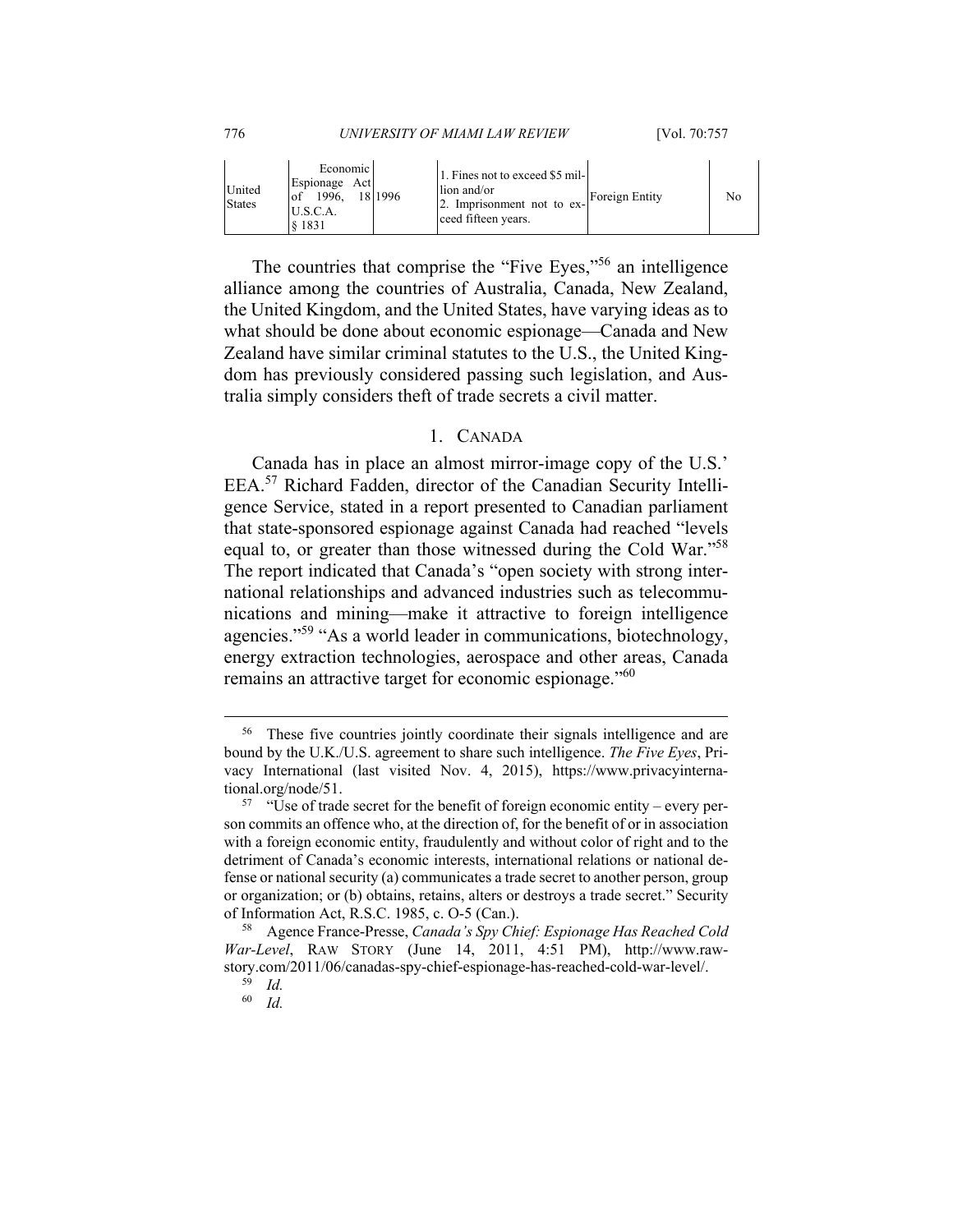| United States | Economic Espionage Act of 1996, 18 U.S.C.A. § 1831 | 1996 | 1. Fines not to exceed $5 million and/or 2. Imprisonment not to exceed fifteen years. | Foreign Entity | No |
|---|---|---|---|---|---|

The countries that comprise the "Five Eyes,"[56] an intelligence alliance among the countries of Australia, Canada, New Zealand, the United Kingdom, and the United States, have varying ideas as to what should be done about economic espionage—Canada and New Zealand have similar criminal statutes to the U.S., the United Kingdom has previously considered passing such legislation, and Australia simply considers theft of trade secrets a civil matter.

### 1. Canada

Canada has in place an almost mirror-image copy of the U.S.' EEA.[57] Richard Fadden, director of the Canadian Security Intelligence Service, stated in a report presented to Canadian parliament that state-sponsored espionage against Canada had reached "levels equal to, or greater than those witnessed during the Cold War."[58] The report indicated that Canada's "open society with strong international relationships and advanced industries such as telecommunications and mining—make it attractive to foreign intelligence agencies."[59] "As a world leader in communications, biotechnology, energy extraction technologies, aerospace and other areas, Canada remains an attractive target for economic espionage."[60]

---

[56] These five countries jointly coordinate their signals intelligence and are bound by the U.K./U.S. agreement to share such intelligence. *The Five Eyes*, Privacy International (last visited Nov. 4, 2015), https://www.privacyinternational.org/node/51.

[57] "Use of trade secret for the benefit of foreign economic entity – every person commits an offence who, at the direction of, for the benefit of or in association with a foreign economic entity, fraudulently and without color of right and to the detriment of Canada's economic interests, international relations or national defense or national security (a) communicates a trade secret to another person, group or organization; or (b) obtains, retains, alters or destroys a trade secret." Security of Information Act, R.S.C. 1985, c. O-5 (Can.).

[58] Agence France-Presse, *Canada's Spy Chief: Espionage Has Reached Cold War-Level*, RAW STORY (June 14, 2011, 4:51 PM), http://www.rawstory.com/2011/06/canadas-spy-chief-espionage-has-reached-cold-war-level/.

[59] *Id.*

[60] *Id.*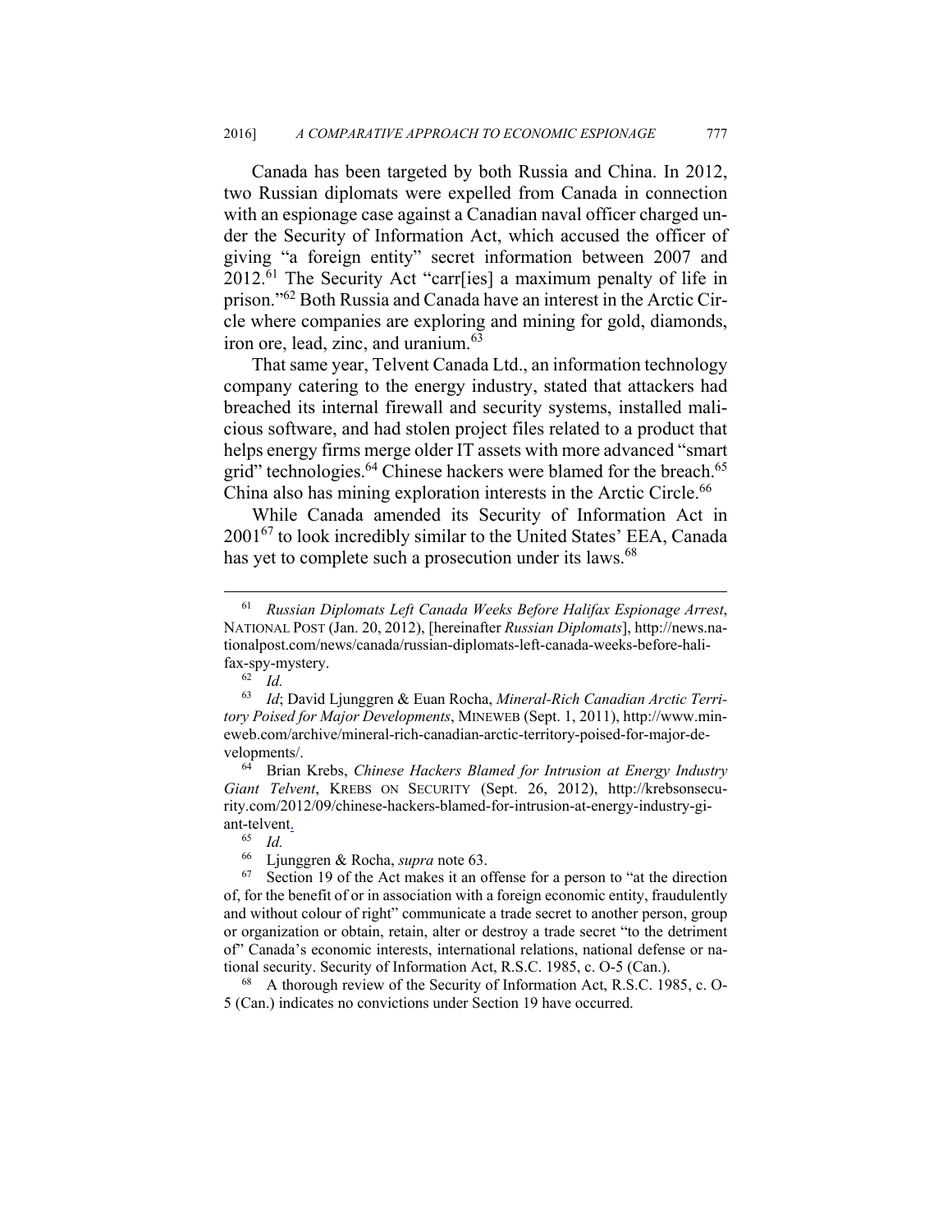Canada has been targeted by both Russia and China. In 2012, two Russian diplomats were expelled from Canada in connection with an espionage case against a Canadian naval officer charged under the Security of Information Act, which accused the officer of giving "a foreign entity" secret information between 2007 and 2012.[61] The Security Act "carr[ies] a maximum penalty of life in prison."[62] Both Russia and Canada have an interest in the Arctic Circle where companies are exploring and mining for gold, diamonds, iron ore, lead, zinc, and uranium.[63]

That same year, Telvent Canada Ltd., an information technology company catering to the energy industry, stated that attackers had breached its internal firewall and security systems, installed malicious software, and had stolen project files related to a product that helps energy firms merge older IT assets with more advanced "smart grid" technologies.[64] Chinese hackers were blamed for the breach.[65] China also has mining exploration interests in the Arctic Circle.[66]

While Canada amended its Security of Information Act in 2001[67] to look incredibly similar to the United States' EEA, Canada has yet to complete such a prosecution under its laws.[68]

---

[61] *Russian Diplomats Left Canada Weeks Before Halifax Espionage Arrest*, NATIONAL POST (Jan. 20, 2012), [hereinafter *Russian Diplomats*], http://news.nationalpost.com/news/canada/russian-diplomats-left-canada-weeks-before-halifax-spy-mystery.

[62] *Id.*

[63] *Id*; David Ljunggren & Euan Rocha, *Mineral-Rich Canadian Arctic Territory Poised for Major Developments*, MINEWEB (Sept. 1, 2011), http://www.mineweb.com/archive/mineral-rich-canadian-arctic-territory-poised-for-major-developments/.

[64] Brian Krebs, *Chinese Hackers Blamed for Intrusion at Energy Industry Giant Telvent*, KREBS ON SECURITY (Sept. 26, 2012), http://krebsonsecurity.com/2012/09/chinese-hackers-blamed-for-intrusion-at-energy-industry-giant-telvent.

[65] *Id.*

[66] Ljunggren & Rocha, *supra* note 63.

[67] Section 19 of the Act makes it an offense for a person to "at the direction of, for the benefit of or in association with a foreign economic entity, fraudulently and without colour of right" communicate a trade secret to another person, group or organization or obtain, retain, alter or destroy a trade secret "to the detriment of" Canada's economic interests, international relations, national defense or national security. Security of Information Act, R.S.C. 1985, c. O-5 (Can.).

[68] A thorough review of the Security of Information Act, R.S.C. 1985, c. O-5 (Can.) indicates no convictions under Section 19 have occurred.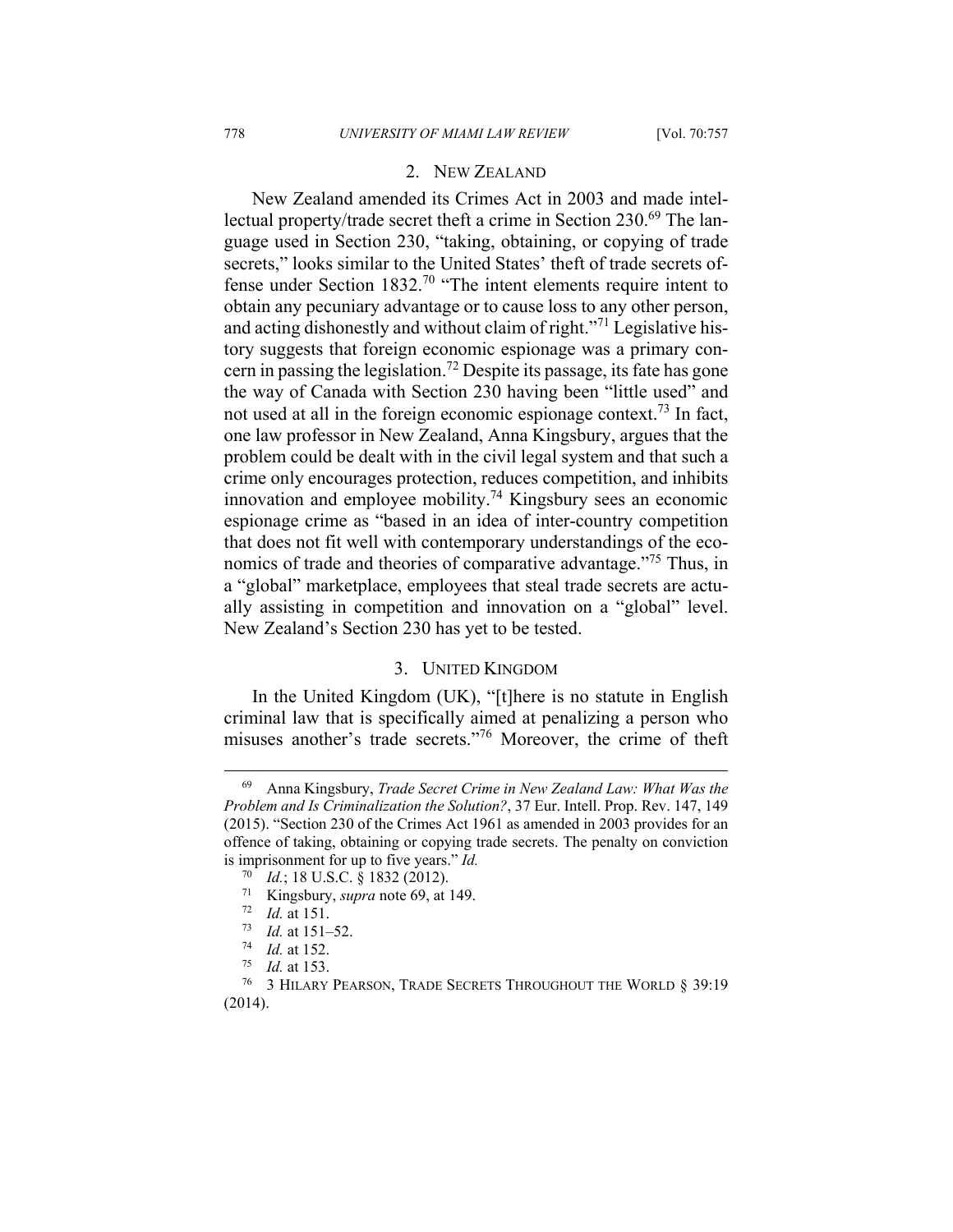### 2. New Zealand

New Zealand amended its Crimes Act in 2003 and made intellectual property/trade secret theft a crime in Section 230.[69] The language used in Section 230, "taking, obtaining, or copying of trade secrets," looks similar to the United States' theft of trade secrets offense under Section 1832.[70] "The intent elements require intent to obtain any pecuniary advantage or to cause loss to any other person, and acting dishonestly and without claim of right."[71] Legislative history suggests that foreign economic espionage was a primary concern in passing the legislation.[72] Despite its passage, its fate has gone the way of Canada with Section 230 having been "little used" and not used at all in the foreign economic espionage context.[73] In fact, one law professor in New Zealand, Anna Kingsbury, argues that the problem could be dealt with in the civil legal system and that such a crime only encourages protection, reduces competition, and inhibits innovation and employee mobility.[74] Kingsbury sees an economic espionage crime as "based in an idea of inter-country competition that does not fit well with contemporary understandings of the economics of trade and theories of comparative advantage."[75] Thus, in a "global" marketplace, employees that steal trade secrets are actually assisting in competition and innovation on a "global" level. New Zealand's Section 230 has yet to be tested.

### 3. United Kingdom

In the United Kingdom (UK), "[t]here is no statute in English criminal law that is specifically aimed at penalizing a person who misuses another's trade secrets."[76] Moreover, the crime of theft

---

[69] Anna Kingsbury, *Trade Secret Crime in New Zealand Law: What Was the Problem and Is Criminalization the Solution?*, 37 Eur. Intell. Prop. Rev. 147, 149 (2015). "Section 230 of the Crimes Act 1961 as amended in 2003 provides for an offence of taking, obtaining or copying trade secrets. The penalty on conviction is imprisonment for up to five years." *Id.*

[70] *Id.*; 18 U.S.C. § 1832 (2012).

[71] Kingsbury, *supra* note 69, at 149.

[72] *Id.* at 151.

[73] *Id.* at 151–52.

[74] *Id.* at 152.

[75] *Id.* at 153.

[76] 3 Hilary Pearson, Trade Secrets Throughout the World § 39:19 (2014).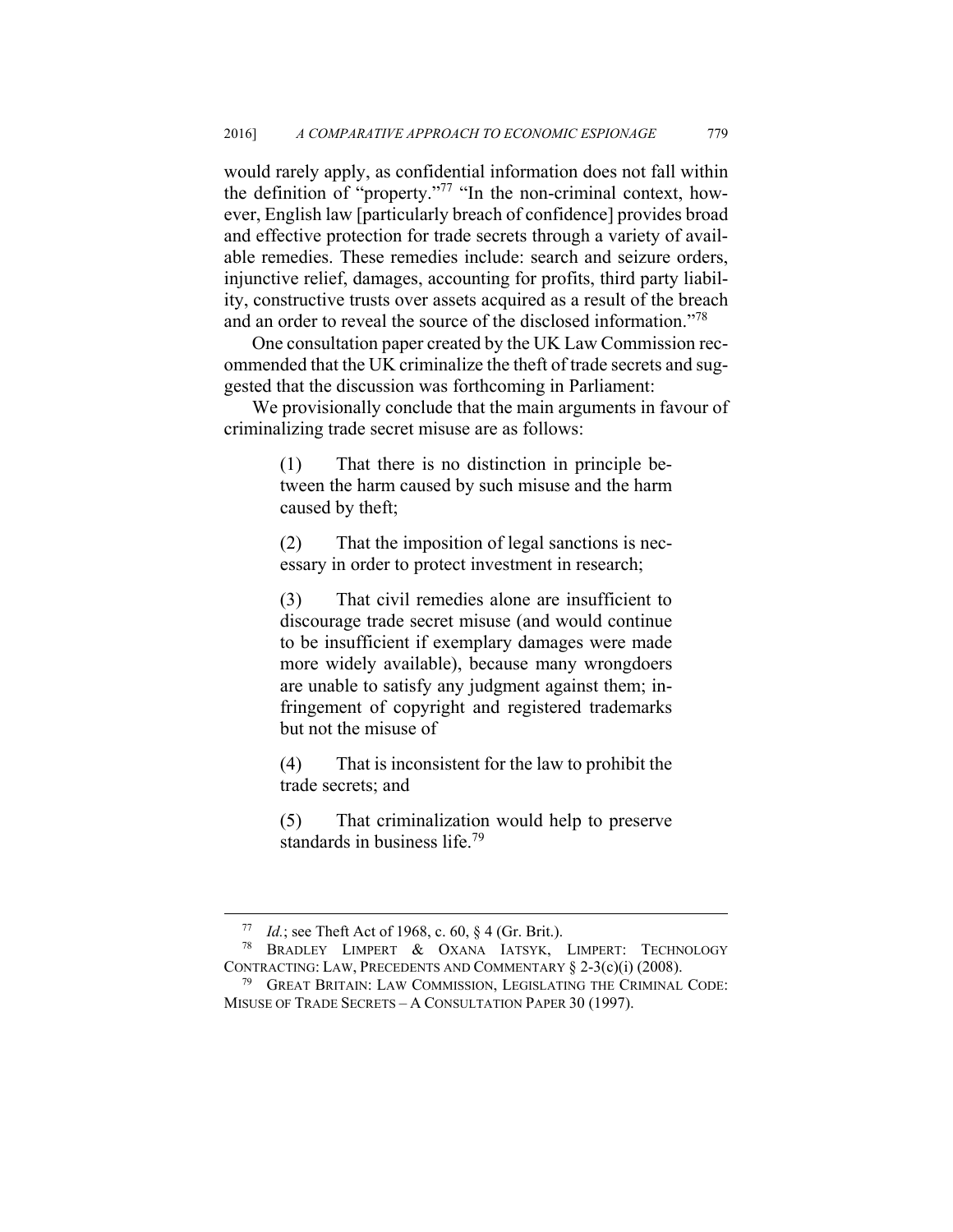would rarely apply, as confidential information does not fall within the definition of "property."[77] "In the non-criminal context, however, English law [particularly breach of confidence] provides broad and effective protection for trade secrets through a variety of available remedies. These remedies include: search and seizure orders, injunctive relief, damages, accounting for profits, third party liability, constructive trusts over assets acquired as a result of the breach and an order to reveal the source of the disclosed information."[78]

One consultation paper created by the UK Law Commission recommended that the UK criminalize the theft of trade secrets and suggested that the discussion was forthcoming in Parliament:

We provisionally conclude that the main arguments in favour of criminalizing trade secret misuse are as follows:

> (1) That there is no distinction in principle between the harm caused by such misuse and the harm caused by theft;
>
> (2) That the imposition of legal sanctions is necessary in order to protect investment in research;
>
> (3) That civil remedies alone are insufficient to discourage trade secret misuse (and would continue to be insufficient if exemplary damages were made more widely available), because many wrongdoers are unable to satisfy any judgment against them; infringement of copyright and registered trademarks but not the misuse of
>
> (4) That is inconsistent for the law to prohibit the trade secrets; and
>
> (5) That criminalization would help to preserve standards in business life.[79]

---

[77] *Id.*; see Theft Act of 1968, c. 60, § 4 (Gr. Brit.).

[78] Bradley Limpert & Oxana Iatsyk, Limpert: Technology Contracting: Law, Precedents and Commentary § 2-3(c)(i) (2008).

[79] Great Britain: Law Commission, Legislating the Criminal Code: Misuse of Trade Secrets – A Consultation Paper 30 (1997).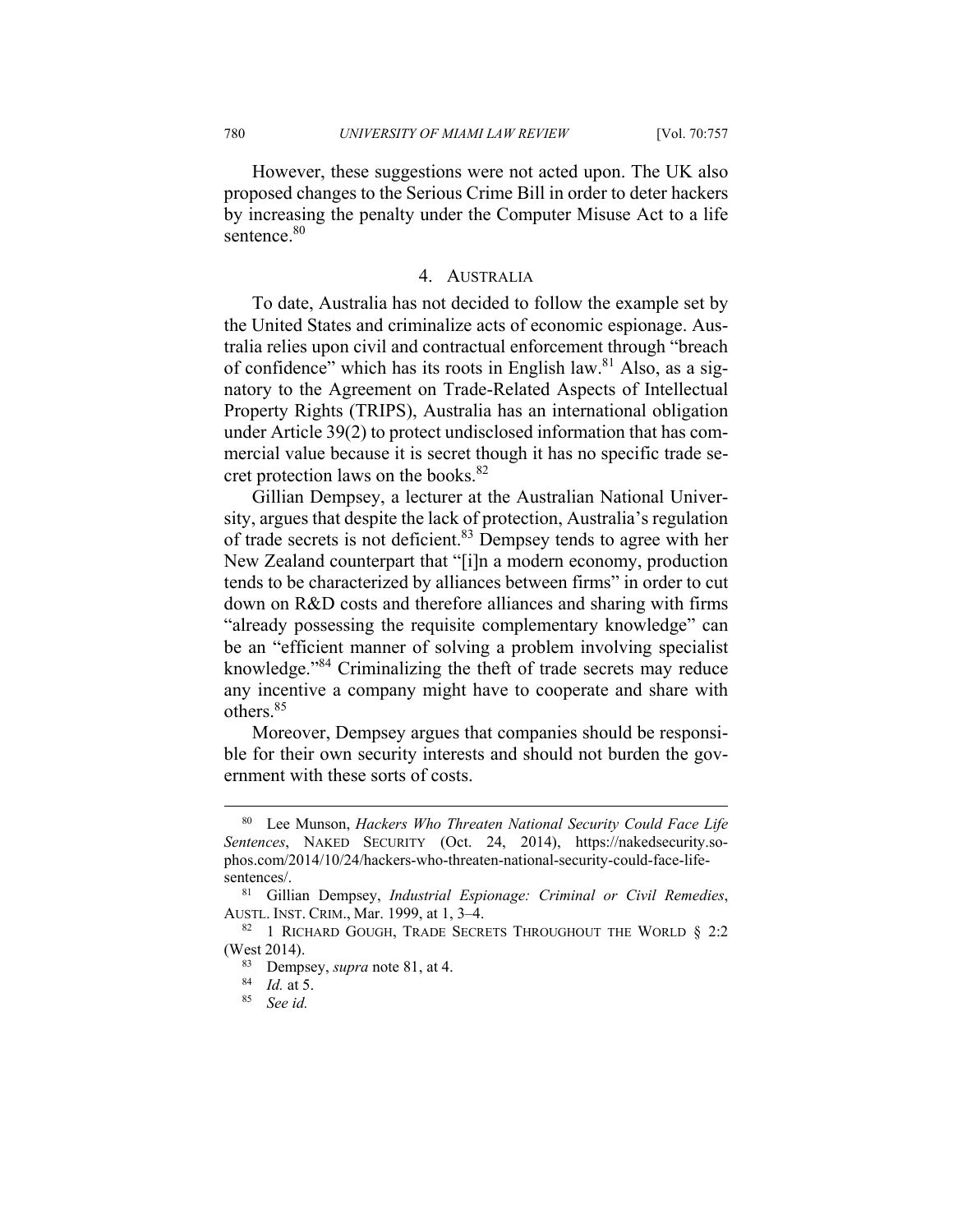However, these suggestions were not acted upon. The UK also proposed changes to the Serious Crime Bill in order to deter hackers by increasing the penalty under the Computer Misuse Act to a life sentence.[80]

### 4. Australia

To date, Australia has not decided to follow the example set by the United States and criminalize acts of economic espionage. Australia relies upon civil and contractual enforcement through "breach of confidence" which has its roots in English law.[81] Also, as a signatory to the Agreement on Trade-Related Aspects of Intellectual Property Rights (TRIPS), Australia has an international obligation under Article 39(2) to protect undisclosed information that has commercial value because it is secret though it has no specific trade secret protection laws on the books.[82]

Gillian Dempsey, a lecturer at the Australian National University, argues that despite the lack of protection, Australia's regulation of trade secrets is not deficient.[83] Dempsey tends to agree with her New Zealand counterpart that "[i]n a modern economy, production tends to be characterized by alliances between firms" in order to cut down on R&D costs and therefore alliances and sharing with firms "already possessing the requisite complementary knowledge" can be an "efficient manner of solving a problem involving specialist knowledge."[84] Criminalizing the theft of trade secrets may reduce any incentive a company might have to cooperate and share with others.[85]

Moreover, Dempsey argues that companies should be responsible for their own security interests and should not burden the government with these sorts of costs.

---

[80] Lee Munson, *Hackers Who Threaten National Security Could Face Life Sentences*, NAKED SECURITY (Oct. 24, 2014), https://nakedsecurity.sophos.com/2014/10/24/hackers-who-threaten-national-security-could-face-life-sentences/.

[81] Gillian Dempsey, *Industrial Espionage: Criminal or Civil Remedies*, AUSTL. INST. CRIM., Mar. 1999, at 1, 3–4.

[82] 1 RICHARD GOUGH, TRADE SECRETS THROUGHOUT THE WORLD § 2:2 (West 2014).

[83] Dempsey, *supra* note 81, at 4.

[84] *Id.* at 5.

[85] *See id.*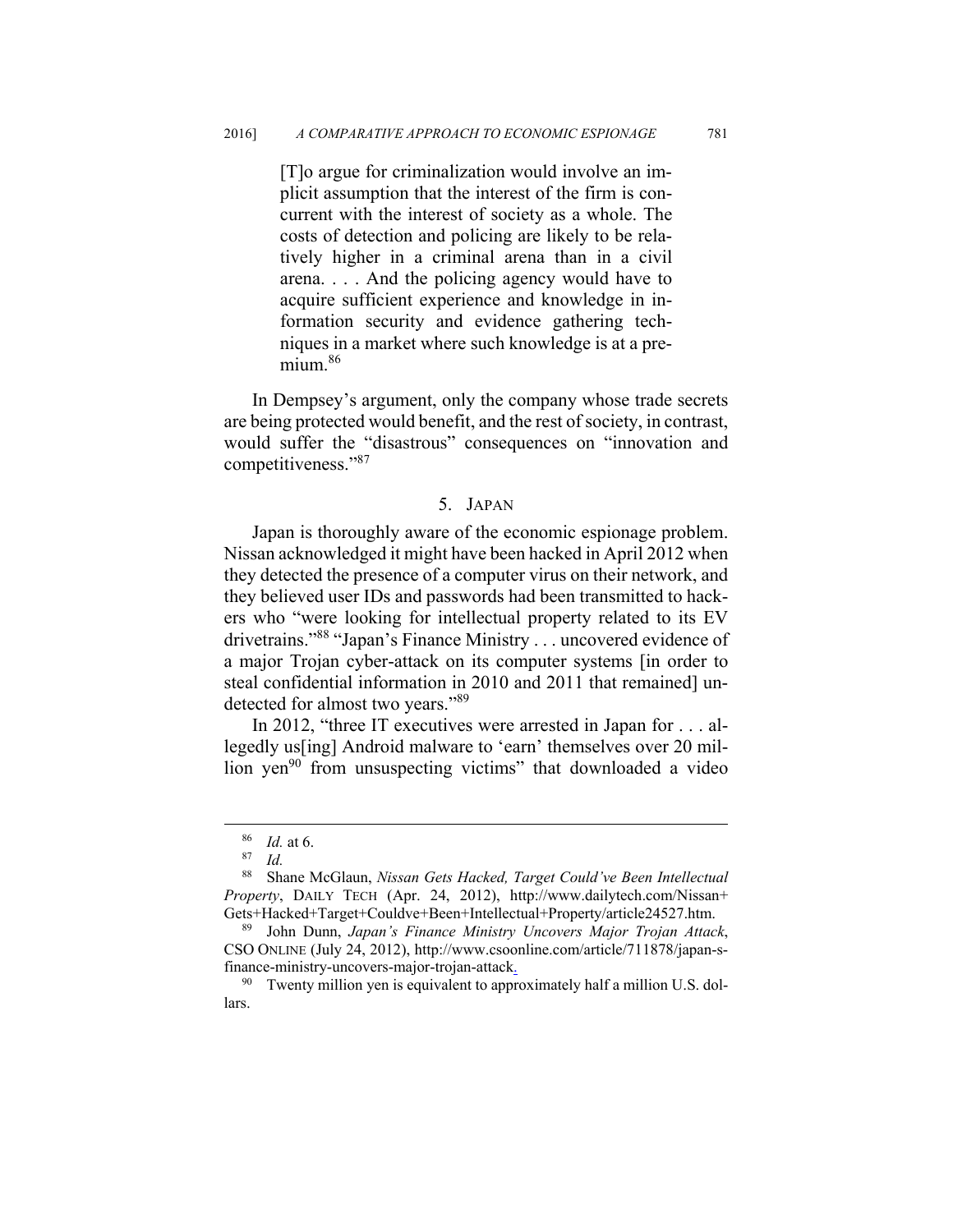> [T]o argue for criminalization would involve an implicit assumption that the interest of the firm is concurrent with the interest of society as a whole. The costs of detection and policing are likely to be relatively higher in a criminal arena than in a civil arena. . . . And the policing agency would have to acquire sufficient experience and knowledge in information security and evidence gathering techniques in a market where such knowledge is at a premium.[86]

In Dempsey's argument, only the company whose trade secrets are being protected would benefit, and the rest of society, in contrast, would suffer the "disastrous" consequences on "innovation and competitiveness."[87]

### 5. JAPAN

Japan is thoroughly aware of the economic espionage problem. Nissan acknowledged it might have been hacked in April 2012 when they detected the presence of a computer virus on their network, and they believed user IDs and passwords had been transmitted to hackers who "were looking for intellectual property related to its EV drivetrains."[88] "Japan's Finance Ministry . . . uncovered evidence of a major Trojan cyber-attack on its computer systems [in order to steal confidential information in 2010 and 2011 that remained] undetected for almost two years."[89]

In 2012, "three IT executives were arrested in Japan for . . . allegedly us[ing] Android malware to 'earn' themselves over 20 million yen[90] from unsuspecting victims" that downloaded a video

---

[86] *Id.* at 6.

[87] *Id.*

[88] Shane McGlaun, *Nissan Gets Hacked, Target Could've Been Intellectual Property*, DAILY TECH (Apr. 24, 2012), http://www.dailytech.com/Nissan+Gets+Hacked+Target+Couldve+Been+Intellectual+Property/article24527.htm.

[89] John Dunn, *Japan's Finance Ministry Uncovers Major Trojan Attack*, CSO ONLINE (July 24, 2012), http://www.csoonline.com/article/711878/japan-s-finance-ministry-uncovers-major-trojan-attack.

[90] Twenty million yen is equivalent to approximately half a million U.S. dollars.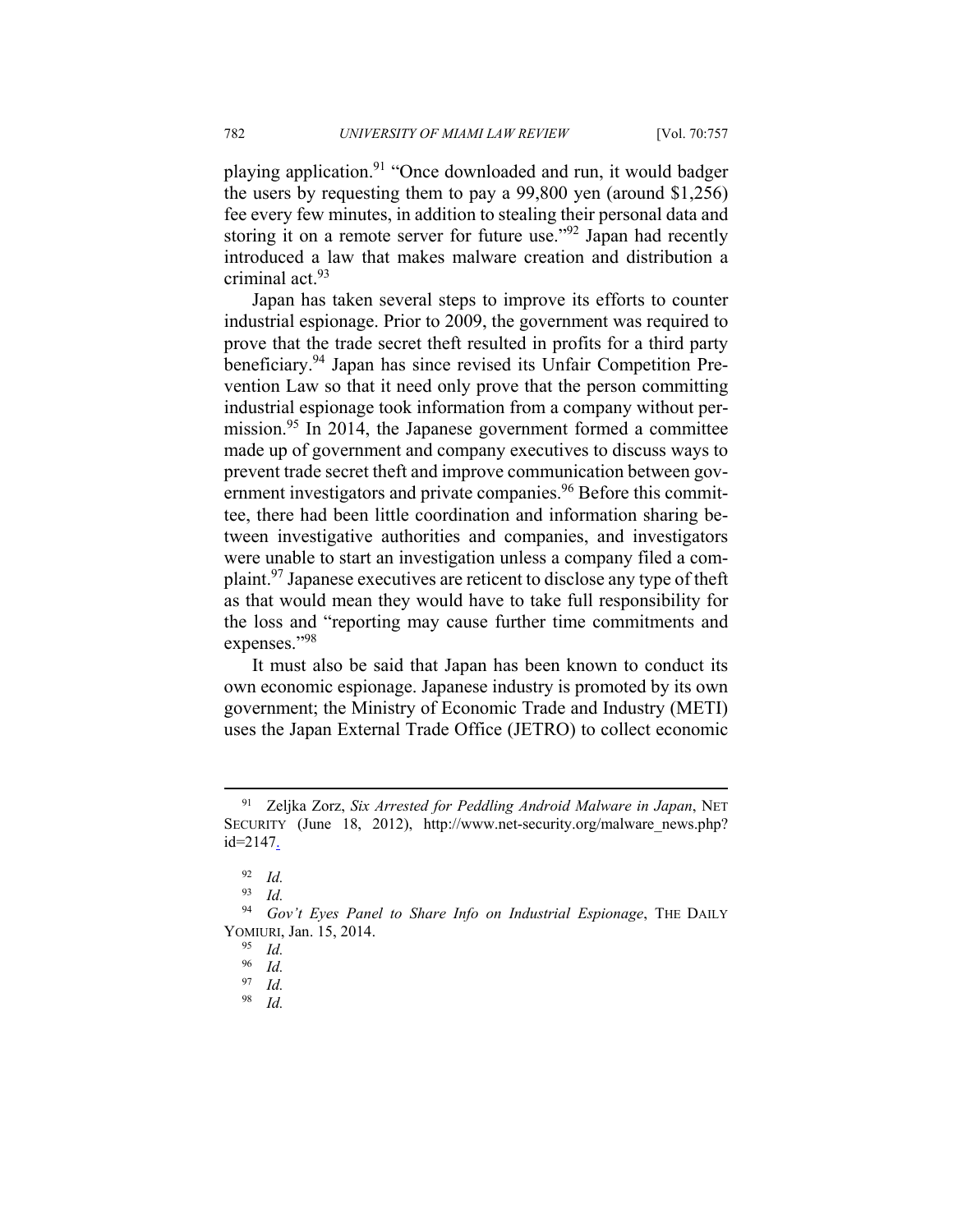playing application.[91] "Once downloaded and run, it would badger the users by requesting them to pay a 99,800 yen (around $1,256) fee every few minutes, in addition to stealing their personal data and storing it on a remote server for future use."[92] Japan had recently introduced a law that makes malware creation and distribution a criminal act.[93]

Japan has taken several steps to improve its efforts to counter industrial espionage. Prior to 2009, the government was required to prove that the trade secret theft resulted in profits for a third party beneficiary.[94] Japan has since revised its Unfair Competition Prevention Law so that it need only prove that the person committing industrial espionage took information from a company without permission.[95] In 2014, the Japanese government formed a committee made up of government and company executives to discuss ways to prevent trade secret theft and improve communication between government investigators and private companies.[96] Before this committee, there had been little coordination and information sharing between investigative authorities and companies, and investigators were unable to start an investigation unless a company filed a complaint.[97] Japanese executives are reticent to disclose any type of theft as that would mean they would have to take full responsibility for the loss and "reporting may cause further time commitments and expenses."[98]

It must also be said that Japan has been known to conduct its own economic espionage. Japanese industry is promoted by its own government; the Ministry of Economic Trade and Industry (METI) uses the Japan External Trade Office (JETRO) to collect economic

---

[91] Zeljka Zorz, *Six Arrested for Peddling Android Malware in Japan*, NET SECURITY (June 18, 2012), http://www.net-security.org/malware_news.php?id=2147.

[92] *Id.*

[93] *Id.*

[94] *Gov't Eyes Panel to Share Info on Industrial Espionage*, THE DAILY YOMIURI, Jan. 15, 2014.

[95] *Id.*

[96] *Id.*

[97] *Id.*

[98] *Id.*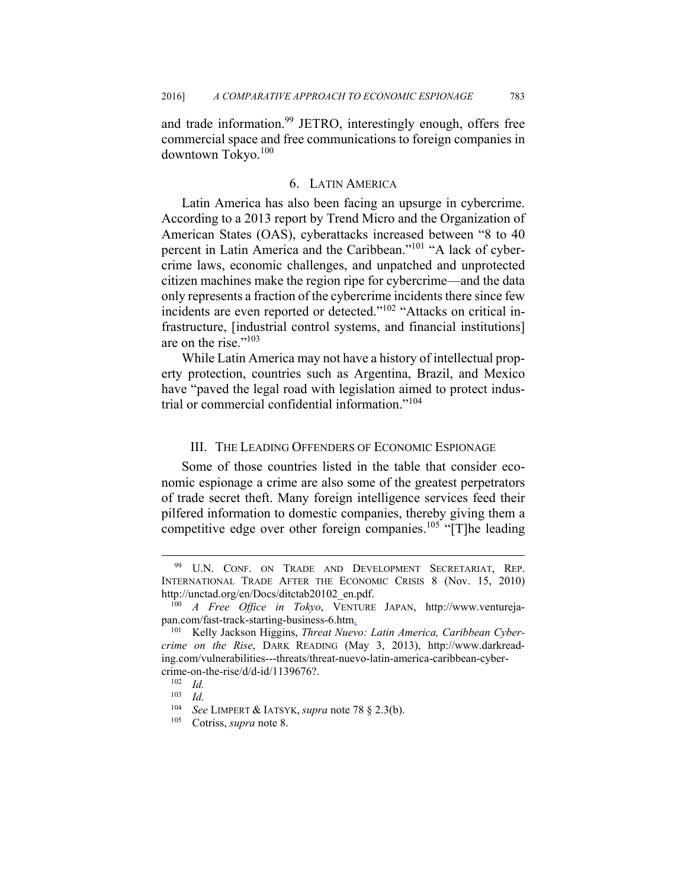and trade information.[99] JETRO, interestingly enough, offers free commercial space and free communications to foreign companies in downtown Tokyo.[100]

### 6. LATIN AMERICA

Latin America has also been facing an upsurge in cybercrime. According to a 2013 report by Trend Micro and the Organization of American States (OAS), cyberattacks increased between "8 to 40 percent in Latin America and the Caribbean."[101] "A lack of cybercrime laws, economic challenges, and unpatched and unprotected citizen machines make the region ripe for cybercrime—and the data only represents a fraction of the cybercrime incidents there since few incidents are even reported or detected."[102] "Attacks on critical infrastructure, [industrial control systems, and financial institutions] are on the rise."[103]

While Latin America may not have a history of intellectual property protection, countries such as Argentina, Brazil, and Mexico have "paved the legal road with legislation aimed to protect industrial or commercial confidential information."[104]

## III. THE LEADING OFFENDERS OF ECONOMIC ESPIONAGE

Some of those countries listed in the table that consider economic espionage a crime are also some of the greatest perpetrators of trade secret theft. Many foreign intelligence services feed their pilfered information to domestic companies, thereby giving them a competitive edge over other foreign companies.[105] "[T]he leading

---

[99] U.N. CONF. ON TRADE AND DEVELOPMENT SECRETARIAT, REP. INTERNATIONAL TRADE AFTER THE ECONOMIC CRISIS 8 (Nov. 15, 2010) http://unctad.org/en/Docs/ditctab20102_en.pdf.

[100] *A Free Office in Tokyo*, VENTURE JAPAN, http://www.venturejapan.com/fast-track-starting-business-6.htm.

[101] Kelly Jackson Higgins, *Threat Nuevo: Latin America, Caribbean Cybercrime on the Rise*, DARK READING (May 3, 2013), http://www.darkreading.com/vulnerabilities---threats/threat-nuevo-latin-america-caribbean-cybercrime-on-the-rise/d/d-id/1139676?.

[102] *Id.*

[103] *Id.*

[104] *See* LIMPERT & IATSYK, *supra* note 78 § 2.3(b).

[105] Cotriss, *supra* note 8.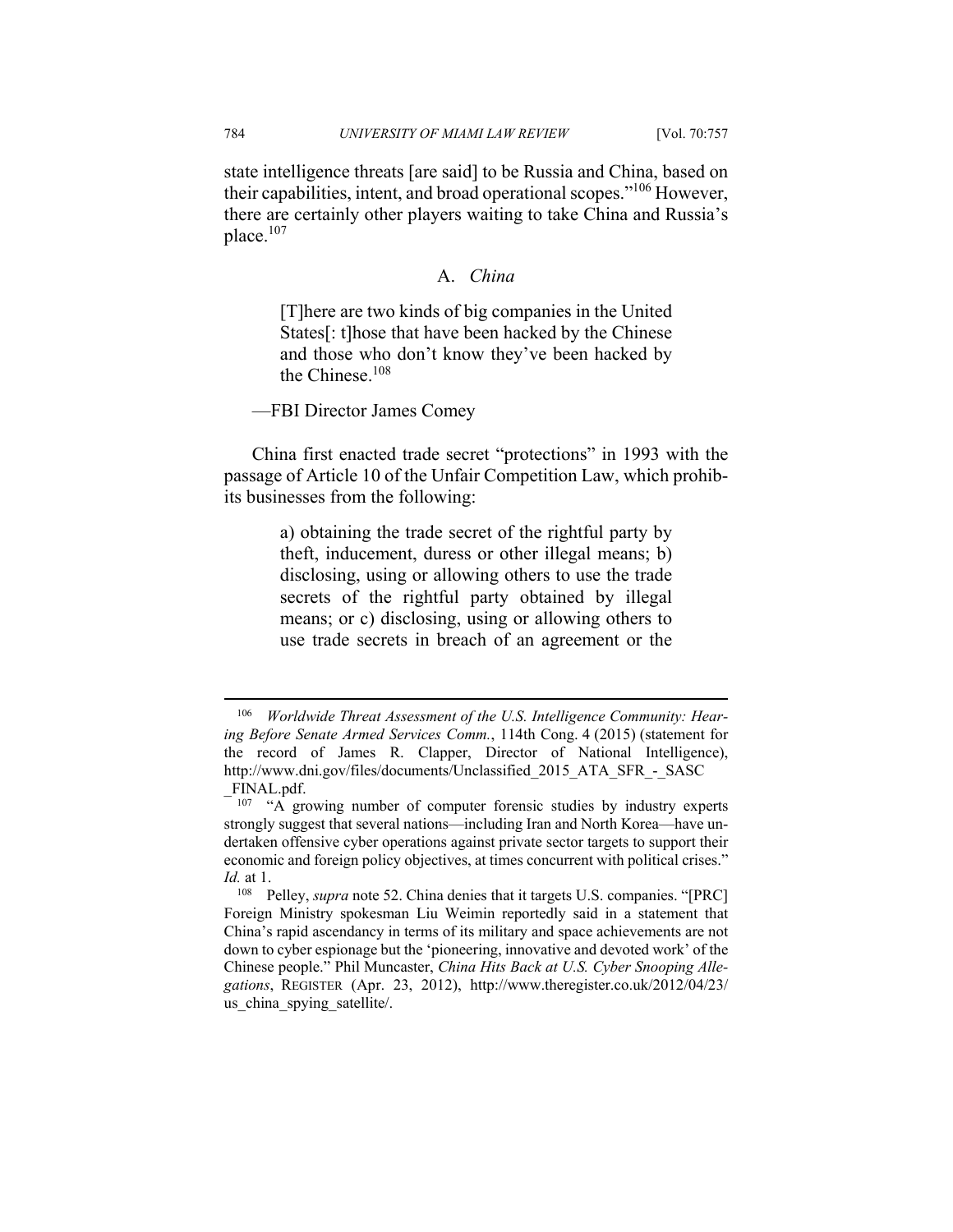state intelligence threats [are said] to be Russia and China, based on their capabilities, intent, and broad operational scopes."[106] However, there are certainly other players waiting to take China and Russia's place.[107]

## A. *China*

> [T]here are two kinds of big companies in the United States[: t]hose that have been hacked by the Chinese and those who don't know they've been hacked by the Chinese.[108]

—FBI Director James Comey

China first enacted trade secret "protections" in 1993 with the passage of Article 10 of the Unfair Competition Law, which prohibits businesses from the following:

> a) obtaining the trade secret of the rightful party by theft, inducement, duress or other illegal means; b) disclosing, using or allowing others to use the trade secrets of the rightful party obtained by illegal means; or c) disclosing, using or allowing others to use trade secrets in breach of an agreement or the

---

[106] *Worldwide Threat Assessment of the U.S. Intelligence Community: Hearing Before Senate Armed Services Comm.*, 114th Cong. 4 (2015) (statement for the record of James R. Clapper, Director of National Intelligence), http://www.dni.gov/files/documents/Unclassified_2015_ATA_SFR_-_SASC_FINAL.pdf.

[107] "A growing number of computer forensic studies by industry experts strongly suggest that several nations—including Iran and North Korea—have undertaken offensive cyber operations against private sector targets to support their economic and foreign policy objectives, at times concurrent with political crises." *Id.* at 1.

[108] Pelley, *supra* note 52. China denies that it targets U.S. companies. "[PRC] Foreign Ministry spokesman Liu Weimin reportedly said in a statement that China's rapid ascendancy in terms of its military and space achievements are not down to cyber espionage but the 'pioneering, innovative and devoted work' of the Chinese people." Phil Muncaster, *China Hits Back at U.S. Cyber Snooping Allegations*, REGISTER (Apr. 23, 2012), http://www.theregister.co.uk/2012/04/23/us_china_spying_satellite/.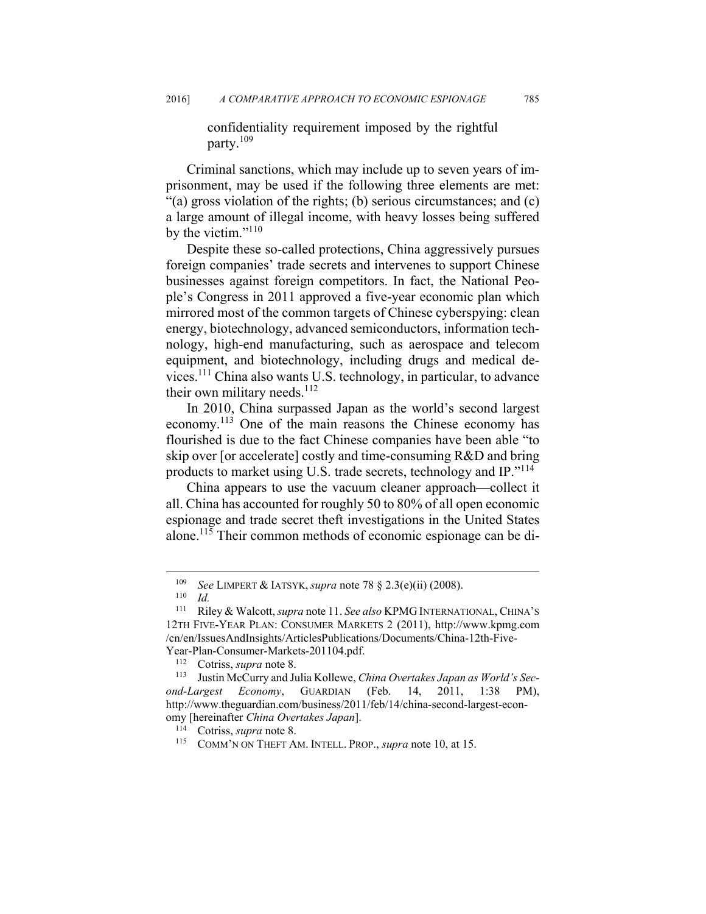> confidentiality requirement imposed by the rightful party.[109]

Criminal sanctions, which may include up to seven years of imprisonment, may be used if the following three elements are met: "(a) gross violation of the rights; (b) serious circumstances; and (c) a large amount of illegal income, with heavy losses being suffered by the victim."[110]

Despite these so-called protections, China aggressively pursues foreign companies' trade secrets and intervenes to support Chinese businesses against foreign competitors. In fact, the National People's Congress in 2011 approved a five-year economic plan which mirrored most of the common targets of Chinese cyberspying: clean energy, biotechnology, advanced semiconductors, information technology, high-end manufacturing, such as aerospace and telecom equipment, and biotechnology, including drugs and medical devices.[111] China also wants U.S. technology, in particular, to advance their own military needs.[112]

In 2010, China surpassed Japan as the world's second largest economy.[113] One of the main reasons the Chinese economy has flourished is due to the fact Chinese companies have been able "to skip over [or accelerate] costly and time-consuming R&D and bring products to market using U.S. trade secrets, technology and IP."[114]

China appears to use the vacuum cleaner approach—collect it all. China has accounted for roughly 50 to 80% of all open economic espionage and trade secret theft investigations in the United States alone.[115] Their common methods of economic espionage can be di-

---

[109] *See* LIMPERT & IATSYK, *supra* note 78 § 2.3(e)(ii) (2008).

[110] *Id.*

[111] Riley & Walcott, *supra* note 11. *See also* KPMG INTERNATIONAL, CHINA'S 12TH FIVE-YEAR PLAN: CONSUMER MARKETS 2 (2011), http://www.kpmg.com/cn/en/IssuesAndInsights/ArticlesPublications/Documents/China-12th-Five-Year-Plan-Consumer-Markets-201104.pdf.

[112] Cotriss, *supra* note 8.

[113] Justin McCurry and Julia Kollewe, *China Overtakes Japan as World's Second-Largest Economy*, GUARDIAN (Feb. 14, 2011, 1:38 PM), http://www.theguardian.com/business/2011/feb/14/china-second-largest-economy [hereinafter *China Overtakes Japan*].

[114] Cotriss, *supra* note 8.

[115] COMM'N ON THEFT AM. INTELL. PROP., *supra* note 10, at 15.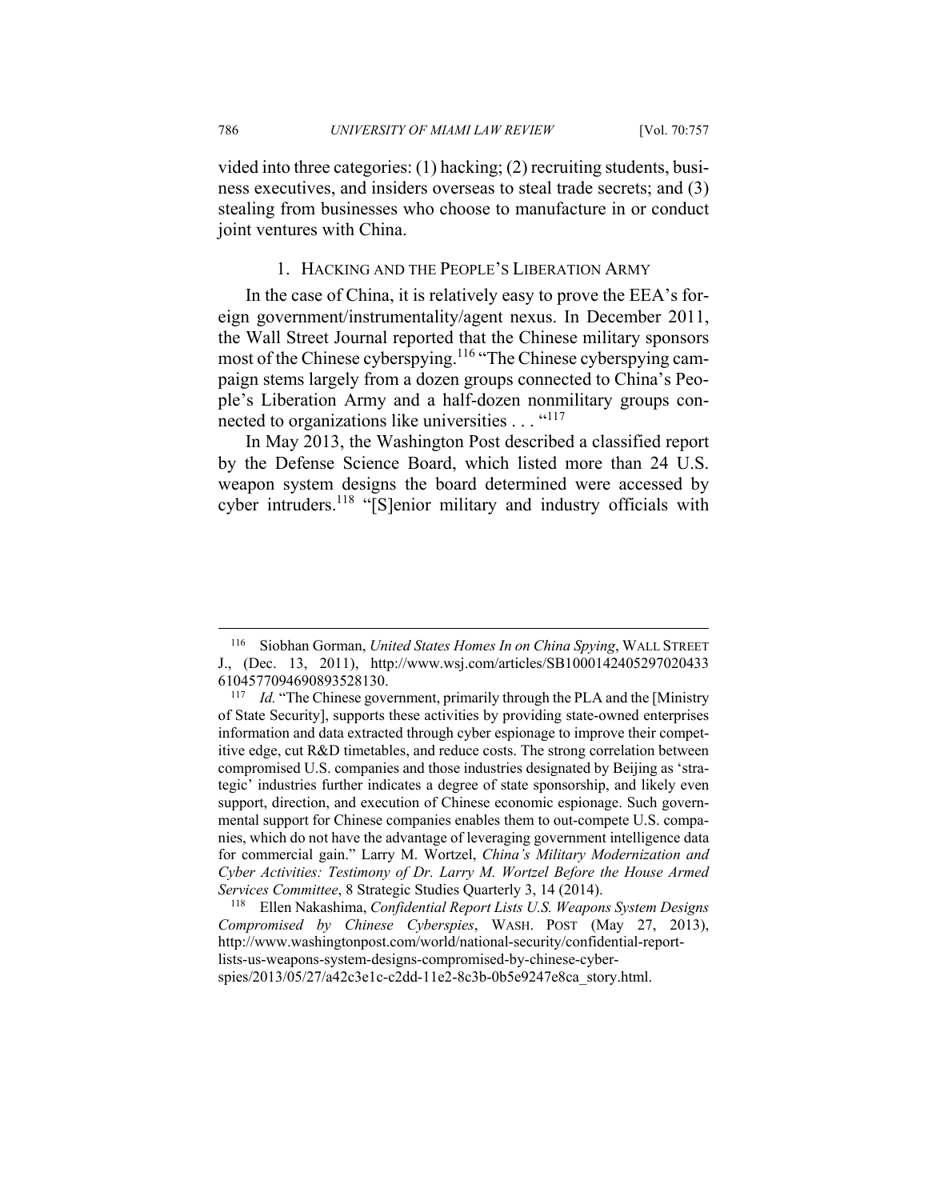vided into three categories: (1) hacking; (2) recruiting students, business executives, and insiders overseas to steal trade secrets; and (3) stealing from businesses who choose to manufacture in or conduct joint ventures with China.

### 1. HACKING AND THE PEOPLE'S LIBERATION ARMY

In the case of China, it is relatively easy to prove the EEA's foreign government/instrumentality/agent nexus. In December 2011, the Wall Street Journal reported that the Chinese military sponsors most of the Chinese cyberspying.[116] "The Chinese cyberspying campaign stems largely from a dozen groups connected to China's People's Liberation Army and a half-dozen nonmilitary groups connected to organizations like universities . . . "[117]

In May 2013, the Washington Post described a classified report by the Defense Science Board, which listed more than 24 U.S. weapon system designs the board determined were accessed by cyber intruders.[118] "[S]enior military and industry officials with

---

[116] Siobhan Gorman, *United States Homes In on China Spying*, WALL STREET J., (Dec. 13, 2011), http://www.wsj.com/articles/SB10001424052970204336104577094690893528130.

[117] *Id.* "The Chinese government, primarily through the PLA and the [Ministry of State Security], supports these activities by providing state-owned enterprises information and data extracted through cyber espionage to improve their competitive edge, cut R&D timetables, and reduce costs. The strong correlation between compromised U.S. companies and those industries designated by Beijing as 'strategic' industries further indicates a degree of state sponsorship, and likely even support, direction, and execution of Chinese economic espionage. Such governmental support for Chinese companies enables them to out-compete U.S. companies, which do not have the advantage of leveraging government intelligence data for commercial gain." Larry M. Wortzel, *China's Military Modernization and Cyber Activities: Testimony of Dr. Larry M. Wortzel Before the House Armed Services Committee*, 8 Strategic Studies Quarterly 3, 14 (2014).

[118] Ellen Nakashima, *Confidential Report Lists U.S. Weapons System Designs Compromised by Chinese Cyberspies*, WASH. POST (May 27, 2013), http://www.washingtonpost.com/world/national-security/confidential-report-lists-us-weapons-system-designs-compromised-by-chinese-cyber-spies/2013/05/27/a42c3e1c-c2dd-11e2-8c3b-0b5e9247e8ca_story.html.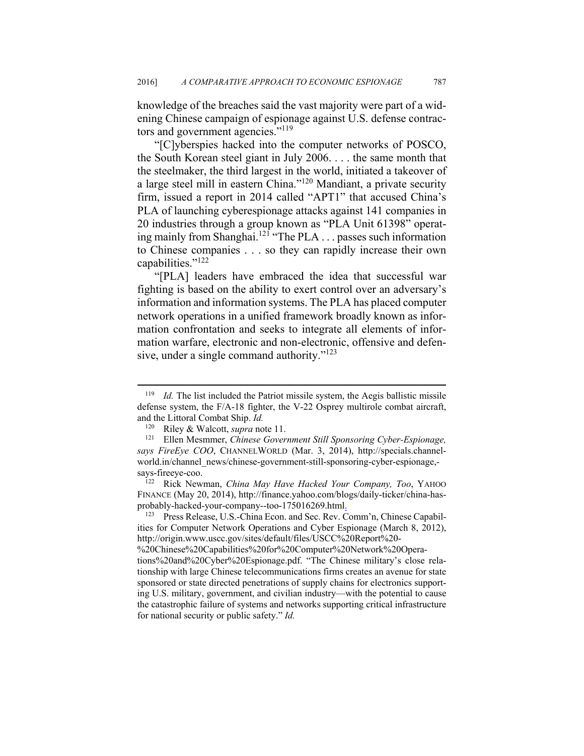knowledge of the breaches said the vast majority were part of a widening Chinese campaign of espionage against U.S. defense contractors and government agencies."[119]

"[C]yberspies hacked into the computer networks of POSCO, the South Korean steel giant in July 2006. . . . the same month that the steelmaker, the third largest in the world, initiated a takeover of a large steel mill in eastern China."[120] Mandiant, a private security firm, issued a report in 2014 called "APT1" that accused China's PLA of launching cyberespionage attacks against 141 companies in 20 industries through a group known as "PLA Unit 61398" operating mainly from Shanghai.[121] "The PLA . . . passes such information to Chinese companies . . . so they can rapidly increase their own capabilities."[122]

"[PLA] leaders have embraced the idea that successful war fighting is based on the ability to exert control over an adversary's information and information systems. The PLA has placed computer network operations in a unified framework broadly known as information confrontation and seeks to integrate all elements of information warfare, electronic and non-electronic, offensive and defensive, under a single command authority."[123]

---

[119] *Id.* The list included the Patriot missile system, the Aegis ballistic missile defense system, the F/A-18 fighter, the V-22 Osprey multirole combat aircraft, and the Littoral Combat Ship. *Id.*

[120] Riley & Walcott, *supra* note 11.

[121] Ellen Mesmmer, *Chinese Government Still Sponsoring Cyber-Espionage, says FireEye COO*, CHANNELWORLD (Mar. 3, 2014), http://specials.channelworld.in/channel_news/chinese-government-still-sponsoring-cyber-espionage,-says-fireeye-coo.

[122] Rick Newman, *China May Have Hacked Your Company, Too*, YAHOO FINANCE (May 20, 2014), http://finance.yahoo.com/blogs/daily-ticker/china-has-probably-hacked-your-company--too-175016269.html.

[123] Press Release, U.S.-China Econ. and Sec. Rev. Comm'n, Chinese Capabilities for Computer Network Operations and Cyber Espionage (March 8, 2012), http://origin.www.uscc.gov/sites/default/files/USCC%20Report%20-%20Chinese%20Capabilities%20for%20Computer%20Network%20Operations%20and%20Cyber%20Espionage.pdf. "The Chinese military's close relationship with large Chinese telecommunications firms creates an avenue for state sponsored or state directed penetrations of supply chains for electronics supporting U.S. military, government, and civilian industry—with the potential to cause the catastrophic failure of systems and networks supporting critical infrastructure for national security or public safety." *Id.*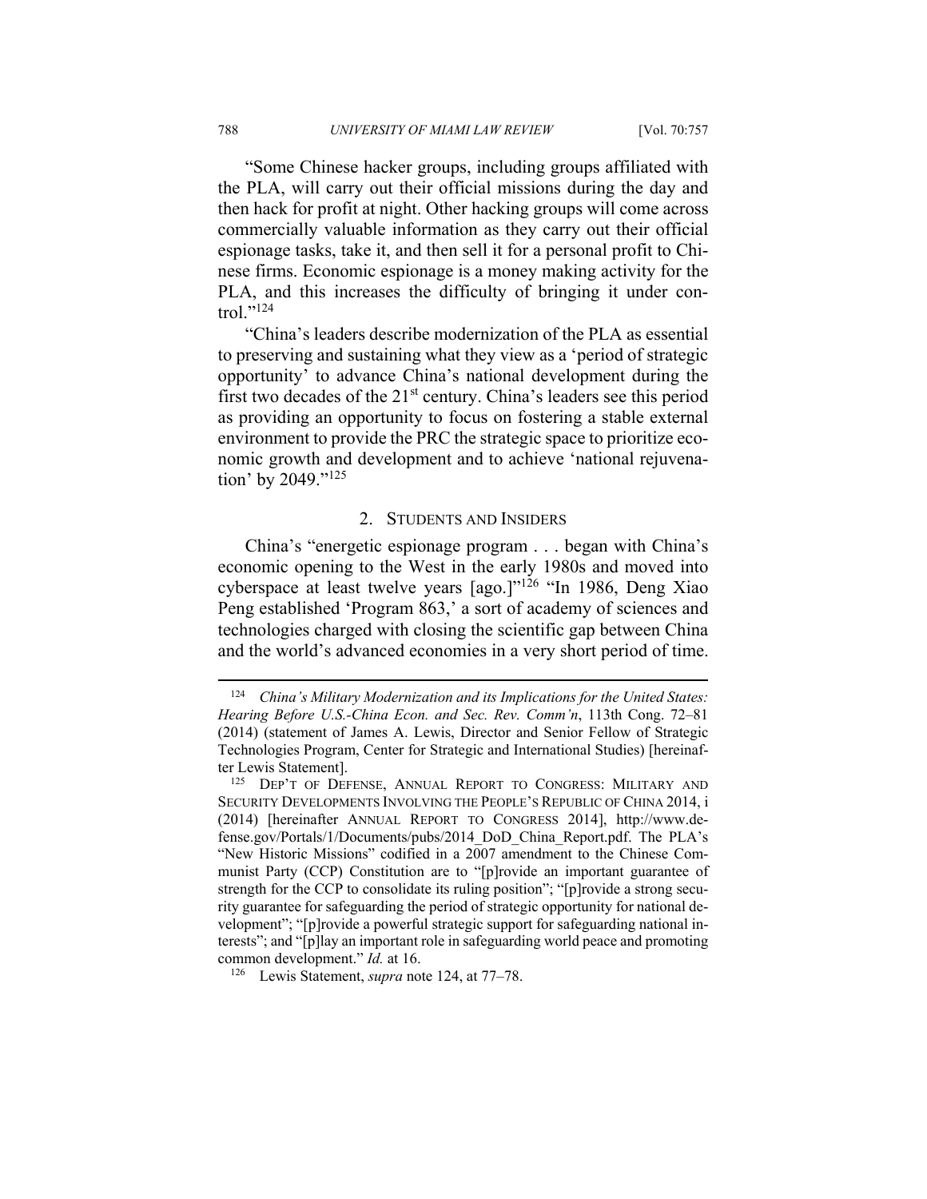"Some Chinese hacker groups, including groups affiliated with the PLA, will carry out their official missions during the day and then hack for profit at night. Other hacking groups will come across commercially valuable information as they carry out their official espionage tasks, take it, and then sell it for a personal profit to Chinese firms. Economic espionage is a money making activity for the PLA, and this increases the difficulty of bringing it under control."[124]

"China's leaders describe modernization of the PLA as essential to preserving and sustaining what they view as a 'period of strategic opportunity' to advance China's national development during the first two decades of the 21st century. China's leaders see this period as providing an opportunity to focus on fostering a stable external environment to provide the PRC the strategic space to prioritize economic growth and development and to achieve 'national rejuvenation' by 2049."[125]

### 2. Students and Insiders

China's "energetic espionage program . . . began with China's economic opening to the West in the early 1980s and moved into cyberspace at least twelve years [ago.]"[126] "In 1986, Deng Xiao Peng established 'Program 863,' a sort of academy of sciences and technologies charged with closing the scientific gap between China and the world's advanced economies in a very short period of time.

---

[124] *China's Military Modernization and its Implications for the United States: Hearing Before U.S.-China Econ. and Sec. Rev. Comm'n*, 113th Cong. 72–81 (2014) (statement of James A. Lewis, Director and Senior Fellow of Strategic Technologies Program, Center for Strategic and International Studies) [hereinafter Lewis Statement].

[125] Dep't of Defense, Annual Report to Congress: Military and Security Developments Involving the People's Republic of China 2014, i (2014) [hereinafter Annual Report to Congress 2014], http://www.defense.gov/Portals/1/Documents/pubs/2014_DoD_China_Report.pdf. The PLA's "New Historic Missions" codified in a 2007 amendment to the Chinese Communist Party (CCP) Constitution are to "[p]rovide an important guarantee of strength for the CCP to consolidate its ruling position"; "[p]rovide a strong security guarantee for safeguarding the period of strategic opportunity for national development"; "[p]rovide a powerful strategic support for safeguarding national interests"; and "[p]lay an important role in safeguarding world peace and promoting common development." *Id.* at 16.

[126] Lewis Statement, *supra* note 124, at 77–78.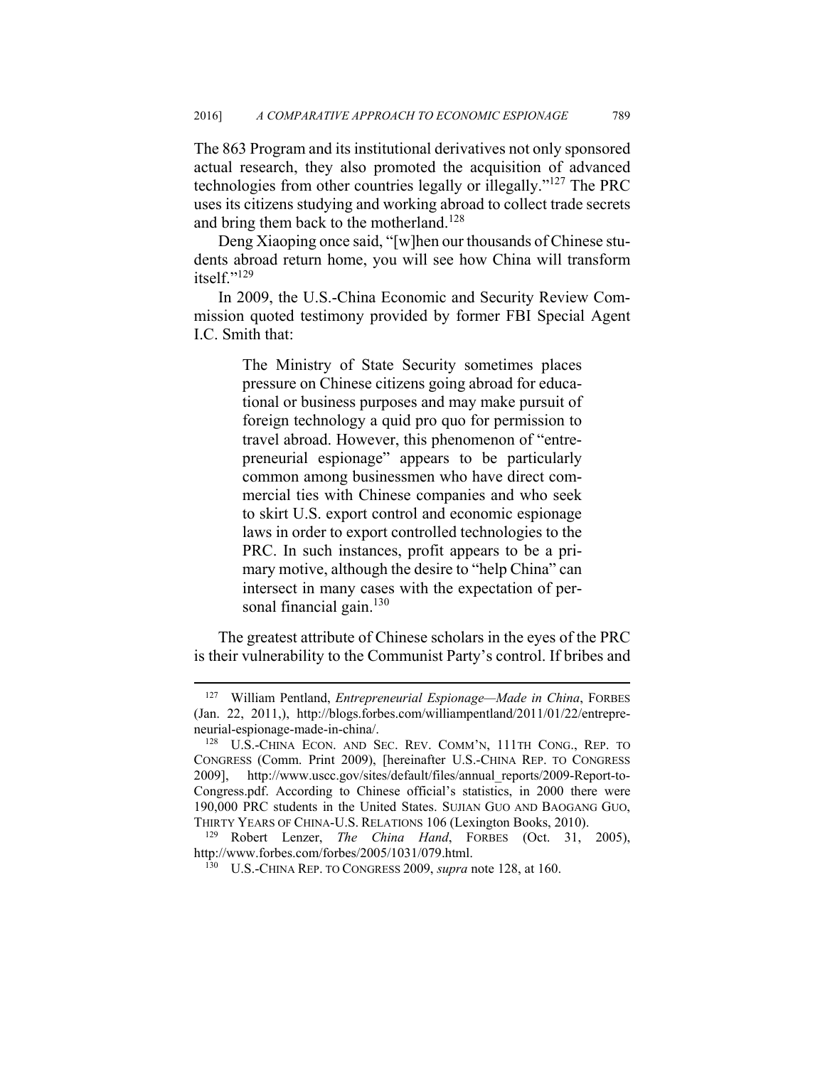The 863 Program and its institutional derivatives not only sponsored actual research, they also promoted the acquisition of advanced technologies from other countries legally or illegally."[127] The PRC uses its citizens studying and working abroad to collect trade secrets and bring them back to the motherland.[128]

Deng Xiaoping once said, "[w]hen our thousands of Chinese students abroad return home, you will see how China will transform itself."[129]

In 2009, the U.S.-China Economic and Security Review Commission quoted testimony provided by former FBI Special Agent I.C. Smith that:

> The Ministry of State Security sometimes places pressure on Chinese citizens going abroad for educational or business purposes and may make pursuit of foreign technology a quid pro quo for permission to travel abroad. However, this phenomenon of "entrepreneurial espionage" appears to be particularly common among businessmen who have direct commercial ties with Chinese companies and who seek to skirt U.S. export control and economic espionage laws in order to export controlled technologies to the PRC. In such instances, profit appears to be a primary motive, although the desire to "help China" can intersect in many cases with the expectation of personal financial gain.[130]

The greatest attribute of Chinese scholars in the eyes of the PRC is their vulnerability to the Communist Party's control. If bribes and

---

[127] William Pentland, *Entrepreneurial Espionage—Made in China*, FORBES (Jan. 22, 2011,), http://blogs.forbes.com/williampentland/2011/01/22/entrepreneurial-espionage-made-in-china/.

[128] U.S.-CHINA ECON. AND SEC. REV. COMM'N, 111TH CONG., REP. TO CONGRESS (Comm. Print 2009), [hereinafter U.S.-CHINA REP. TO CONGRESS 2009], http://www.uscc.gov/sites/default/files/annual_reports/2009-Report-to-Congress.pdf. According to Chinese official's statistics, in 2000 there were 190,000 PRC students in the United States. SUJIAN GUO AND BAOGANG GUO, THIRTY YEARS OF CHINA-U.S. RELATIONS 106 (Lexington Books, 2010).

[129] Robert Lenzer, *The China Hand*, FORBES (Oct. 31, 2005), http://www.forbes.com/forbes/2005/1031/079.html.

[130] U.S.-CHINA REP. TO CONGRESS 2009, *supra* note 128, at 160.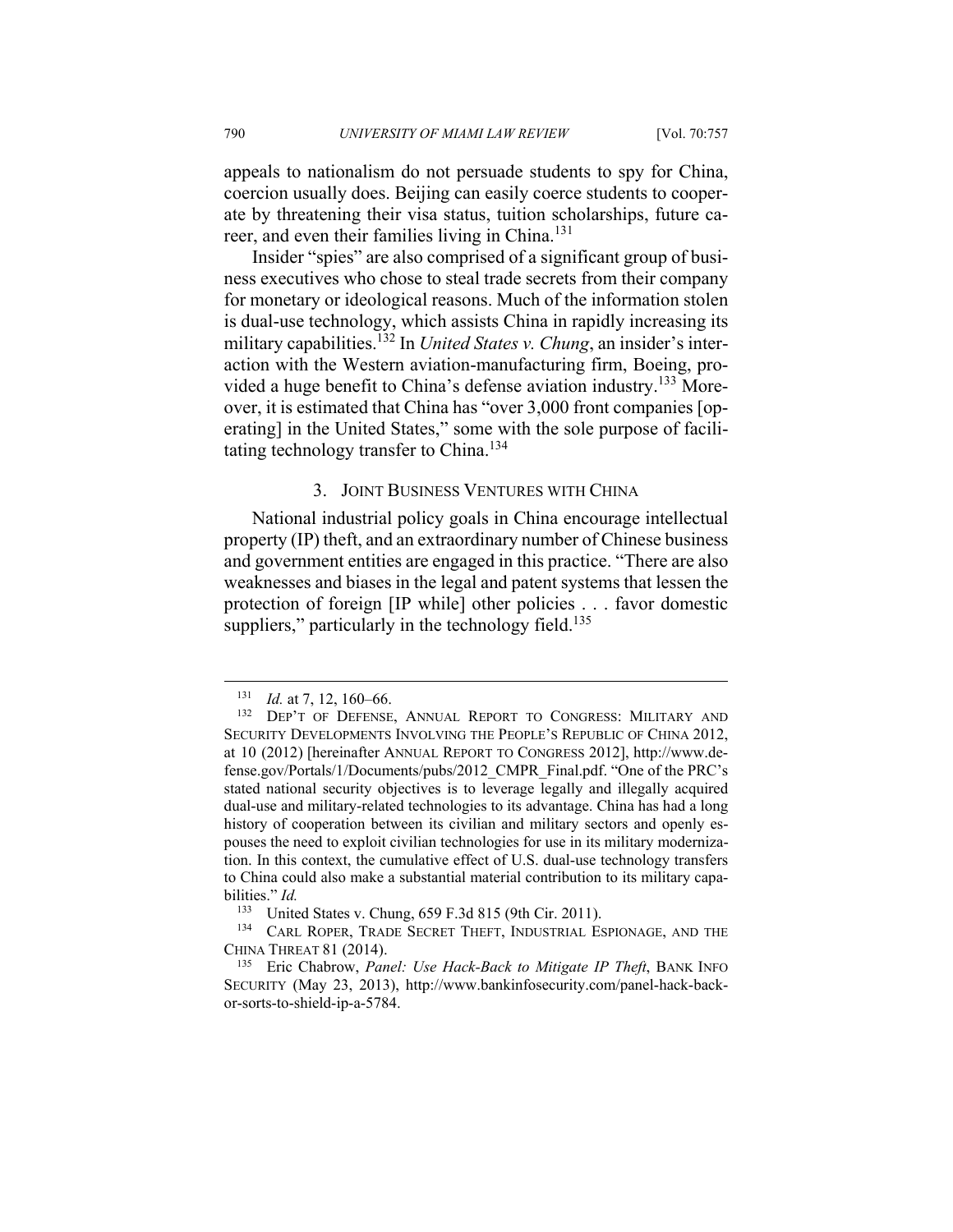appeals to nationalism do not persuade students to spy for China, coercion usually does. Beijing can easily coerce students to cooperate by threatening their visa status, tuition scholarships, future career, and even their families living in China.[131]

Insider "spies" are also comprised of a significant group of business executives who chose to steal trade secrets from their company for monetary or ideological reasons. Much of the information stolen is dual-use technology, which assists China in rapidly increasing its military capabilities.[132] In *United States v. Chung*, an insider's interaction with the Western aviation-manufacturing firm, Boeing, provided a huge benefit to China's defense aviation industry.[133] Moreover, it is estimated that China has "over 3,000 front companies [operating] in the United States," some with the sole purpose of facilitating technology transfer to China.[134]

### 3. JOINT BUSINESS VENTURES WITH CHINA

National industrial policy goals in China encourage intellectual property (IP) theft, and an extraordinary number of Chinese business and government entities are engaged in this practice. "There are also weaknesses and biases in the legal and patent systems that lessen the protection of foreign [IP while] other policies . . . favor domestic suppliers," particularly in the technology field.[135]

---

[131] *Id.* at 7, 12, 160–66.

[132] DEP'T OF DEFENSE, ANNUAL REPORT TO CONGRESS: MILITARY AND SECURITY DEVELOPMENTS INVOLVING THE PEOPLE'S REPUBLIC OF CHINA 2012, at 10 (2012) [hereinafter ANNUAL REPORT TO CONGRESS 2012], http://www.defense.gov/Portals/1/Documents/pubs/2012_CMPR_Final.pdf. "One of the PRC's stated national security objectives is to leverage legally and illegally acquired dual-use and military-related technologies to its advantage. China has had a long history of cooperation between its civilian and military sectors and openly espouses the need to exploit civilian technologies for use in its military modernization. In this context, the cumulative effect of U.S. dual-use technology transfers to China could also make a substantial material contribution to its military capabilities." *Id.*

[133] United States v. Chung, 659 F.3d 815 (9th Cir. 2011).

[134] CARL ROPER, TRADE SECRET THEFT, INDUSTRIAL ESPIONAGE, AND THE CHINA THREAT 81 (2014).

[135] Eric Chabrow, *Panel: Use Hack-Back to Mitigate IP Theft*, BANK INFO SECURITY (May 23, 2013), http://www.bankinfosecurity.com/panel-hack-back-or-sorts-to-shield-ip-a-5784.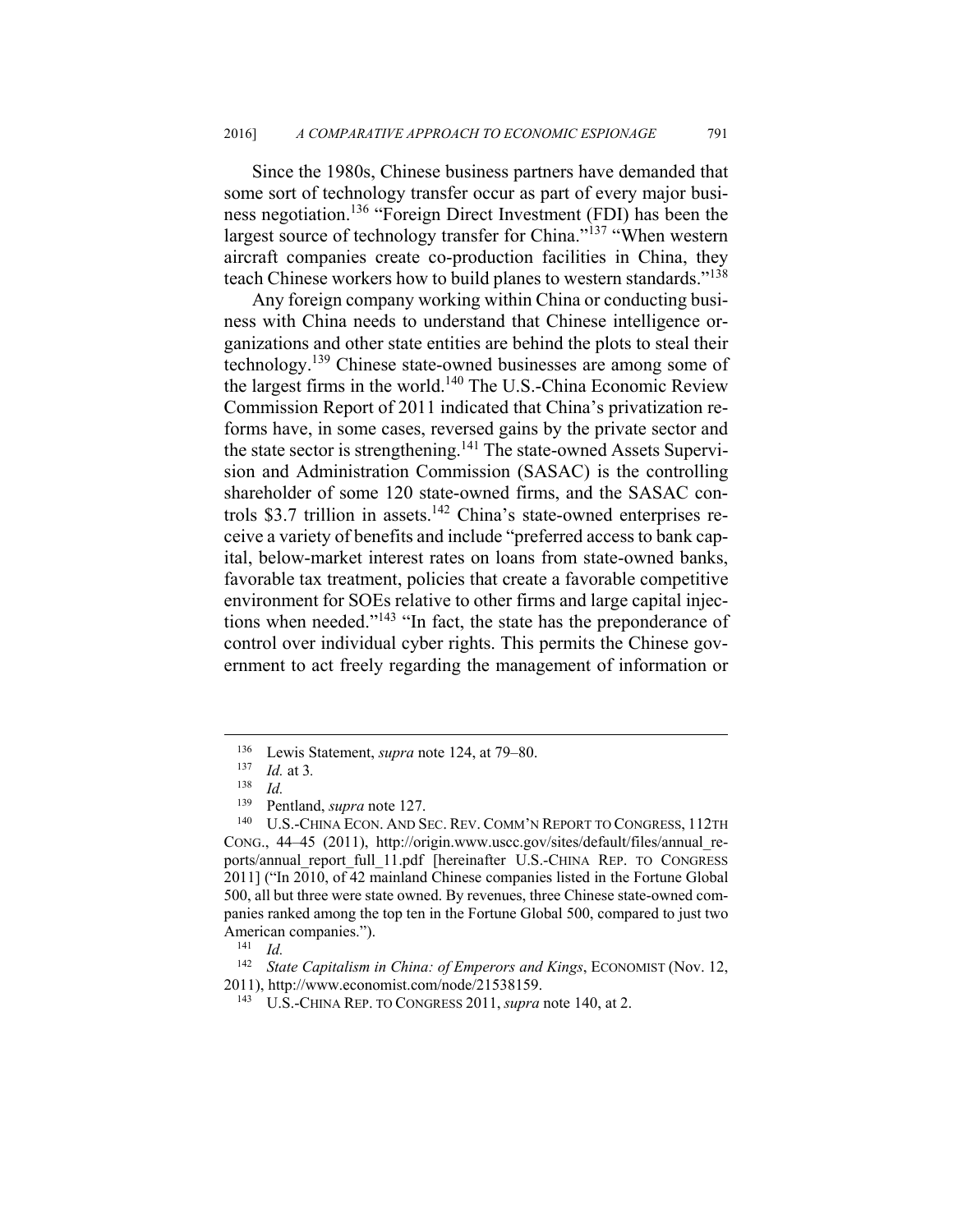Since the 1980s, Chinese business partners have demanded that some sort of technology transfer occur as part of every major business negotiation.[136] "Foreign Direct Investment (FDI) has been the largest source of technology transfer for China."[137] "When western aircraft companies create co-production facilities in China, they teach Chinese workers how to build planes to western standards."[138]

Any foreign company working within China or conducting business with China needs to understand that Chinese intelligence organizations and other state entities are behind the plots to steal their technology.[139] Chinese state-owned businesses are among some of the largest firms in the world.[140] The U.S.-China Economic Review Commission Report of 2011 indicated that China's privatization reforms have, in some cases, reversed gains by the private sector and the state sector is strengthening.[141] The state-owned Assets Supervision and Administration Commission (SASAC) is the controlling shareholder of some 120 state-owned firms, and the SASAC controls $3.7 trillion in assets.[142] China's state-owned enterprises receive a variety of benefits and include "preferred access to bank capital, below-market interest rates on loans from state-owned banks, favorable tax treatment, policies that create a favorable competitive environment for SOEs relative to other firms and large capital injections when needed."[143] "In fact, the state has the preponderance of control over individual cyber rights. This permits the Chinese government to act freely regarding the management of information or

---

[136] Lewis Statement, *supra* note 124, at 79–80.

[137] *Id.* at 3.

[138] *Id.*

[139] Pentland, *supra* note 127.

[140] U.S.-CHINA ECON. AND SEC. REV. COMM'N REPORT TO CONGRESS, 112TH CONG., 44–45 (2011), http://origin.www.uscc.gov/sites/default/files/annual_reports/annual_report_full_11.pdf [hereinafter U.S.-CHINA REP. TO CONGRESS 2011] ("In 2010, of 42 mainland Chinese companies listed in the Fortune Global 500, all but three were state owned. By revenues, three Chinese state-owned companies ranked among the top ten in the Fortune Global 500, compared to just two American companies.").

[141] *Id.*

[142] *State Capitalism in China: of Emperors and Kings*, ECONOMIST (Nov. 12, 2011), http://www.economist.com/node/21538159.

[143] U.S.-CHINA REP. TO CONGRESS 2011, *supra* note 140, at 2.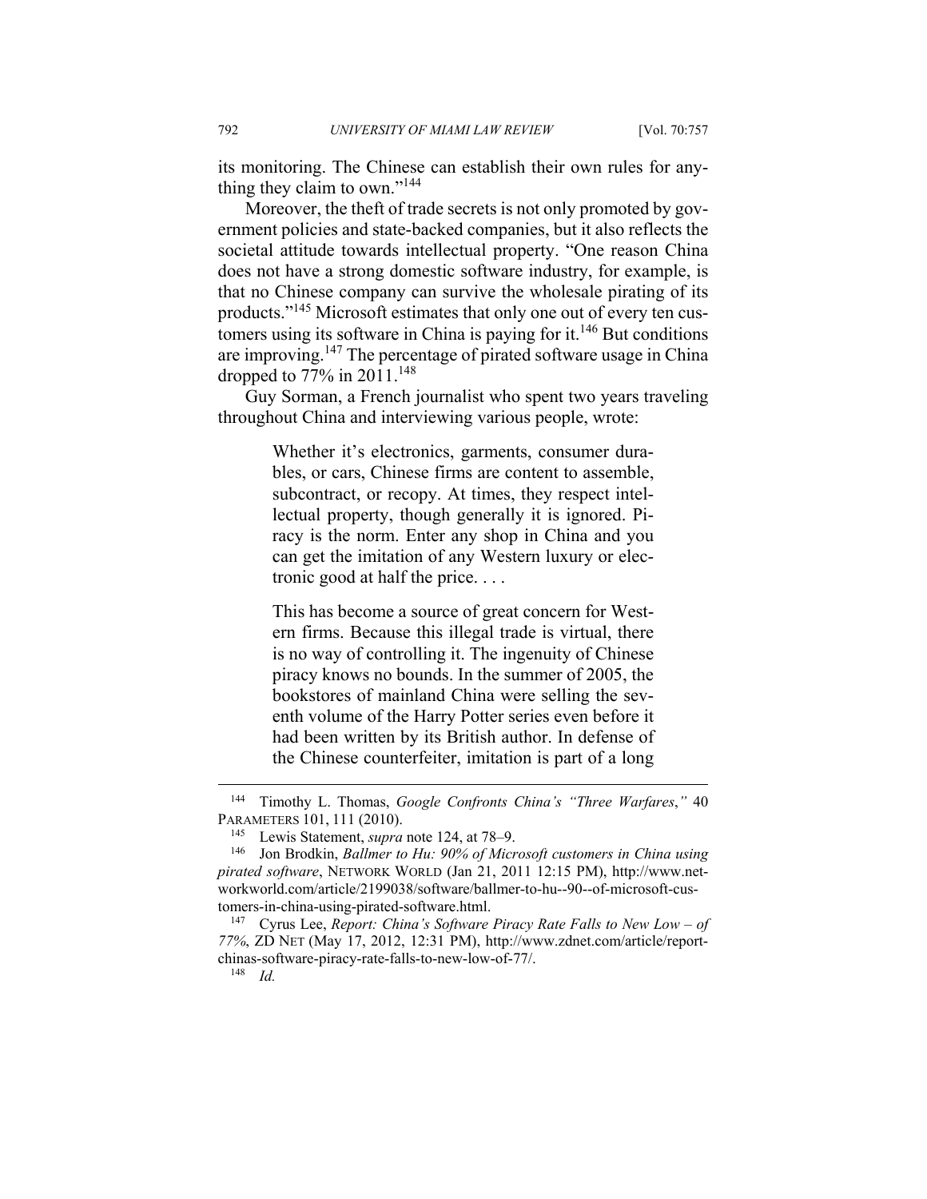its monitoring. The Chinese can establish their own rules for anything they claim to own."[144]

Moreover, the theft of trade secrets is not only promoted by government policies and state-backed companies, but it also reflects the societal attitude towards intellectual property. "One reason China does not have a strong domestic software industry, for example, is that no Chinese company can survive the wholesale pirating of its products."[145] Microsoft estimates that only one out of every ten customers using its software in China is paying for it.[146] But conditions are improving.[147] The percentage of pirated software usage in China dropped to 77% in 2011.[148]

Guy Sorman, a French journalist who spent two years traveling throughout China and interviewing various people, wrote:

> Whether it's electronics, garments, consumer durables, or cars, Chinese firms are content to assemble, subcontract, or recopy. At times, they respect intellectual property, though generally it is ignored. Piracy is the norm. Enter any shop in China and you can get the imitation of any Western luxury or electronic good at half the price. . . .
>
> This has become a source of great concern for Western firms. Because this illegal trade is virtual, there is no way of controlling it. The ingenuity of Chinese piracy knows no bounds. In the summer of 2005, the bookstores of mainland China were selling the seventh volume of the Harry Potter series even before it had been written by its British author. In defense of the Chinese counterfeiter, imitation is part of a long

---

[144] Timothy L. Thomas, *Google Confronts China's "Three Warfares*,*"* 40 PARAMETERS 101, 111 (2010).

[145] Lewis Statement, *supra* note 124, at 78–9.

[146] Jon Brodkin, *Ballmer to Hu: 90% of Microsoft customers in China using pirated software*, NETWORK WORLD (Jan 21, 2011 12:15 PM), http://www.networkworld.com/article/2199038/software/ballmer-to-hu--90--of-microsoft-customers-in-china-using-pirated-software.html.

[147] Cyrus Lee, *Report: China's Software Piracy Rate Falls to New Low – of 77%*, ZD NET (May 17, 2012, 12:31 PM), http://www.zdnet.com/article/report-chinas-software-piracy-rate-falls-to-new-low-of-77/.

[148] *Id.*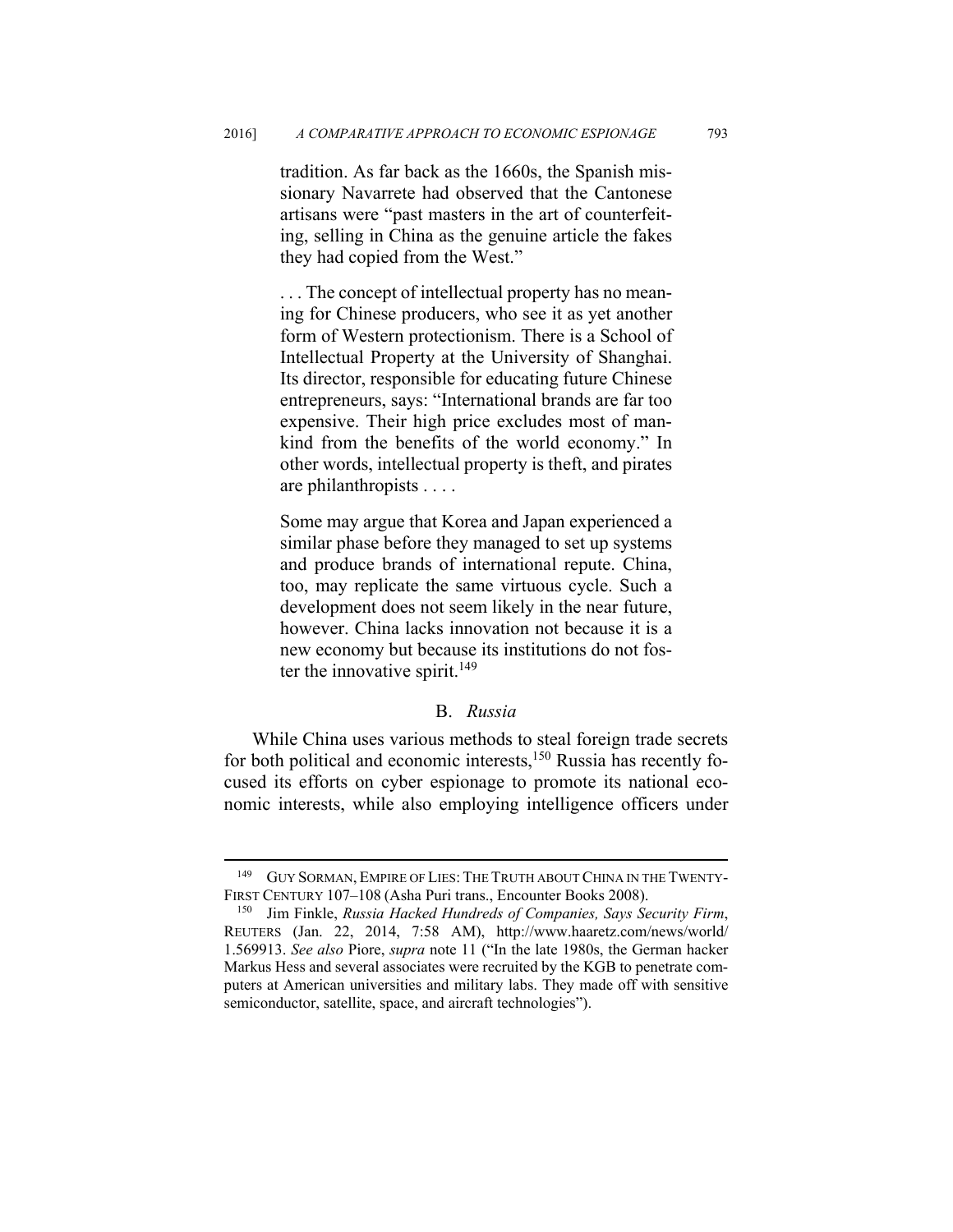> tradition. As far back as the 1660s, the Spanish missionary Navarrete had observed that the Cantonese artisans were "past masters in the art of counterfeiting, selling in China as the genuine article the fakes they had copied from the West."
>
> . . . The concept of intellectual property has no meaning for Chinese producers, who see it as yet another form of Western protectionism. There is a School of Intellectual Property at the University of Shanghai. Its director, responsible for educating future Chinese entrepreneurs, says: "International brands are far too expensive. Their high price excludes most of mankind from the benefits of the world economy." In other words, intellectual property is theft, and pirates are philanthropists . . . .
>
> Some may argue that Korea and Japan experienced a similar phase before they managed to set up systems and produce brands of international repute. China, too, may replicate the same virtuous cycle. Such a development does not seem likely in the near future, however. China lacks innovation not because it is a new economy but because its institutions do not foster the innovative spirit.[149]

### B. *Russia*

While China uses various methods to steal foreign trade secrets for both political and economic interests,[150] Russia has recently focused its efforts on cyber espionage to promote its national economic interests, while also employing intelligence officers under

---

[149] GUY SORMAN, EMPIRE OF LIES: THE TRUTH ABOUT CHINA IN THE TWENTY-FIRST CENTURY 107–108 (Asha Puri trans., Encounter Books 2008).

[150] Jim Finkle, *Russia Hacked Hundreds of Companies, Says Security Firm*, REUTERS (Jan. 22, 2014, 7:58 AM), http://www.haaretz.com/news/world/1.569913. *See also* Piore, *supra* note 11 ("In the late 1980s, the German hacker Markus Hess and several associates were recruited by the KGB to penetrate computers at American universities and military labs. They made off with sensitive semiconductor, satellite, space, and aircraft technologies").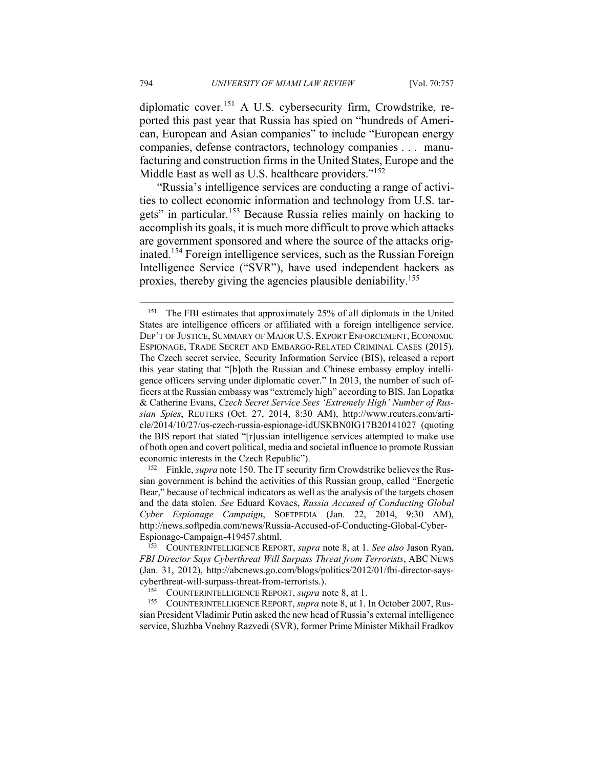diplomatic cover.[151] A U.S. cybersecurity firm, Crowdstrike, reported this past year that Russia has spied on "hundreds of American, European and Asian companies" to include "European energy companies, defense contractors, technology companies . . . manufacturing and construction firms in the United States, Europe and the Middle East as well as U.S. healthcare providers."[152]

"Russia's intelligence services are conducting a range of activities to collect economic information and technology from U.S. targets" in particular.[153] Because Russia relies mainly on hacking to accomplish its goals, it is much more difficult to prove which attacks are government sponsored and where the source of the attacks originated.[154] Foreign intelligence services, such as the Russian Foreign Intelligence Service ("SVR"), have used independent hackers as proxies, thereby giving the agencies plausible deniability.[155]

---

[151] The FBI estimates that approximately 25% of all diplomats in the United States are intelligence officers or affiliated with a foreign intelligence service. DEP'T OF JUSTICE, SUMMARY OF MAJOR U.S. EXPORT ENFORCEMENT, ECONOMIC ESPIONAGE, TRADE SECRET AND EMBARGO-RELATED CRIMINAL CASES (2015). The Czech secret service, Security Information Service (BIS), released a report this year stating that "[b]oth the Russian and Chinese embassy employ intelligence officers serving under diplomatic cover." In 2013, the number of such officers at the Russian embassy was "extremely high" according to BIS. Jan Lopatka & Catherine Evans, *Czech Secret Service Sees 'Extremely High' Number of Russian Spies*, REUTERS (Oct. 27, 2014, 8:30 AM), http://www.reuters.com/article/2014/10/27/us-czech-russia-espionage-idUSKBN0IG17B20141027 (quoting the BIS report that stated "[r]ussian intelligence services attempted to make use of both open and covert political, media and societal influence to promote Russian economic interests in the Czech Republic").

[152] Finkle, *supra* note 150. The IT security firm Crowdstrike believes the Russian government is behind the activities of this Russian group, called "Energetic Bear," because of technical indicators as well as the analysis of the targets chosen and the data stolen. *See* Eduard Kovacs, *Russia Accused of Conducting Global Cyber Espionage Campaign*, SOFTPEDIA (Jan. 22, 2014, 9:30 AM), http://news.softpedia.com/news/Russia-Accused-of-Conducting-Global-Cyber-Espionage-Campaign-419457.shtml.

[153] COUNTERINTELLIGENCE REPORT, *supra* note 8, at 1. *See also* Jason Ryan, *FBI Director Says Cyberthreat Will Surpass Threat from Terrorists*, ABC NEWS (Jan. 31, 2012), http://abcnews.go.com/blogs/politics/2012/01/fbi-director-says-cyberthreat-will-surpass-threat-from-terrorists.).

[154] COUNTERINTELLIGENCE REPORT, *supra* note 8, at 1.

[155] COUNTERINTELLIGENCE REPORT, *supra* note 8, at 1. In October 2007, Russian President Vladimir Putin asked the new head of Russia's external intelligence service, Sluzhba Vnehny Razvedi (SVR), former Prime Minister Mikhail Fradkov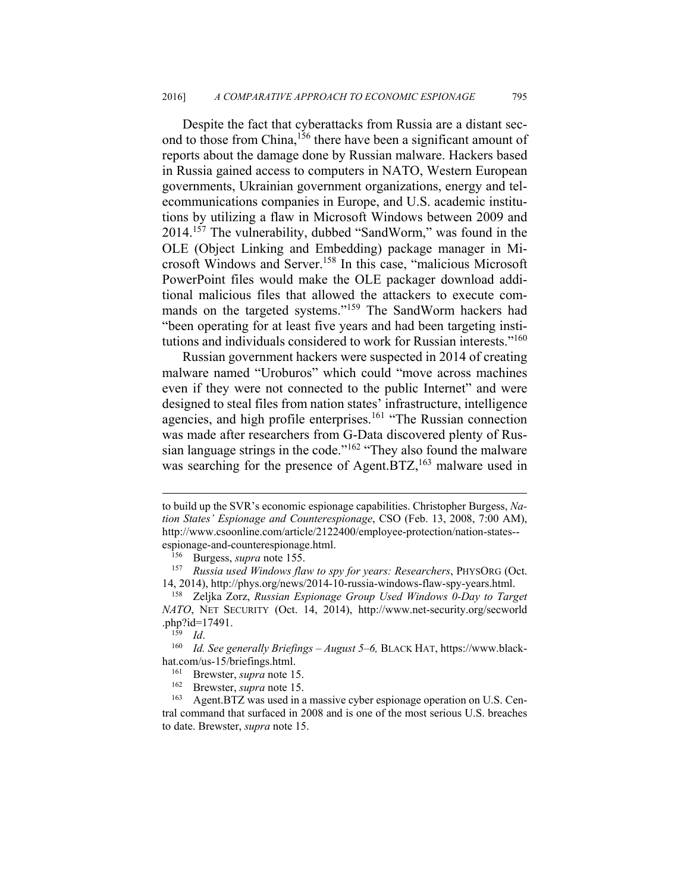Despite the fact that cyberattacks from Russia are a distant second to those from China,[156] there have been a significant amount of reports about the damage done by Russian malware. Hackers based in Russia gained access to computers in NATO, Western European governments, Ukrainian government organizations, energy and telecommunications companies in Europe, and U.S. academic institutions by utilizing a flaw in Microsoft Windows between 2009 and 2014.[157] The vulnerability, dubbed "SandWorm," was found in the OLE (Object Linking and Embedding) package manager in Microsoft Windows and Server.[158] In this case, "malicious Microsoft PowerPoint files would make the OLE packager download additional malicious files that allowed the attackers to execute commands on the targeted systems."[159] The SandWorm hackers had "been operating for at least five years and had been targeting institutions and individuals considered to work for Russian interests."[160]

Russian government hackers were suspected in 2014 of creating malware named "Uroburos" which could "move across machines even if they were not connected to the public Internet" and were designed to steal files from nation states' infrastructure, intelligence agencies, and high profile enterprises.[161] "The Russian connection was made after researchers from G-Data discovered plenty of Russian language strings in the code."[162] "They also found the malware was searching for the presence of Agent.BTZ,[163] malware used in

---

to build up the SVR's economic espionage capabilities. Christopher Burgess, *Nation States' Espionage and Counterespionage*, CSO (Feb. 13, 2008, 7:00 AM), http://www.csoonline.com/article/2122400/employee-protection/nation-states--espionage-and-counterespionage.html.

[156] Burgess, *supra* note 155.

[157] *Russia used Windows flaw to spy for years: Researchers*, PHYSORG (Oct. 14, 2014), http://phys.org/news/2014-10-russia-windows-flaw-spy-years.html.

[158] Zeljka Zorz, *Russian Espionage Group Used Windows 0-Day to Target NATO*, NET SECURITY (Oct. 14, 2014), http://www.net-security.org/secworld.php?id=17491.

[159] *Id*.

[160] *Id. See generally Briefings – August 5–6,* BLACK HAT, https://www.blackhat.com/us-15/briefings.html.

[161] Brewster, *supra* note 15.

[162] Brewster, *supra* note 15.

[163] Agent.BTZ was used in a massive cyber espionage operation on U.S. Central command that surfaced in 2008 and is one of the most serious U.S. breaches to date. Brewster, *supra* note 15.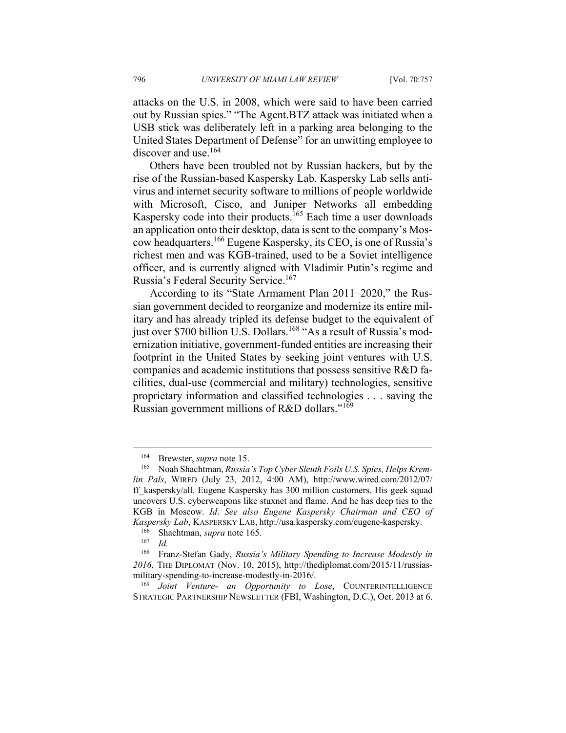attacks on the U.S. in 2008, which were said to have been carried out by Russian spies." "The Agent.BTZ attack was initiated when a USB stick was deliberately left in a parking area belonging to the United States Department of Defense" for an unwitting employee to discover and use.[164]

Others have been troubled not by Russian hackers, but by the rise of the Russian-based Kaspersky Lab. Kaspersky Lab sells antivirus and internet security software to millions of people worldwide with Microsoft, Cisco, and Juniper Networks all embedding Kaspersky code into their products.[165] Each time a user downloads an application onto their desktop, data is sent to the company's Moscow headquarters.[166] Eugene Kaspersky, its CEO, is one of Russia's richest men and was KGB-trained, used to be a Soviet intelligence officer, and is currently aligned with Vladimir Putin's regime and Russia's Federal Security Service.[167]

According to its "State Armament Plan 2011–2020," the Russian government decided to reorganize and modernize its entire military and has already tripled its defense budget to the equivalent of just over $700 billion U.S. Dollars.[168] "As a result of Russia's modernization initiative, government-funded entities are increasing their footprint in the United States by seeking joint ventures with U.S. companies and academic institutions that possess sensitive R&D facilities, dual-use (commercial and military) technologies, sensitive proprietary information and classified technologies . . . saving the Russian government millions of R&D dollars."[169]

---

[164] Brewster, *supra* note 15.

[165] Noah Shachtman, *Russia's Top Cyber Sleuth Foils U.S. Spies, Helps Kremlin Pals*, WIRED (July 23, 2012, 4:00 AM), http://www.wired.com/2012/07/ff_kaspersky/all. Eugene Kaspersky has 300 million customers. His geek squad uncovers U.S. cyberweapons like stuxnet and flame. And he has deep ties to the KGB in Moscow. *Id*. *See also Eugene Kaspersky Chairman and CEO of Kaspersky Lab*, KASPERSKY LAB, http://usa.kaspersky.com/eugene-kaspersky.

[166] Shachtman, *supra* note 165.

[167] *Id.*

[168] Franz-Stefan Gady, *Russia's Military Spending to Increase Modestly in 2016*, THE DIPLOMAT (Nov. 10, 2015), http://thediplomat.com/2015/11/russias-military-spending-to-increase-modestly-in-2016/.

[169] *Joint Venture- an Opportunity to Lose*, COUNTERINTELLIGENCE STRATEGIC PARTNERSHIP NEWSLETTER (FBI, Washington, D.C.), Oct. 2013 at 6.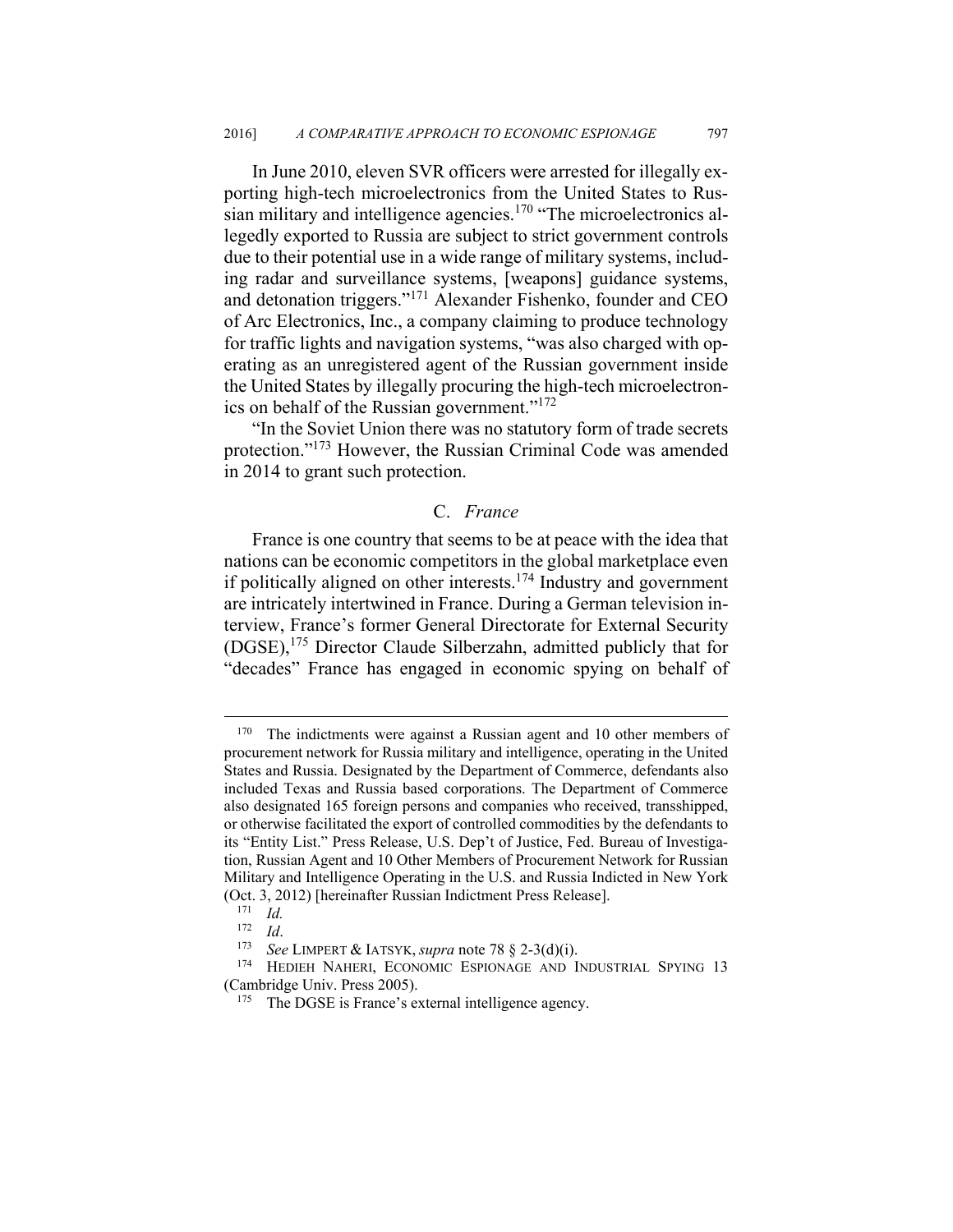In June 2010, eleven SVR officers were arrested for illegally exporting high-tech microelectronics from the United States to Russian military and intelligence agencies.[170] "The microelectronics allegedly exported to Russia are subject to strict government controls due to their potential use in a wide range of military systems, including radar and surveillance systems, [weapons] guidance systems, and detonation triggers."[171] Alexander Fishenko, founder and CEO of Arc Electronics, Inc., a company claiming to produce technology for traffic lights and navigation systems, "was also charged with operating as an unregistered agent of the Russian government inside the United States by illegally procuring the high-tech microelectronics on behalf of the Russian government."[172]

"In the Soviet Union there was no statutory form of trade secrets protection."[173] However, the Russian Criminal Code was amended in 2014 to grant such protection.

### C. *France*

France is one country that seems to be at peace with the idea that nations can be economic competitors in the global marketplace even if politically aligned on other interests.[174] Industry and government are intricately intertwined in France. During a German television interview, France's former General Directorate for External Security (DGSE),[175] Director Claude Silberzahn, admitted publicly that for "decades" France has engaged in economic spying on behalf of

---

[170] The indictments were against a Russian agent and 10 other members of procurement network for Russia military and intelligence, operating in the United States and Russia. Designated by the Department of Commerce, defendants also included Texas and Russia based corporations. The Department of Commerce also designated 165 foreign persons and companies who received, transshipped, or otherwise facilitated the export of controlled commodities by the defendants to its "Entity List." Press Release, U.S. Dep't of Justice, Fed. Bureau of Investigation, Russian Agent and 10 Other Members of Procurement Network for Russian Military and Intelligence Operating in the U.S. and Russia Indicted in New York (Oct. 3, 2012) [hereinafter Russian Indictment Press Release].

[171] *Id.*

[172] *Id*.

[173] *See* LIMPERT & IATSYK, *supra* note 78 § 2-3(d)(i).

[174] HEDIEH NAHERI, ECONOMIC ESPIONAGE AND INDUSTRIAL SPYING 13 (Cambridge Univ. Press 2005).

[175] The DGSE is France's external intelligence agency.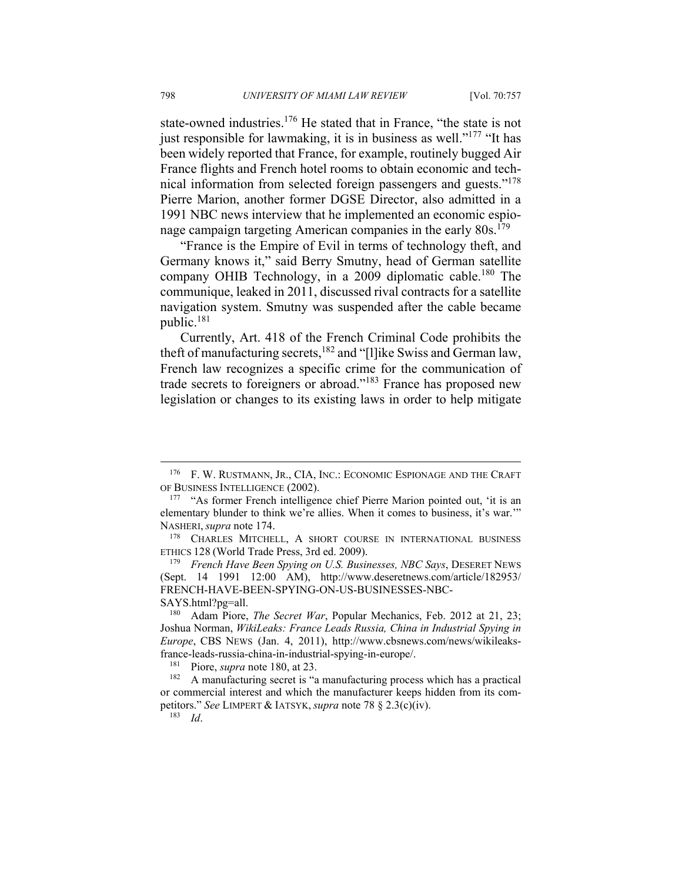state-owned industries.[176] He stated that in France, "the state is not just responsible for lawmaking, it is in business as well."[177] "It has been widely reported that France, for example, routinely bugged Air France flights and French hotel rooms to obtain economic and technical information from selected foreign passengers and guests."[178] Pierre Marion, another former DGSE Director, also admitted in a 1991 NBC news interview that he implemented an economic espionage campaign targeting American companies in the early 80s.[179]

"France is the Empire of Evil in terms of technology theft, and Germany knows it," said Berry Smutny, head of German satellite company OHIB Technology, in a 2009 diplomatic cable.[180] The communique, leaked in 2011, discussed rival contracts for a satellite navigation system. Smutny was suspended after the cable became public.[181]

Currently, Art. 418 of the French Criminal Code prohibits the theft of manufacturing secrets,[182] and "[l]ike Swiss and German law, French law recognizes a specific crime for the communication of trade secrets to foreigners or abroad."[183] France has proposed new legislation or changes to its existing laws in order to help mitigate

---

[176] F. W. RUSTMANN, JR., CIA, INC.: ECONOMIC ESPIONAGE AND THE CRAFT OF BUSINESS INTELLIGENCE (2002).

[177] "As former French intelligence chief Pierre Marion pointed out, 'it is an elementary blunder to think we're allies. When it comes to business, it's war.'" NASHERI, *supra* note 174.

[178] CHARLES MITCHELL, A SHORT COURSE IN INTERNATIONAL BUSINESS ETHICS 128 (World Trade Press, 3rd ed. 2009).

[179] *French Have Been Spying on U.S. Businesses, NBC Says*, DESERET NEWS (Sept. 14 1991 12:00 AM), http://www.deseretnews.com/article/182953/FRENCH-HAVE-BEEN-SPYING-ON-US-BUSINESSES-NBC-SAYS.html?pg=all.

[180] Adam Piore, *The Secret War*, Popular Mechanics, Feb. 2012 at 21, 23; Joshua Norman, *WikiLeaks: France Leads Russia, China in Industrial Spying in Europe*, CBS NEWS (Jan. 4, 2011), http://www.cbsnews.com/news/wikileaks-france-leads-russia-china-in-industrial-spying-in-europe/.

[181] Piore, *supra* note 180, at 23.

[182] A manufacturing secret is "a manufacturing process which has a practical or commercial interest and which the manufacturer keeps hidden from its competitors." *See* LIMPERT & IATSYK, *supra* note 78 § 2.3(c)(iv).

[183] *Id*.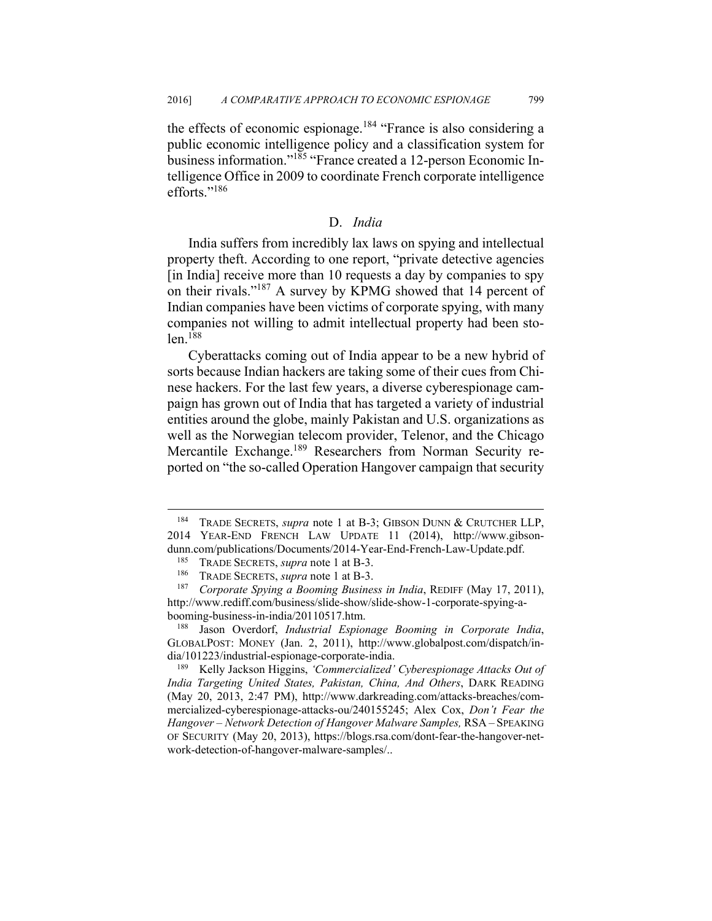the effects of economic espionage.[184] "France is also considering a public economic intelligence policy and a classification system for business information."[185] "France created a 12-person Economic Intelligence Office in 2009 to coordinate French corporate intelligence efforts."[186]

### D. *India*

India suffers from incredibly lax laws on spying and intellectual property theft. According to one report, "private detective agencies [in India] receive more than 10 requests a day by companies to spy on their rivals."[187] A survey by KPMG showed that 14 percent of Indian companies have been victims of corporate spying, with many companies not willing to admit intellectual property had been stolen.[188]

Cyberattacks coming out of India appear to be a new hybrid of sorts because Indian hackers are taking some of their cues from Chinese hackers. For the last few years, a diverse cyberespionage campaign has grown out of India that has targeted a variety of industrial entities around the globe, mainly Pakistan and U.S. organizations as well as the Norwegian telecom provider, Telenor, and the Chicago Mercantile Exchange.[189] Researchers from Norman Security reported on "the so-called Operation Hangover campaign that security

---

[184] TRADE SECRETS, *supra* note 1 at B-3; GIBSON DUNN & CRUTCHER LLP, 2014 YEAR-END FRENCH LAW UPDATE 11 (2014), http://www.gibsondunn.com/publications/Documents/2014-Year-End-French-Law-Update.pdf.

[185] TRADE SECRETS, *supra* note 1 at B-3.

[186] TRADE SECRETS, *supra* note 1 at B-3.

[187] *Corporate Spying a Booming Business in India*, REDIFF (May 17, 2011), http://www.rediff.com/business/slide-show/slide-show-1-corporate-spying-a-booming-business-in-india/20110517.htm.

[188] Jason Overdorf, *Industrial Espionage Booming in Corporate India*, GLOBALPOST: MONEY (Jan. 2, 2011), http://www.globalpost.com/dispatch/india/101223/industrial-espionage-corporate-india.

[189] Kelly Jackson Higgins, *'Commercialized' Cyberespionage Attacks Out of India Targeting United States, Pakistan, China, And Others*, DARK READING (May 20, 2013, 2:47 PM), http://www.darkreading.com/attacks-breaches/commercialized-cyberespionage-attacks-ou/240155245; Alex Cox, *Don't Fear the Hangover – Network Detection of Hangover Malware Samples,* RSA – SPEAKING OF SECURITY (May 20, 2013), https://blogs.rsa.com/dont-fear-the-hangover-network-detection-of-hangover-malware-samples/..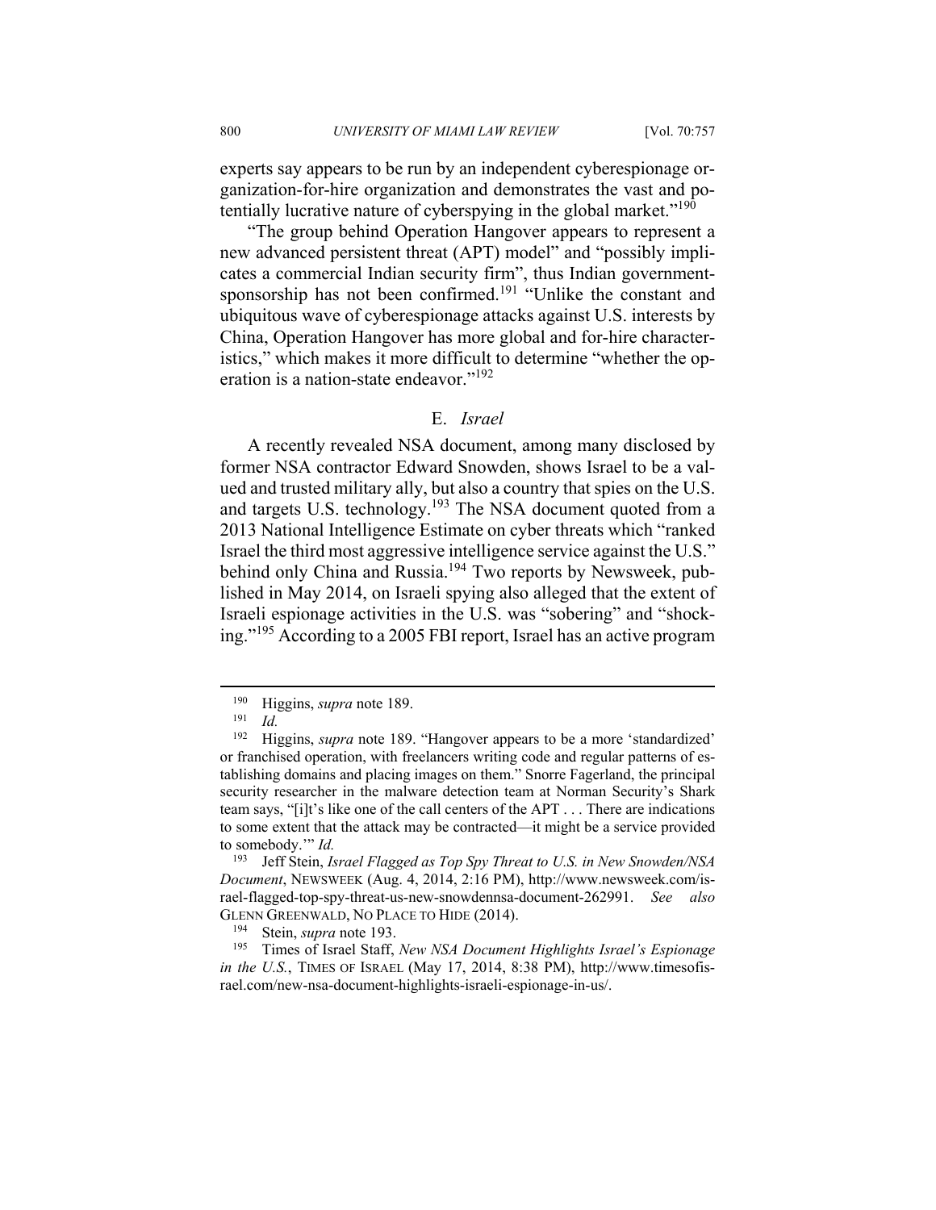experts say appears to be run by an independent cyberespionage organization-for-hire organization and demonstrates the vast and potentially lucrative nature of cyberspying in the global market."[190]

"The group behind Operation Hangover appears to represent a new advanced persistent threat (APT) model" and "possibly implicates a commercial Indian security firm", thus Indian government-sponsorship has not been confirmed.[191] "Unlike the constant and ubiquitous wave of cyberespionage attacks against U.S. interests by China, Operation Hangover has more global and for-hire characteristics," which makes it more difficult to determine "whether the operation is a nation-state endeavor."[192]

### E. *Israel*

A recently revealed NSA document, among many disclosed by former NSA contractor Edward Snowden, shows Israel to be a valued and trusted military ally, but also a country that spies on the U.S. and targets U.S. technology.[193] The NSA document quoted from a 2013 National Intelligence Estimate on cyber threats which "ranked Israel the third most aggressive intelligence service against the U.S." behind only China and Russia.[194] Two reports by Newsweek, published in May 2014, on Israeli spying also alleged that the extent of Israeli espionage activities in the U.S. was "sobering" and "shocking."[195] According to a 2005 FBI report, Israel has an active program

---

[190] Higgins, *supra* note 189.

[191] *Id.*

[192] Higgins, *supra* note 189. "Hangover appears to be a more 'standardized' or franchised operation, with freelancers writing code and regular patterns of establishing domains and placing images on them." Snorre Fagerland, the principal security researcher in the malware detection team at Norman Security's Shark team says, "[i]t's like one of the call centers of the APT . . . There are indications to some extent that the attack may be contracted—it might be a service provided to somebody.'" *Id.*

[193] Jeff Stein, *Israel Flagged as Top Spy Threat to U.S. in New Snowden/NSA Document*, NEWSWEEK (Aug. 4, 2014, 2:16 PM), http://www.newsweek.com/israel-flagged-top-spy-threat-us-new-snowdennsa-document-262991. *See also* GLENN GREENWALD, NO PLACE TO HIDE (2014).

[194] Stein, *supra* note 193.

[195] Times of Israel Staff, *New NSA Document Highlights Israel's Espionage in the U.S.*, TIMES OF ISRAEL (May 17, 2014, 8:38 PM), http://www.timesofisrael.com/new-nsa-document-highlights-israeli-espionage-in-us/.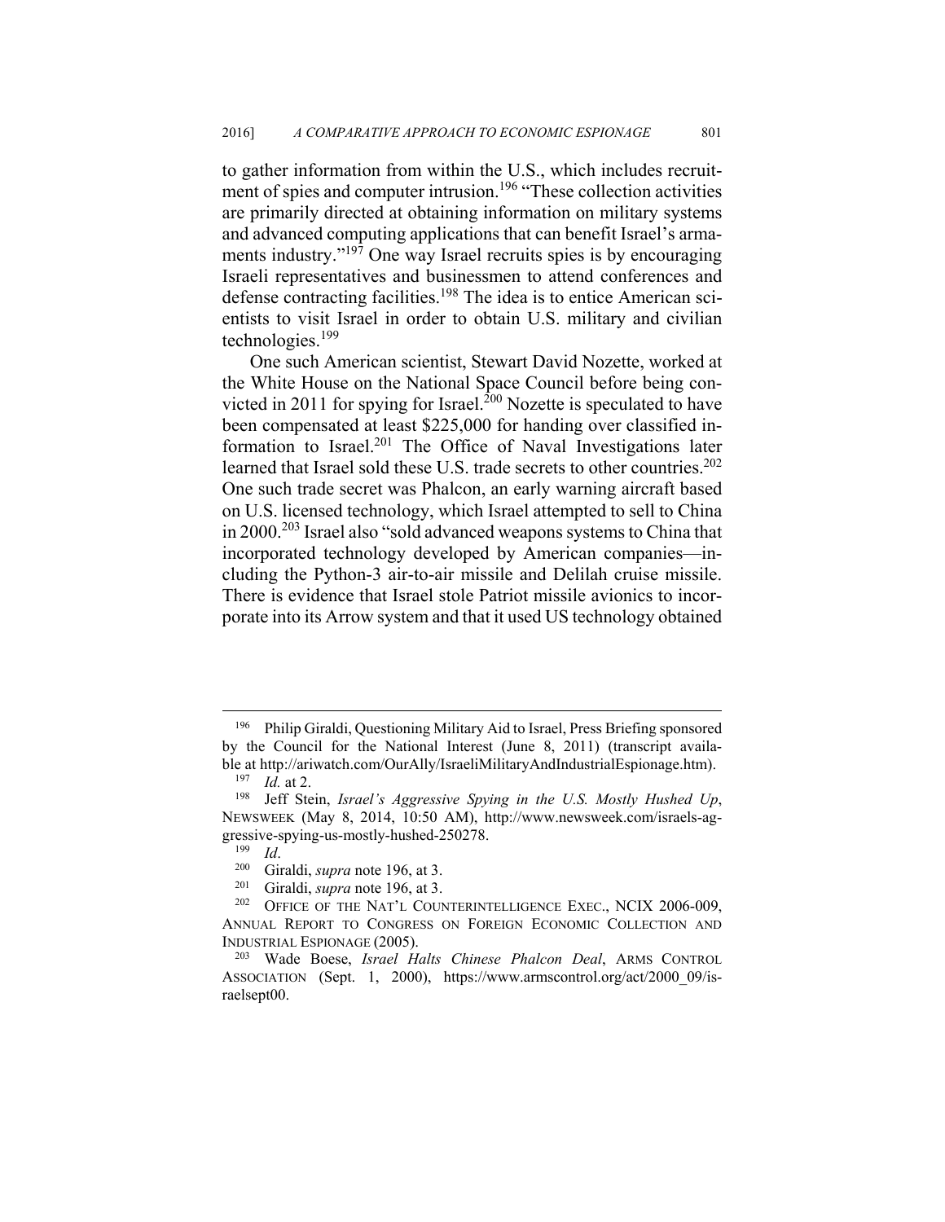to gather information from within the U.S., which includes recruitment of spies and computer intrusion.[196] "These collection activities are primarily directed at obtaining information on military systems and advanced computing applications that can benefit Israel's armaments industry."[197] One way Israel recruits spies is by encouraging Israeli representatives and businessmen to attend conferences and defense contracting facilities.[198] The idea is to entice American scientists to visit Israel in order to obtain U.S. military and civilian technologies.[199]

One such American scientist, Stewart David Nozette, worked at the White House on the National Space Council before being convicted in 2011 for spying for Israel.[200] Nozette is speculated to have been compensated at least $225,000 for handing over classified information to Israel.[201] The Office of Naval Investigations later learned that Israel sold these U.S. trade secrets to other countries.[202] One such trade secret was Phalcon, an early warning aircraft based on U.S. licensed technology, which Israel attempted to sell to China in 2000.[203] Israel also "sold advanced weapons systems to China that incorporated technology developed by American companies—including the Python-3 air-to-air missile and Delilah cruise missile. There is evidence that Israel stole Patriot missile avionics to incorporate into its Arrow system and that it used US technology obtained

---

[196] Philip Giraldi, Questioning Military Aid to Israel, Press Briefing sponsored by the Council for the National Interest (June 8, 2011) (transcript available at http://ariwatch.com/OurAlly/IsraeliMilitaryAndIndustrialEspionage.htm).

[197] *Id.* at 2.

[198] Jeff Stein, *Israel's Aggressive Spying in the U.S. Mostly Hushed Up*, NEWSWEEK (May 8, 2014, 10:50 AM), http://www.newsweek.com/israels-aggressive-spying-us-mostly-hushed-250278.

[199] *Id*.

[200] Giraldi, *supra* note 196, at 3.

[201] Giraldi, *supra* note 196, at 3.

[202] OFFICE OF THE NAT'L COUNTERINTELLIGENCE EXEC., NCIX 2006-009, ANNUAL REPORT TO CONGRESS ON FOREIGN ECONOMIC COLLECTION AND INDUSTRIAL ESPIONAGE (2005).

[203] Wade Boese, *Israel Halts Chinese Phalcon Deal*, ARMS CONTROL ASSOCIATION (Sept. 1, 2000), https://www.armscontrol.org/act/2000_09/israelsept00.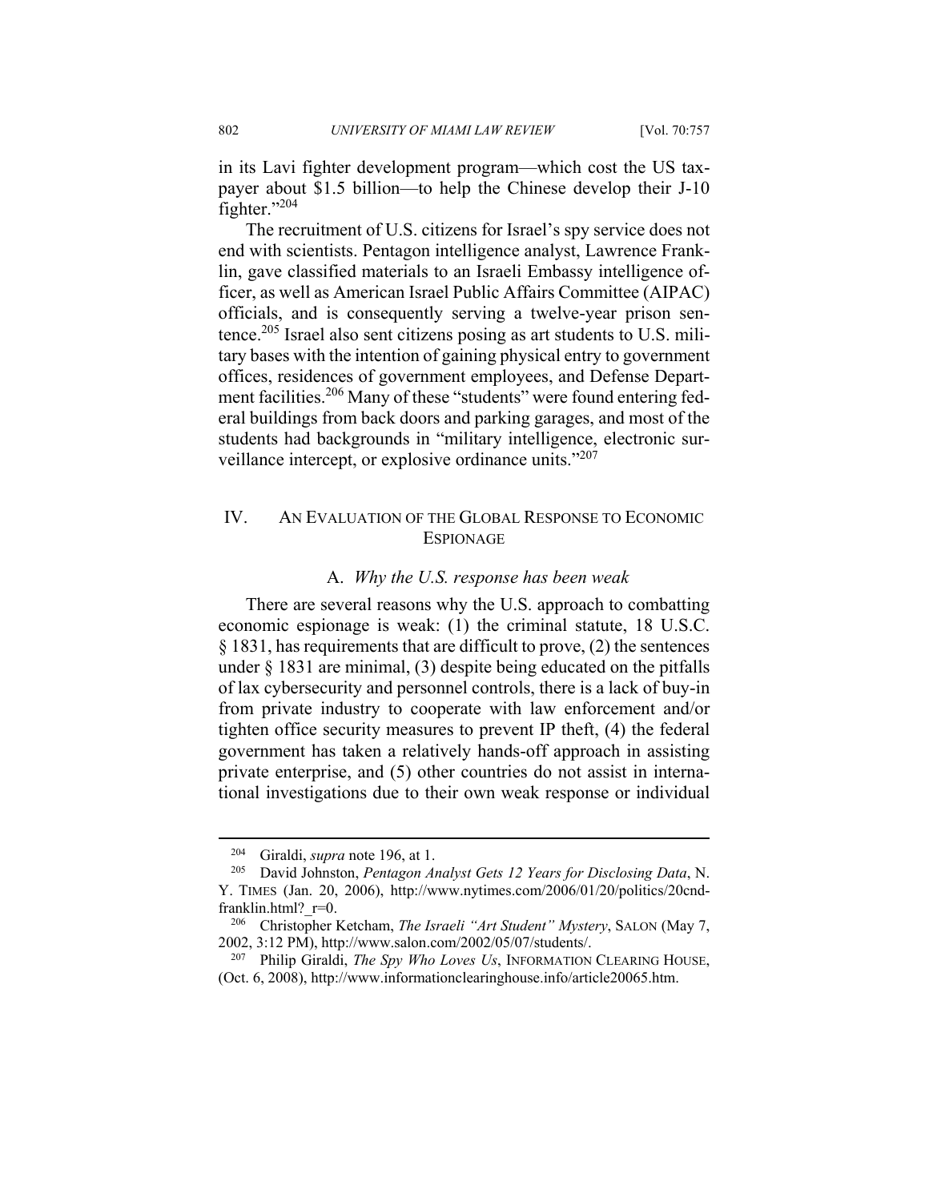in its Lavi fighter development program—which cost the US taxpayer about $1.5 billion—to help the Chinese develop their J-10 fighter."[204]

The recruitment of U.S. citizens for Israel's spy service does not end with scientists. Pentagon intelligence analyst, Lawrence Franklin, gave classified materials to an Israeli Embassy intelligence officer, as well as American Israel Public Affairs Committee (AIPAC) officials, and is consequently serving a twelve-year prison sentence.[205] Israel also sent citizens posing as art students to U.S. military bases with the intention of gaining physical entry to government offices, residences of government employees, and Defense Department facilities.[206] Many of these "students" were found entering federal buildings from back doors and parking garages, and most of the students had backgrounds in "military intelligence, electronic surveillance intercept, or explosive ordinance units."[207]

## IV. An Evaluation of the Global Response to Economic Espionage

### A. *Why the U.S. response has been weak*

There are several reasons why the U.S. approach to combatting economic espionage is weak: (1) the criminal statute, 18 U.S.C. § 1831, has requirements that are difficult to prove, (2) the sentences under § 1831 are minimal, (3) despite being educated on the pitfalls of lax cybersecurity and personnel controls, there is a lack of buy-in from private industry to cooperate with law enforcement and/or tighten office security measures to prevent IP theft, (4) the federal government has taken a relatively hands-off approach in assisting private enterprise, and (5) other countries do not assist in international investigations due to their own weak response or individual

---

[204] Giraldi, *supra* note 196, at 1.

[205] David Johnston, *Pentagon Analyst Gets 12 Years for Disclosing Data*, N. Y. Times (Jan. 20, 2006), http://www.nytimes.com/2006/01/20/politics/20cnd-franklin.html?_r=0.

[206] Christopher Ketcham, *The Israeli "Art Student" Mystery*, Salon (May 7, 2002, 3:12 PM), http://www.salon.com/2002/05/07/students/.

[207] Philip Giraldi, *The Spy Who Loves Us*, Information Clearing House, (Oct. 6, 2008), http://www.informationclearinghouse.info/article20065.htm.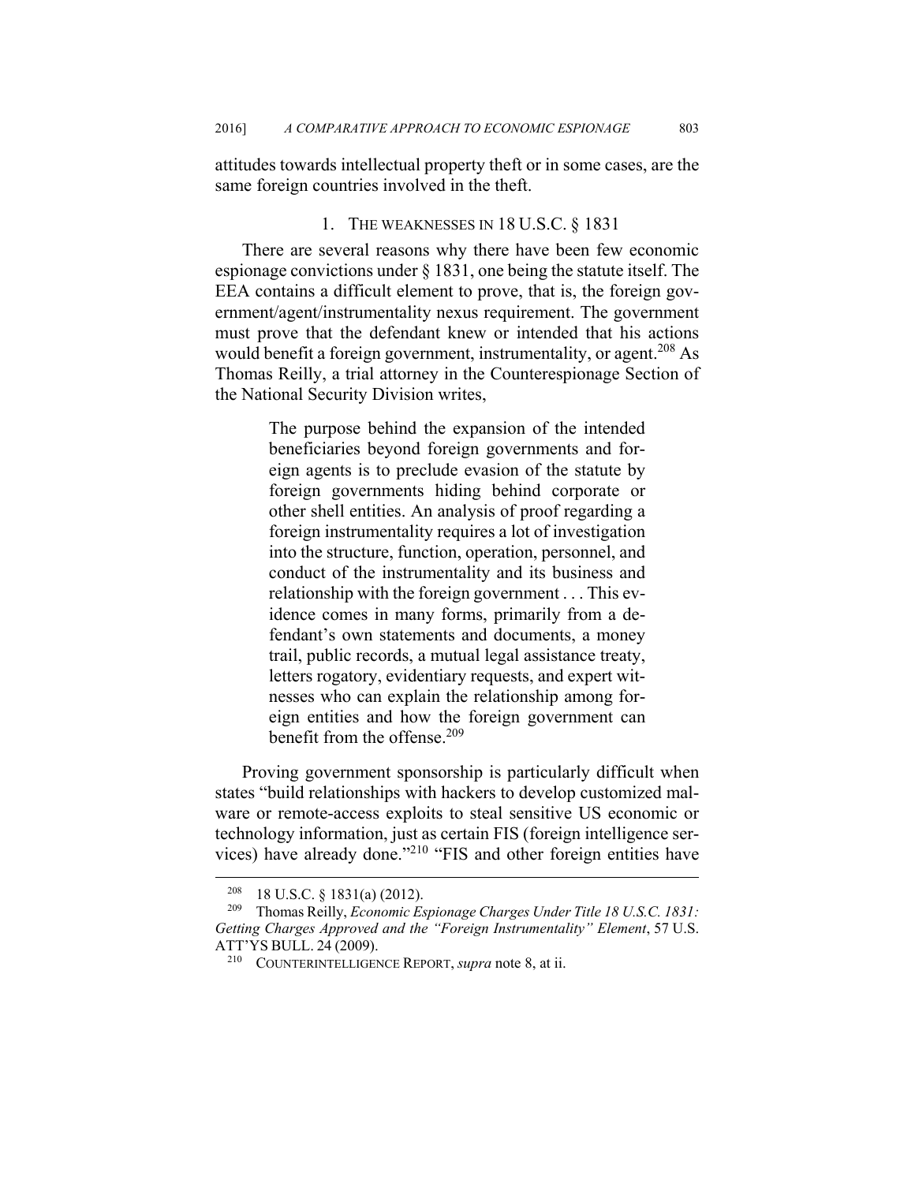attitudes towards intellectual property theft or in some cases, are the same foreign countries involved in the theft.

### 1. THE WEAKNESSES IN 18 U.S.C. § 1831

There are several reasons why there have been few economic espionage convictions under § 1831, one being the statute itself. The EEA contains a difficult element to prove, that is, the foreign government/agent/instrumentality nexus requirement. The government must prove that the defendant knew or intended that his actions would benefit a foreign government, instrumentality, or agent.[208] As Thomas Reilly, a trial attorney in the Counterespionage Section of the National Security Division writes,

> The purpose behind the expansion of the intended beneficiaries beyond foreign governments and foreign agents is to preclude evasion of the statute by foreign governments hiding behind corporate or other shell entities. An analysis of proof regarding a foreign instrumentality requires a lot of investigation into the structure, function, operation, personnel, and conduct of the instrumentality and its business and relationship with the foreign government . . . This evidence comes in many forms, primarily from a defendant's own statements and documents, a money trail, public records, a mutual legal assistance treaty, letters rogatory, evidentiary requests, and expert witnesses who can explain the relationship among foreign entities and how the foreign government can benefit from the offense.[209]

Proving government sponsorship is particularly difficult when states "build relationships with hackers to develop customized malware or remote-access exploits to steal sensitive US economic or technology information, just as certain FIS (foreign intelligence services) have already done."[210] "FIS and other foreign entities have

---

[208] 18 U.S.C. § 1831(a) (2012).

[209] Thomas Reilly, *Economic Espionage Charges Under Title 18 U.S.C. 1831: Getting Charges Approved and the "Foreign Instrumentality" Element*, 57 U.S. ATT'YS BULL. 24 (2009).

[210] COUNTERINTELLIGENCE REPORT, *supra* note 8, at ii.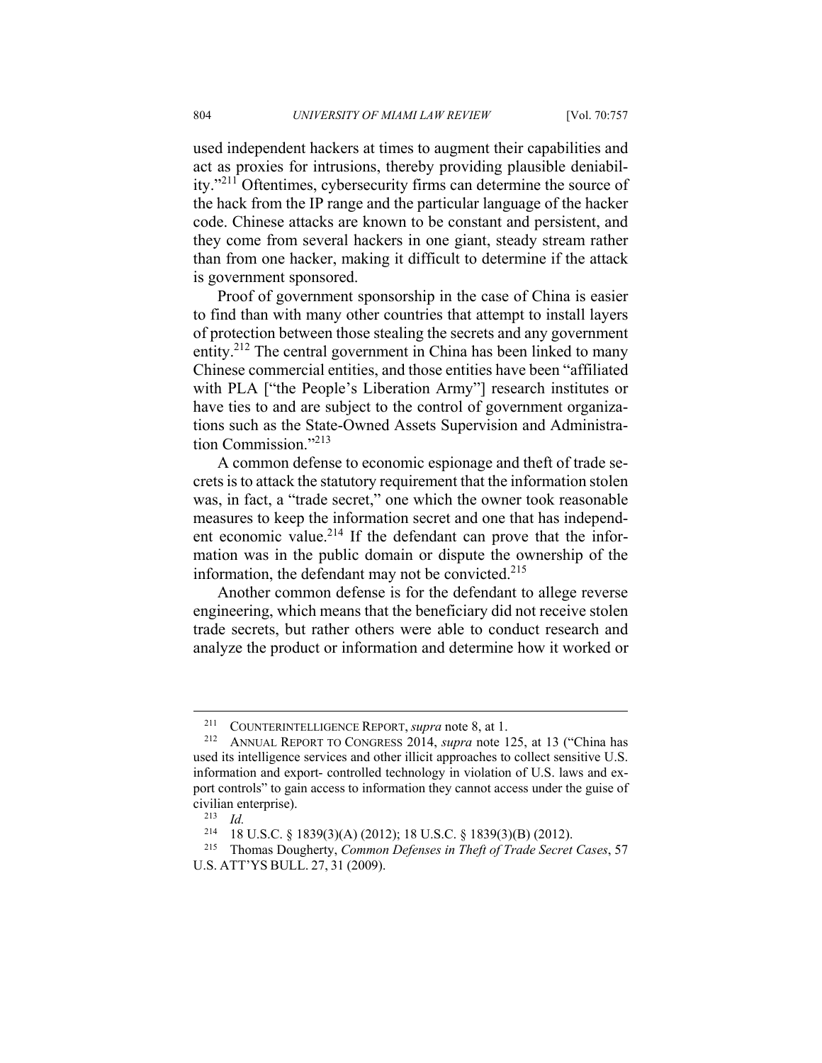used independent hackers at times to augment their capabilities and act as proxies for intrusions, thereby providing plausible deniability."[211] Oftentimes, cybersecurity firms can determine the source of the hack from the IP range and the particular language of the hacker code. Chinese attacks are known to be constant and persistent, and they come from several hackers in one giant, steady stream rather than from one hacker, making it difficult to determine if the attack is government sponsored.

Proof of government sponsorship in the case of China is easier to find than with many other countries that attempt to install layers of protection between those stealing the secrets and any government entity.[212] The central government in China has been linked to many Chinese commercial entities, and those entities have been "affiliated with PLA ["the People's Liberation Army"] research institutes or have ties to and are subject to the control of government organizations such as the State-Owned Assets Supervision and Administration Commission."[213]

A common defense to economic espionage and theft of trade secrets is to attack the statutory requirement that the information stolen was, in fact, a "trade secret," one which the owner took reasonable measures to keep the information secret and one that has independent economic value.[214] If the defendant can prove that the information was in the public domain or dispute the ownership of the information, the defendant may not be convicted.[215]

Another common defense is for the defendant to allege reverse engineering, which means that the beneficiary did not receive stolen trade secrets, but rather others were able to conduct research and analyze the product or information and determine how it worked or

---

[211] COUNTERINTELLIGENCE REPORT, *supra* note 8, at 1.

[212] ANNUAL REPORT TO CONGRESS 2014, *supra* note 125, at 13 ("China has used its intelligence services and other illicit approaches to collect sensitive U.S. information and export- controlled technology in violation of U.S. laws and export controls" to gain access to information they cannot access under the guise of civilian enterprise).

[213] *Id.*

[214] 18 U.S.C. § 1839(3)(A) (2012); 18 U.S.C. § 1839(3)(B) (2012).

[215] Thomas Dougherty, *Common Defenses in Theft of Trade Secret Cases*, 57 U.S. ATT'YS BULL. 27, 31 (2009).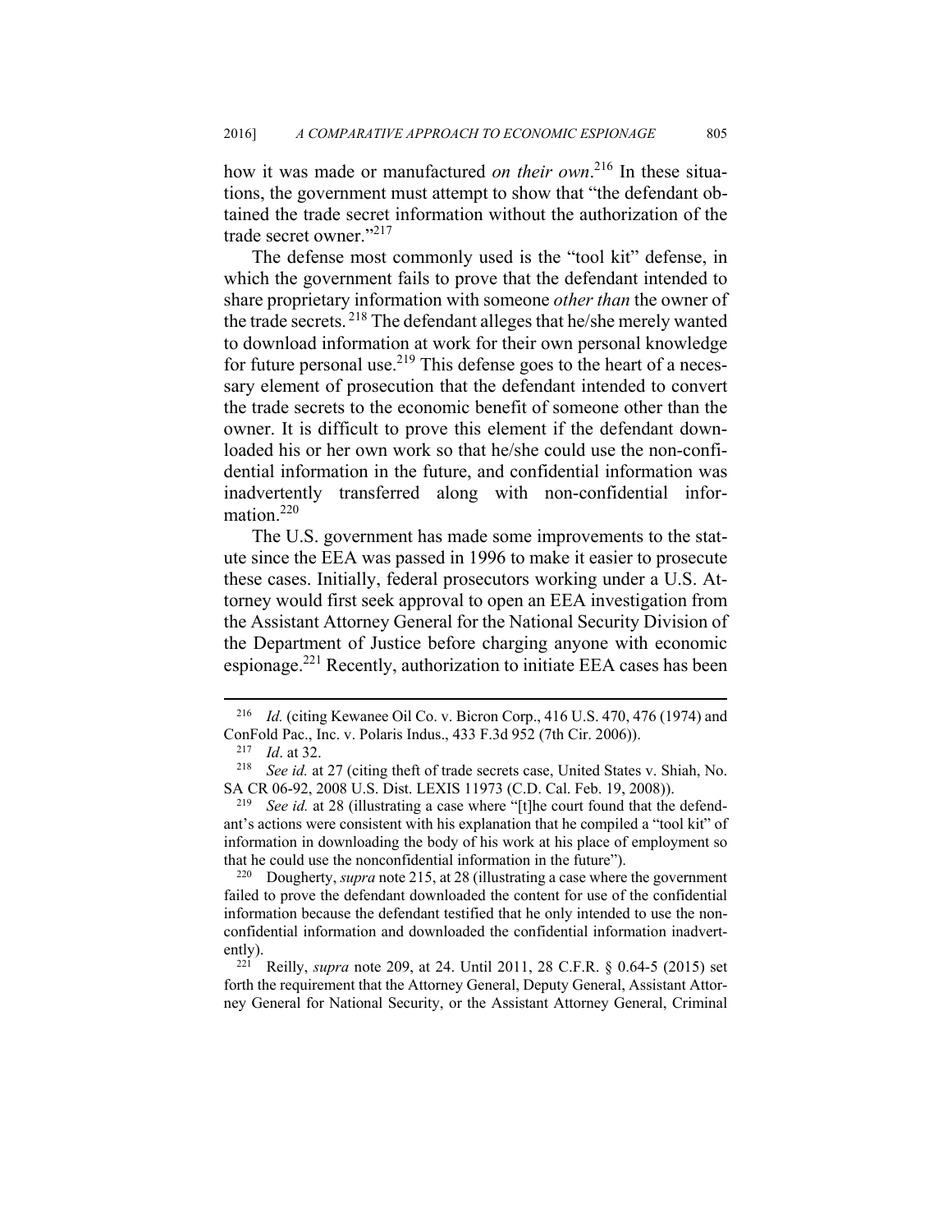how it was made or manufactured *on their own*.[216] In these situations, the government must attempt to show that "the defendant obtained the trade secret information without the authorization of the trade secret owner."[217]

The defense most commonly used is the "tool kit" defense, in which the government fails to prove that the defendant intended to share proprietary information with someone *other than* the owner of the trade secrets.[218] The defendant alleges that he/she merely wanted to download information at work for their own personal knowledge for future personal use.[219] This defense goes to the heart of a necessary element of prosecution that the defendant intended to convert the trade secrets to the economic benefit of someone other than the owner. It is difficult to prove this element if the defendant downloaded his or her own work so that he/she could use the non-confidential information in the future, and confidential information was inadvertently transferred along with non-confidential information.[220]

The U.S. government has made some improvements to the statute since the EEA was passed in 1996 to make it easier to prosecute these cases. Initially, federal prosecutors working under a U.S. Attorney would first seek approval to open an EEA investigation from the Assistant Attorney General for the National Security Division of the Department of Justice before charging anyone with economic espionage.[221] Recently, authorization to initiate EEA cases has been

---

[216] *Id.* (citing Kewanee Oil Co. v. Bicron Corp., 416 U.S. 470, 476 (1974) and ConFold Pac., Inc. v. Polaris Indus., 433 F.3d 952 (7th Cir. 2006)).

[217] *Id*. at 32.

[218] *See id.* at 27 (citing theft of trade secrets case, United States v. Shiah, No. SA CR 06-92, 2008 U.S. Dist. LEXIS 11973 (C.D. Cal. Feb. 19, 2008)).

[219] *See id.* at 28 (illustrating a case where "[t]he court found that the defendant's actions were consistent with his explanation that he compiled a "tool kit" of information in downloading the body of his work at his place of employment so that he could use the nonconfidential information in the future").

[220] Dougherty, *supra* note 215, at 28 (illustrating a case where the government failed to prove the defendant downloaded the content for use of the confidential information because the defendant testified that he only intended to use the non-confidential information and downloaded the confidential information inadvertently).

[221] Reilly, *supra* note 209, at 24. Until 2011, 28 C.F.R. § 0.64-5 (2015) set forth the requirement that the Attorney General, Deputy General, Assistant Attorney General for National Security, or the Assistant Attorney General, Criminal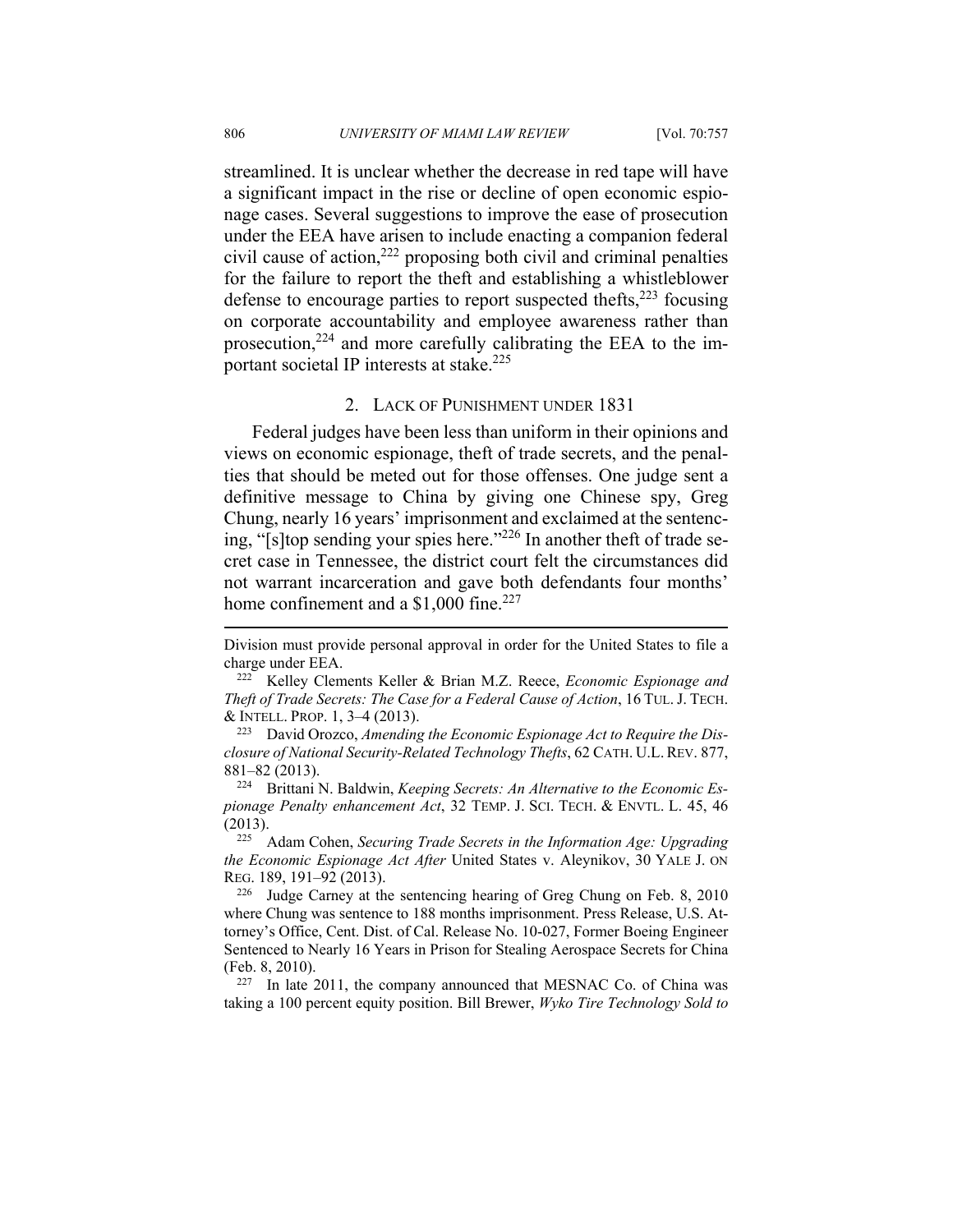streamlined. It is unclear whether the decrease in red tape will have a significant impact in the rise or decline of open economic espionage cases. Several suggestions to improve the ease of prosecution under the EEA have arisen to include enacting a companion federal civil cause of action,[222] proposing both civil and criminal penalties for the failure to report the theft and establishing a whistleblower defense to encourage parties to report suspected thefts,[223] focusing on corporate accountability and employee awareness rather than prosecution,[224] and more carefully calibrating the EEA to the important societal IP interests at stake.[225]

### 2. Lack of Punishment under 1831

Federal judges have been less than uniform in their opinions and views on economic espionage, theft of trade secrets, and the penalties that should be meted out for those offenses. One judge sent a definitive message to China by giving one Chinese spy, Greg Chung, nearly 16 years' imprisonment and exclaimed at the sentencing, "[s]top sending your spies here."[226] In another theft of trade secret case in Tennessee, the district court felt the circumstances did not warrant incarceration and gave both defendants four months' home confinement and a $1,000 fine.[227]

---

Division must provide personal approval in order for the United States to file a charge under EEA.

[222] Kelley Clements Keller & Brian M.Z. Reece, *Economic Espionage and Theft of Trade Secrets: The Case for a Federal Cause of Action*, 16 Tul. J. Tech. & Intell. Prop. 1, 3–4 (2013).

[223] David Orozco, *Amending the Economic Espionage Act to Require the Disclosure of National Security-Related Technology Thefts*, 62 Cath. U.L. Rev. 877, 881–82 (2013).

[224] Brittani N. Baldwin, *Keeping Secrets: An Alternative to the Economic Espionage Penalty enhancement Act*, 32 Temp. J. Sci. Tech. & Envtl. L. 45, 46 (2013).

[225] Adam Cohen, *Securing Trade Secrets in the Information Age: Upgrading the Economic Espionage Act After* United States v. Aleynikov, 30 Yale J. on Reg. 189, 191–92 (2013).

[226] Judge Carney at the sentencing hearing of Greg Chung on Feb. 8, 2010 where Chung was sentence to 188 months imprisonment. Press Release, U.S. Attorney's Office, Cent. Dist. of Cal. Release No. 10-027, Former Boeing Engineer Sentenced to Nearly 16 Years in Prison for Stealing Aerospace Secrets for China (Feb. 8, 2010).

[227] In late 2011, the company announced that MESNAC Co. of China was taking a 100 percent equity position. Bill Brewer, *Wyko Tire Technology Sold to*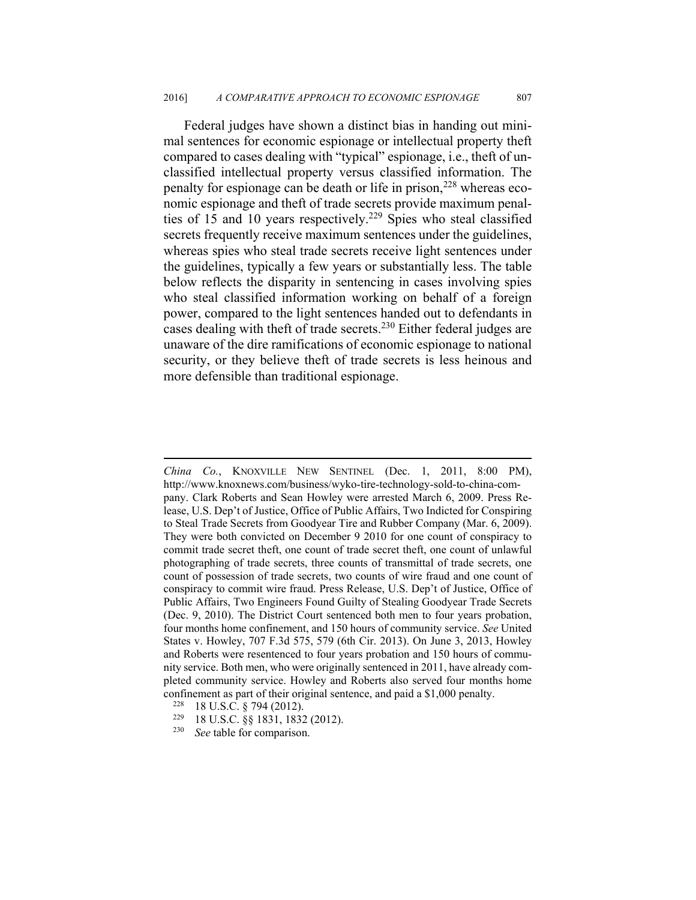Federal judges have shown a distinct bias in handing out minimal sentences for economic espionage or intellectual property theft compared to cases dealing with "typical" espionage, i.e., theft of unclassified intellectual property versus classified information. The penalty for espionage can be death or life in prison,[228] whereas economic espionage and theft of trade secrets provide maximum penalties of 15 and 10 years respectively.[229] Spies who steal classified secrets frequently receive maximum sentences under the guidelines, whereas spies who steal trade secrets receive light sentences under the guidelines, typically a few years or substantially less. The table below reflects the disparity in sentencing in cases involving spies who steal classified information working on behalf of a foreign power, compared to the light sentences handed out to defendants in cases dealing with theft of trade secrets.[230] Either federal judges are unaware of the dire ramifications of economic espionage to national security, or they believe theft of trade secrets is less heinous and more defensible than traditional espionage.

---

*China Co.*, KNOXVILLE NEW SENTINEL (Dec. 1, 2011, 8:00 PM), http://www.knoxnews.com/business/wyko-tire-technology-sold-to-china-company. Clark Roberts and Sean Howley were arrested March 6, 2009. Press Release, U.S. Dep't of Justice, Office of Public Affairs, Two Indicted for Conspiring to Steal Trade Secrets from Goodyear Tire and Rubber Company (Mar. 6, 2009). They were both convicted on December 9 2010 for one count of conspiracy to commit trade secret theft, one count of trade secret theft, one count of unlawful photographing of trade secrets, three counts of transmittal of trade secrets, one count of possession of trade secrets, two counts of wire fraud and one count of conspiracy to commit wire fraud. Press Release, U.S. Dep't of Justice, Office of Public Affairs, Two Engineers Found Guilty of Stealing Goodyear Trade Secrets (Dec. 9, 2010). The District Court sentenced both men to four years probation, four months home confinement, and 150 hours of community service. *See* United States v. Howley, 707 F.3d 575, 579 (6th Cir. 2013). On June 3, 2013, Howley and Roberts were resentenced to four years probation and 150 hours of community service. Both men, who were originally sentenced in 2011, have already completed community service. Howley and Roberts also served four months home confinement as part of their original sentence, and paid a $1,000 penalty.

[228] 18 U.S.C. § 794 (2012).

[229] 18 U.S.C. §§ 1831, 1832 (2012).

[230] *See* table for comparison.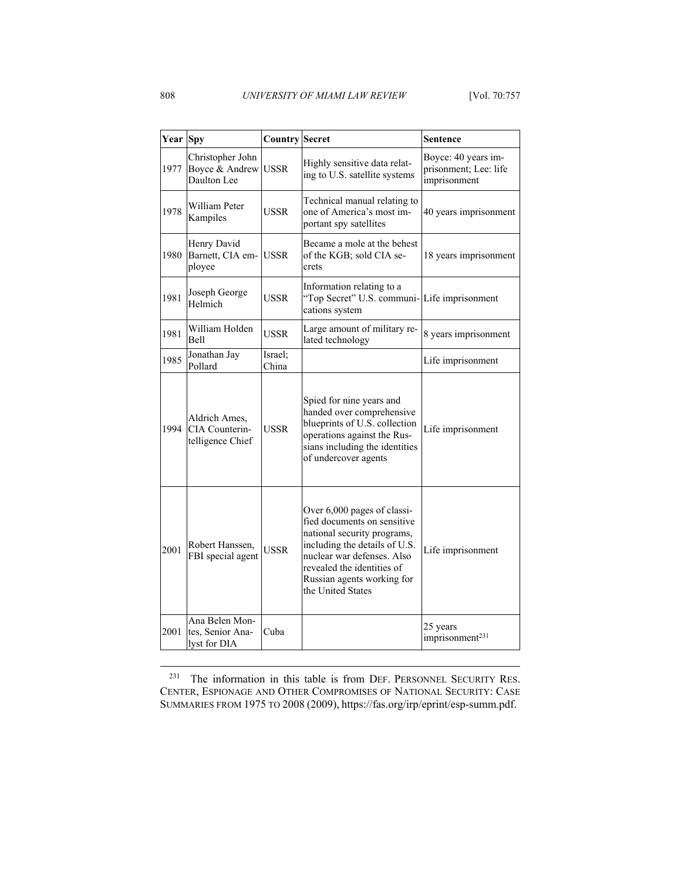| Year | Spy | Country | Secret | Sentence |
|---|---|---|---|---|
| 1977 | Christopher John Boyce & Andrew Daulton Lee | USSR | Highly sensitive data relating to U.S. satellite systems | Boyce: 40 years imprisonment; Lee: life imprisonment |
| 1978 | William Peter Kampiles | USSR | Technical manual relating to one of America's most important spy satellites | 40 years imprisonment |
| 1980 | Henry David Barnett, CIA employee | USSR | Became a mole at the behest of the KGB; sold CIA secrets | 18 years imprisonment |
| 1981 | Joseph George Helmich | USSR | Information relating to a "Top Secret" U.S. communications system | Life imprisonment |
| 1981 | William Holden Bell | USSR | Large amount of military related technology | 8 years imprisonment |
| 1985 | Jonathan Jay Pollard | Israel; China | | Life imprisonment |
| 1994 | Aldrich Ames, CIA Counterintelligence Chief | USSR | Spied for nine years and handed over comprehensive blueprints of U.S. collection operations against the Russians including the identities of undercover agents | Life imprisonment |
| 2001 | Robert Hanssen, FBI special agent | USSR | Over 6,000 pages of classified documents on sensitive national security programs, including the details of U.S. nuclear war defenses. Also revealed the identities of Russian agents working for the United States | Life imprisonment |
| 2001 | Ana Belen Montes, Senior Analyst for DIA | Cuba | | 25 years imprisonment[231] |

[231] The information in this table is from DEF. PERSONNEL SECURITY RES. CENTER, ESPIONAGE AND OTHER COMPROMISES OF NATIONAL SECURITY: CASE SUMMARIES FROM 1975 TO 2008 (2009), https://fas.org/irp/eprint/esp-summ.pdf.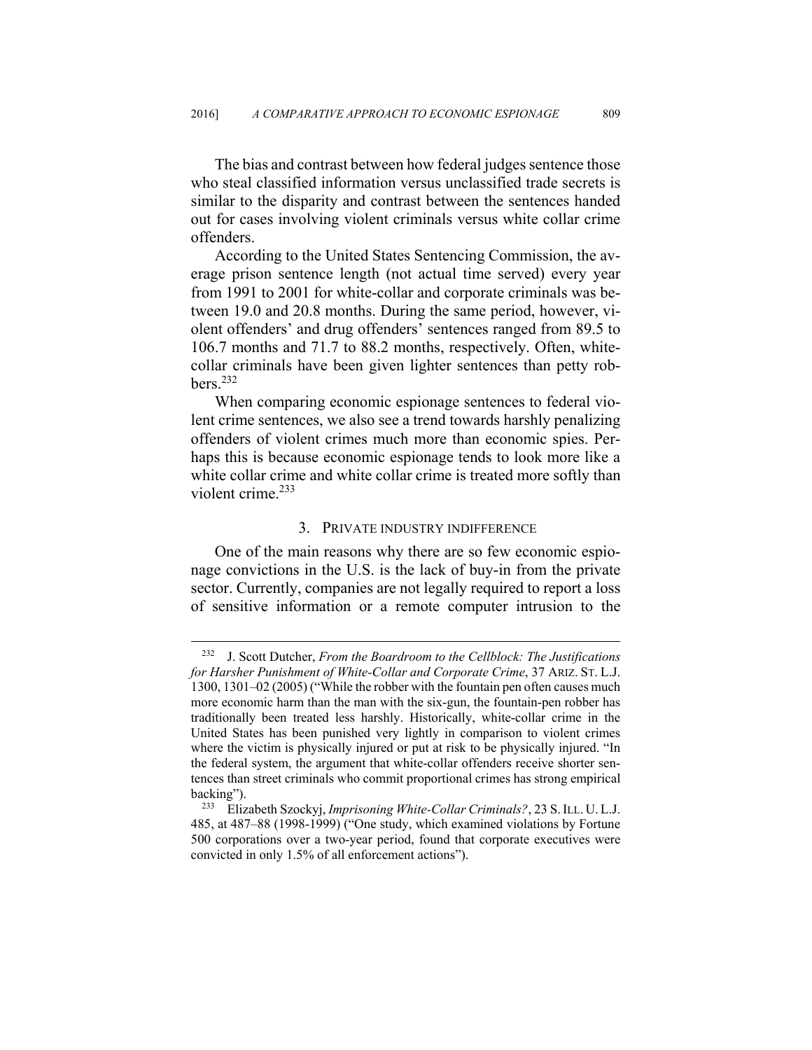The bias and contrast between how federal judges sentence those who steal classified information versus unclassified trade secrets is similar to the disparity and contrast between the sentences handed out for cases involving violent criminals versus white collar crime offenders.

According to the United States Sentencing Commission, the average prison sentence length (not actual time served) every year from 1991 to 2001 for white-collar and corporate criminals was between 19.0 and 20.8 months. During the same period, however, violent offenders' and drug offenders' sentences ranged from 89.5 to 106.7 months and 71.7 to 88.2 months, respectively. Often, white-collar criminals have been given lighter sentences than petty robbers.[232]

When comparing economic espionage sentences to federal violent crime sentences, we also see a trend towards harshly penalizing offenders of violent crimes much more than economic spies. Perhaps this is because economic espionage tends to look more like a white collar crime and white collar crime is treated more softly than violent crime.[233]

### 3. PRIVATE INDUSTRY INDIFFERENCE

One of the main reasons why there are so few economic espionage convictions in the U.S. is the lack of buy-in from the private sector. Currently, companies are not legally required to report a loss of sensitive information or a remote computer intrusion to the

---

[232] J. Scott Dutcher, *From the Boardroom to the Cellblock: The Justifications for Harsher Punishment of White-Collar and Corporate Crime*, 37 ARIZ. ST. L.J. 1300, 1301–02 (2005) ("While the robber with the fountain pen often causes much more economic harm than the man with the six-gun, the fountain-pen robber has traditionally been treated less harshly. Historically, white-collar crime in the United States has been punished very lightly in comparison to violent crimes where the victim is physically injured or put at risk to be physically injured. "In the federal system, the argument that white-collar offenders receive shorter sentences than street criminals who commit proportional crimes has strong empirical backing").

[233] Elizabeth Szockyj, *Imprisoning White-Collar Criminals?*, 23 S. ILL. U. L.J. 485, at 487–88 (1998-1999) ("One study, which examined violations by Fortune 500 corporations over a two-year period, found that corporate executives were convicted in only 1.5% of all enforcement actions").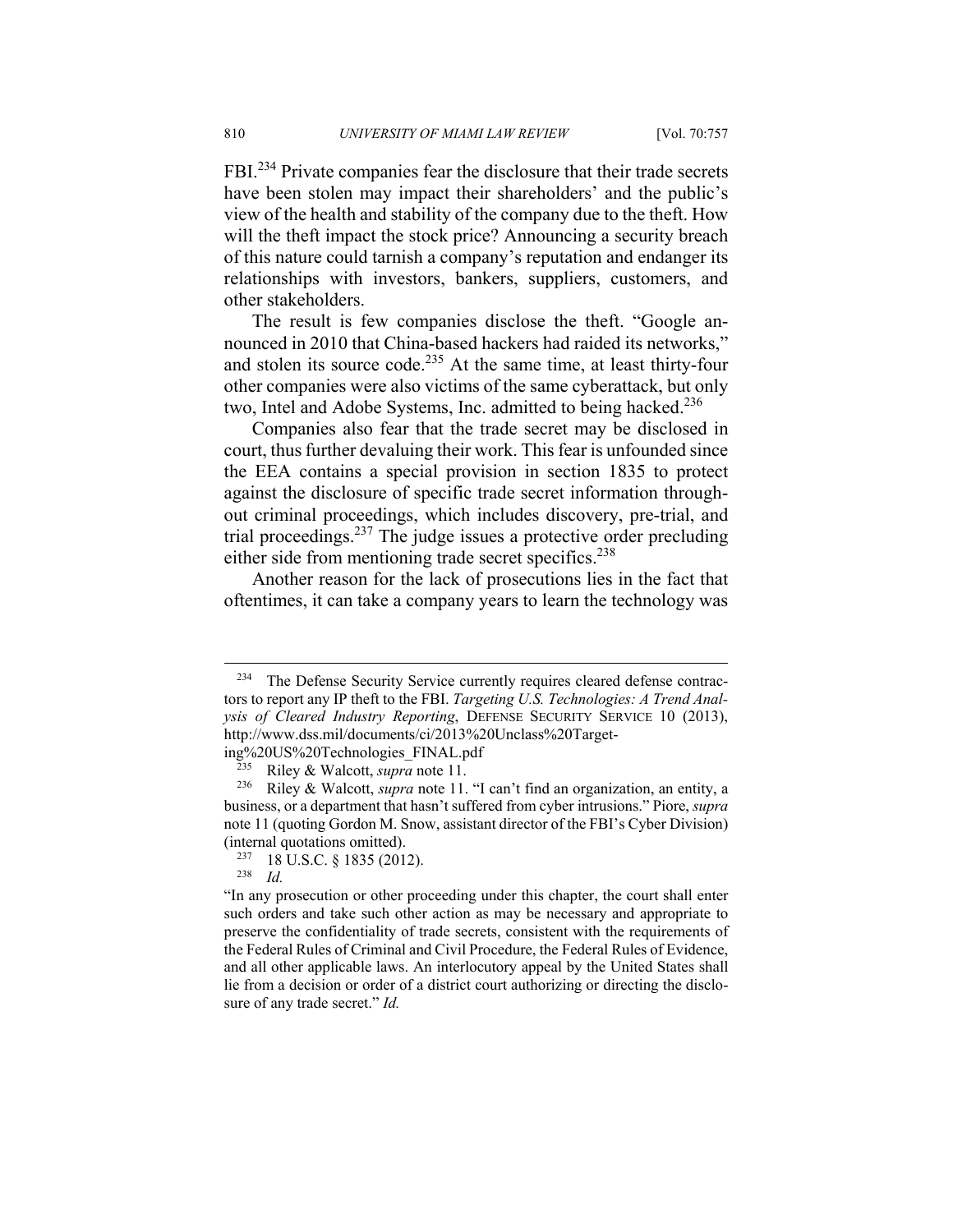FBI.[234] Private companies fear the disclosure that their trade secrets have been stolen may impact their shareholders' and the public's view of the health and stability of the company due to the theft. How will the theft impact the stock price? Announcing a security breach of this nature could tarnish a company's reputation and endanger its relationships with investors, bankers, suppliers, customers, and other stakeholders.

The result is few companies disclose the theft. "Google announced in 2010 that China-based hackers had raided its networks," and stolen its source code.[235] At the same time, at least thirty-four other companies were also victims of the same cyberattack, but only two, Intel and Adobe Systems, Inc. admitted to being hacked.[236]

Companies also fear that the trade secret may be disclosed in court, thus further devaluing their work. This fear is unfounded since the EEA contains a special provision in section 1835 to protect against the disclosure of specific trade secret information throughout criminal proceedings, which includes discovery, pre-trial, and trial proceedings.[237] The judge issues a protective order precluding either side from mentioning trade secret specifics.[238]

Another reason for the lack of prosecutions lies in the fact that oftentimes, it can take a company years to learn the technology was

---

[234] The Defense Security Service currently requires cleared defense contractors to report any IP theft to the FBI. *Targeting U.S. Technologies: A Trend Analysis of Cleared Industry Reporting*, DEFENSE SECURITY SERVICE 10 (2013), http://www.dss.mil/documents/ci/2013%20Unclass%20Targeting%20US%20Technologies_FINAL.pdf

[235] Riley & Walcott, *supra* note 11.

[236] Riley & Walcott, *supra* note 11. "I can't find an organization, an entity, a business, or a department that hasn't suffered from cyber intrusions." Piore, *supra* note 11 (quoting Gordon M. Snow, assistant director of the FBI's Cyber Division) (internal quotations omitted).

[237] 18 U.S.C. § 1835 (2012).

[238] *Id.*

"In any prosecution or other proceeding under this chapter, the court shall enter such orders and take such other action as may be necessary and appropriate to preserve the confidentiality of trade secrets, consistent with the requirements of the Federal Rules of Criminal and Civil Procedure, the Federal Rules of Evidence, and all other applicable laws. An interlocutory appeal by the United States shall lie from a decision or order of a district court authorizing or directing the disclosure of any trade secret." *Id.*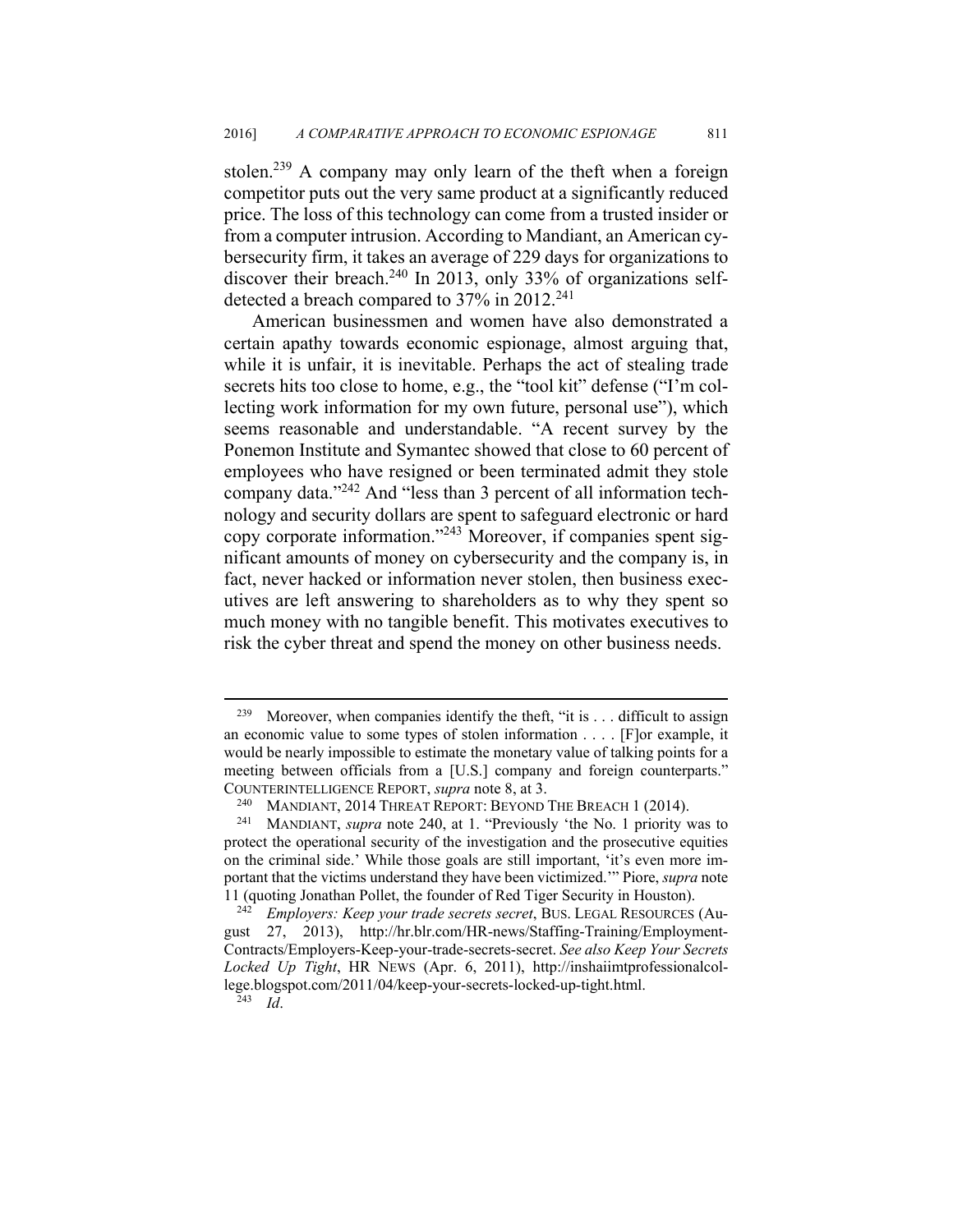stolen.[239] A company may only learn of the theft when a foreign competitor puts out the very same product at a significantly reduced price. The loss of this technology can come from a trusted insider or from a computer intrusion. According to Mandiant, an American cybersecurity firm, it takes an average of 229 days for organizations to discover their breach.[240] In 2013, only 33% of organizations self-detected a breach compared to 37% in 2012.[241]

American businessmen and women have also demonstrated a certain apathy towards economic espionage, almost arguing that, while it is unfair, it is inevitable. Perhaps the act of stealing trade secrets hits too close to home, e.g., the "tool kit" defense ("I'm collecting work information for my own future, personal use"), which seems reasonable and understandable. "A recent survey by the Ponemon Institute and Symantec showed that close to 60 percent of employees who have resigned or been terminated admit they stole company data."[242] And "less than 3 percent of all information technology and security dollars are spent to safeguard electronic or hard copy corporate information."[243] Moreover, if companies spent significant amounts of money on cybersecurity and the company is, in fact, never hacked or information never stolen, then business executives are left answering to shareholders as to why they spent so much money with no tangible benefit. This motivates executives to risk the cyber threat and spend the money on other business needs.

---

[239] Moreover, when companies identify the theft, "it is . . . difficult to assign an economic value to some types of stolen information . . . . [F]or example, it would be nearly impossible to estimate the monetary value of talking points for a meeting between officials from a [U.S.] company and foreign counterparts." COUNTERINTELLIGENCE REPORT, *supra* note 8, at 3.

[240] MANDIANT, 2014 THREAT REPORT: BEYOND THE BREACH 1 (2014).

[241] MANDIANT, *supra* note 240, at 1. "Previously 'the No. 1 priority was to protect the operational security of the investigation and the prosecutive equities on the criminal side.' While those goals are still important, 'it's even more important that the victims understand they have been victimized.'" Piore, *supra* note 11 (quoting Jonathan Pollet, the founder of Red Tiger Security in Houston).

[242] *Employers: Keep your trade secrets secret*, BUS. LEGAL RESOURCES (August 27, 2013), http://hr.blr.com/HR-news/Staffing-Training/Employment-Contracts/Employers-Keep-your-trade-secrets-secret. *See also Keep Your Secrets Locked Up Tight*, HR NEWS (Apr. 6, 2011), http://inshaiimtprofessionalcollege.blogspot.com/2011/04/keep-your-secrets-locked-up-tight.html.

[243] *Id*.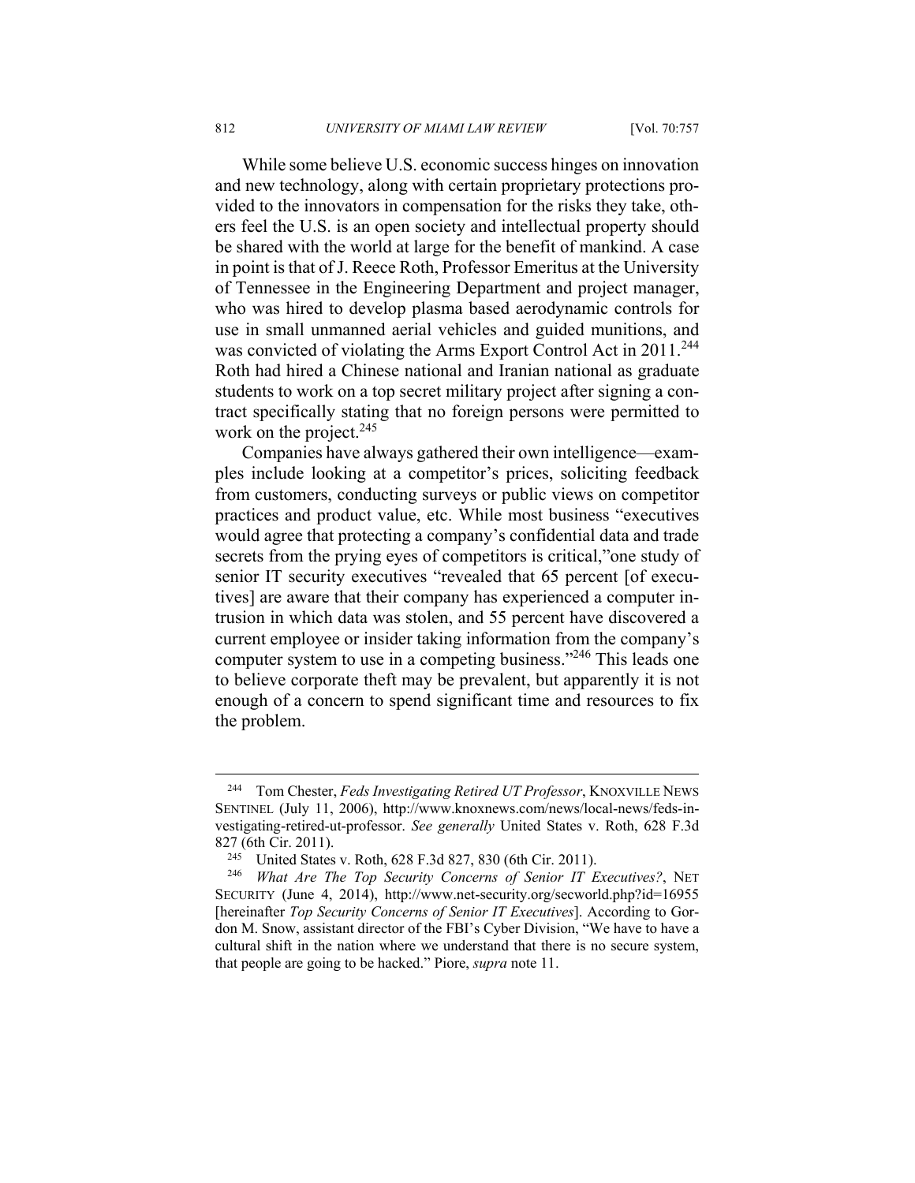While some believe U.S. economic success hinges on innovation and new technology, along with certain proprietary protections provided to the innovators in compensation for the risks they take, others feel the U.S. is an open society and intellectual property should be shared with the world at large for the benefit of mankind. A case in point is that of J. Reece Roth, Professor Emeritus at the University of Tennessee in the Engineering Department and project manager, who was hired to develop plasma based aerodynamic controls for use in small unmanned aerial vehicles and guided munitions, and was convicted of violating the Arms Export Control Act in 2011.[244] Roth had hired a Chinese national and Iranian national as graduate students to work on a top secret military project after signing a contract specifically stating that no foreign persons were permitted to work on the project.[245]

Companies have always gathered their own intelligence—examples include looking at a competitor's prices, soliciting feedback from customers, conducting surveys or public views on competitor practices and product value, etc. While most business "executives would agree that protecting a company's confidential data and trade secrets from the prying eyes of competitors is critical,"one study of senior IT security executives "revealed that 65 percent [of executives] are aware that their company has experienced a computer intrusion in which data was stolen, and 55 percent have discovered a current employee or insider taking information from the company's computer system to use in a competing business."[246] This leads one to believe corporate theft may be prevalent, but apparently it is not enough of a concern to spend significant time and resources to fix the problem.

---

[244] Tom Chester, *Feds Investigating Retired UT Professor*, KNOXVILLE NEWS SENTINEL (July 11, 2006), http://www.knoxnews.com/news/local-news/feds-investigating-retired-ut-professor. *See generally* United States v. Roth, 628 F.3d 827 (6th Cir. 2011).

[245] United States v. Roth, 628 F.3d 827, 830 (6th Cir. 2011).

[246] *What Are The Top Security Concerns of Senior IT Executives?*, NET SECURITY (June 4, 2014), http://www.net-security.org/secworld.php?id=16955 [hereinafter *Top Security Concerns of Senior IT Executives*]. According to Gordon M. Snow, assistant director of the FBI's Cyber Division, "We have to have a cultural shift in the nation where we understand that there is no secure system, that people are going to be hacked." Piore, *supra* note 11.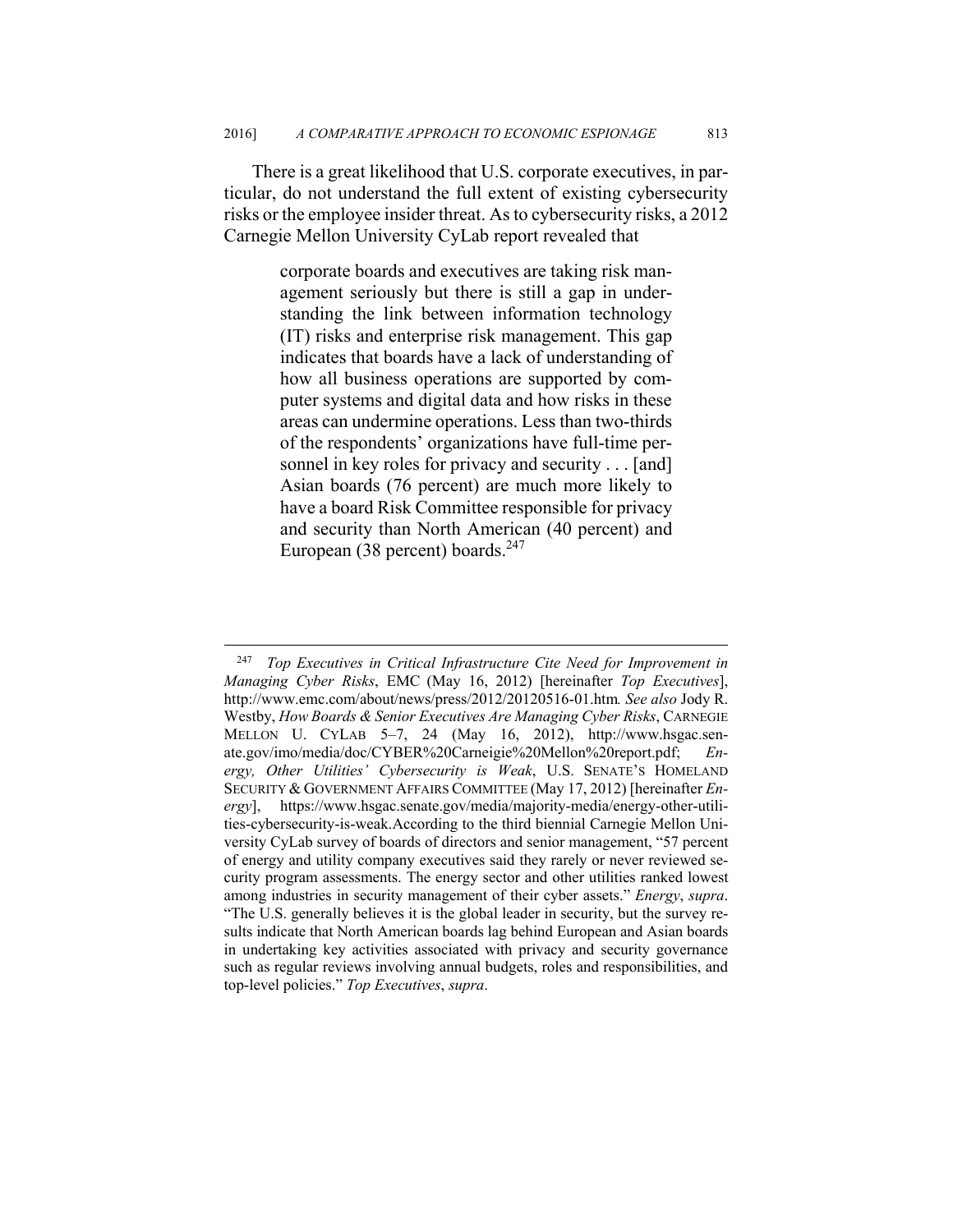There is a great likelihood that U.S. corporate executives, in particular, do not understand the full extent of existing cybersecurity risks or the employee insider threat. As to cybersecurity risks, a 2012 Carnegie Mellon University CyLab report revealed that

> corporate boards and executives are taking risk management seriously but there is still a gap in understanding the link between information technology (IT) risks and enterprise risk management. This gap indicates that boards have a lack of understanding of how all business operations are supported by computer systems and digital data and how risks in these areas can undermine operations. Less than two-thirds of the respondents' organizations have full-time personnel in key roles for privacy and security . . . [and] Asian boards (76 percent) are much more likely to have a board Risk Committee responsible for privacy and security than North American (40 percent) and European (38 percent) boards.[247]

---

[247] *Top Executives in Critical Infrastructure Cite Need for Improvement in Managing Cyber Risks*, EMC (May 16, 2012) [hereinafter *Top Executives*], http://www.emc.com/about/news/press/2012/20120516-01.htm. *See also* Jody R. Westby, *How Boards & Senior Executives Are Managing Cyber Risks*, CARNEGIE MELLON U. CYLAB 5–7, 24 (May 16, 2012), http://www.hsgac.senate.gov/imo/media/doc/CYBER%20Carneigie%20Mellon%20report.pdf; *Energy, Other Utilities' Cybersecurity is Weak*, U.S. SENATE'S HOMELAND SECURITY & GOVERNMENT AFFAIRS COMMITTEE (May 17, 2012) [hereinafter *Energy*], https://www.hsgac.senate.gov/media/majority-media/energy-other-utilities-cybersecurity-is-weak.According to the third biennial Carnegie Mellon University CyLab survey of boards of directors and senior management, "57 percent of energy and utility company executives said they rarely or never reviewed security program assessments. The energy sector and other utilities ranked lowest among industries in security management of their cyber assets." *Energy*, *supra*. "The U.S. generally believes it is the global leader in security, but the survey results indicate that North American boards lag behind European and Asian boards in undertaking key activities associated with privacy and security governance such as regular reviews involving annual budgets, roles and responsibilities, and top-level policies." *Top Executives*, *supra*.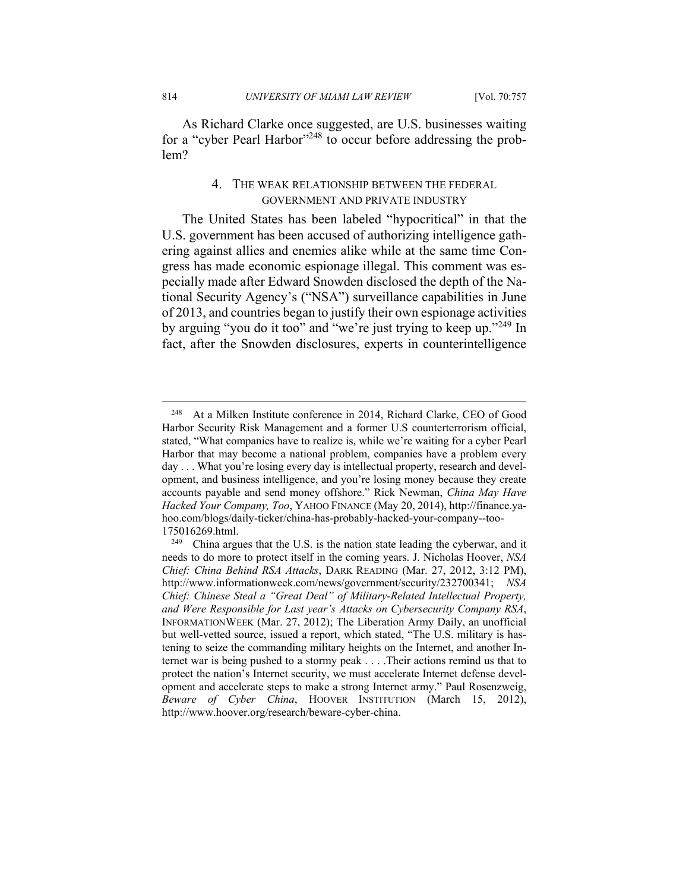As Richard Clarke once suggested, are U.S. businesses waiting for a "cyber Pearl Harbor"[248] to occur before addressing the problem?

#### 4. THE WEAK RELATIONSHIP BETWEEN THE FEDERAL GOVERNMENT AND PRIVATE INDUSTRY

The United States has been labeled "hypocritical" in that the U.S. government has been accused of authorizing intelligence gathering against allies and enemies alike while at the same time Congress has made economic espionage illegal. This comment was especially made after Edward Snowden disclosed the depth of the National Security Agency's ("NSA") surveillance capabilities in June of 2013, and countries began to justify their own espionage activities by arguing "you do it too" and "we're just trying to keep up."[249] In fact, after the Snowden disclosures, experts in counterintelligence

---

[248] At a Milken Institute conference in 2014, Richard Clarke, CEO of Good Harbor Security Risk Management and a former U.S counterterrorism official, stated, "What companies have to realize is, while we're waiting for a cyber Pearl Harbor that may become a national problem, companies have a problem every day . . . What you're losing every day is intellectual property, research and development, and business intelligence, and you're losing money because they create accounts payable and send money offshore." Rick Newman, *China May Have Hacked Your Company, Too*, YAHOO FINANCE (May 20, 2014), http://finance.yahoo.com/blogs/daily-ticker/china-has-probably-hacked-your-company--too-175016269.html.

[249] China argues that the U.S. is the nation state leading the cyberwar, and it needs to do more to protect itself in the coming years. J. Nicholas Hoover, *NSA Chief: China Behind RSA Attacks*, DARK READING (Mar. 27, 2012, 3:12 PM), http://www.informationweek.com/news/government/security/232700341; *NSA Chief: Chinese Steal a "Great Deal" of Military-Related Intellectual Property, and Were Responsible for Last year's Attacks on Cybersecurity Company RSA*, INFORMATIONWEEK (Mar. 27, 2012); The Liberation Army Daily, an unofficial but well-vetted source, issued a report, which stated, "The U.S. military is hastening to seize the commanding military heights on the Internet, and another Internet war is being pushed to a stormy peak . . . .Their actions remind us that to protect the nation's Internet security, we must accelerate Internet defense development and accelerate steps to make a strong Internet army." Paul Rosenzweig, *Beware of Cyber China*, HOOVER INSTITUTION (March 15, 2012), http://www.hoover.org/research/beware-cyber-china.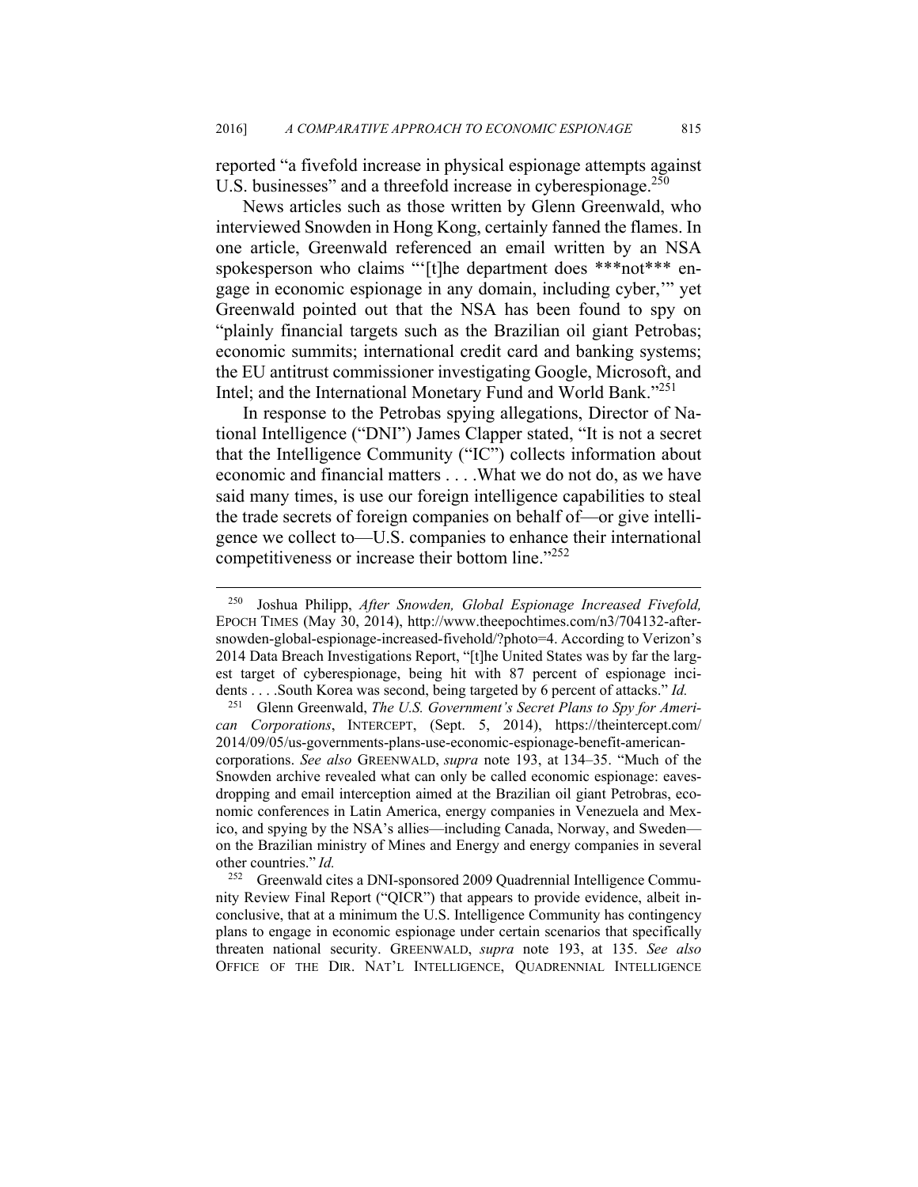reported "a fivefold increase in physical espionage attempts against U.S. businesses" and a threefold increase in cyberespionage.[250]

News articles such as those written by Glenn Greenwald, who interviewed Snowden in Hong Kong, certainly fanned the flames. In one article, Greenwald referenced an email written by an NSA spokesperson who claims "'[t]he department does ***not*** engage in economic espionage in any domain, including cyber,'" yet Greenwald pointed out that the NSA has been found to spy on "plainly financial targets such as the Brazilian oil giant Petrobas; economic summits; international credit card and banking systems; the EU antitrust commissioner investigating Google, Microsoft, and Intel; and the International Monetary Fund and World Bank."[251]

In response to the Petrobas spying allegations, Director of National Intelligence ("DNI") James Clapper stated, "It is not a secret that the Intelligence Community ("IC") collects information about economic and financial matters . . . .What we do not do, as we have said many times, is use our foreign intelligence capabilities to steal the trade secrets of foreign companies on behalf of—or give intelligence we collect to—U.S. companies to enhance their international competitiveness or increase their bottom line."[252]

---

[250] Joshua Philipp, *After Snowden, Global Espionage Increased Fivefold,* EPOCH TIMES (May 30, 2014), http://www.theepochtimes.com/n3/704132-after-snowden-global-espionage-increased-fivehold/?photo=4. According to Verizon's 2014 Data Breach Investigations Report, "[t]he United States was by far the largest target of cyberespionage, being hit with 87 percent of espionage incidents . . . .South Korea was second, being targeted by 6 percent of attacks." *Id.*

[251] Glenn Greenwald, *The U.S. Government's Secret Plans to Spy for American Corporations*, INTERCEPT, (Sept. 5, 2014), https://theintercept.com/2014/09/05/us-governments-plans-use-economic-espionage-benefit-american-corporations. *See also* GREENWALD, *supra* note 193, at 134–35. "Much of the Snowden archive revealed what can only be called economic espionage: eavesdropping and email interception aimed at the Brazilian oil giant Petrobras, economic conferences in Latin America, energy companies in Venezuela and Mexico, and spying by the NSA's allies—including Canada, Norway, and Sweden—on the Brazilian ministry of Mines and Energy and energy companies in several other countries." *Id.*

[252] Greenwald cites a DNI-sponsored 2009 Quadrennial Intelligence Community Review Final Report ("QICR") that appears to provide evidence, albeit inconclusive, that at a minimum the U.S. Intelligence Community has contingency plans to engage in economic espionage under certain scenarios that specifically threaten national security. GREENWALD, *supra* note 193, at 135. *See also* OFFICE OF THE DIR. NAT'L INTELLIGENCE, QUADRENNIAL INTELLIGENCE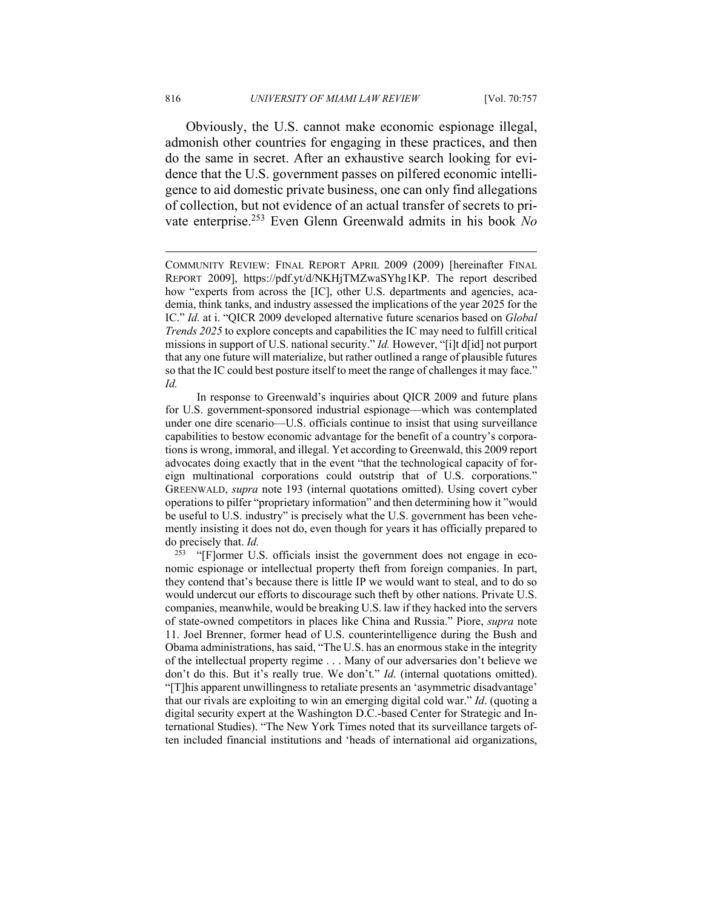Obviously, the U.S. cannot make economic espionage illegal, admonish other countries for engaging in these practices, and then do the same in secret. After an exhaustive search looking for evidence that the U.S. government passes on pilfered economic intelligence to aid domestic private business, one can only find allegations of collection, but not evidence of an actual transfer of secrets to private enterprise.[253] Even Glenn Greenwald admits in his book *No*

---

COMMUNITY REVIEW: FINAL REPORT APRIL 2009 (2009) [hereinafter FINAL REPORT 2009], https://pdf.yt/d/NKHjTMZwaSYhg1KP. The report described how "experts from across the [IC], other U.S. departments and agencies, academia, think tanks, and industry assessed the implications of the year 2025 for the IC." *Id.* at i. "QICR 2009 developed alternative future scenarios based on *Global Trends 2025* to explore concepts and capabilities the IC may need to fulfill critical missions in support of U.S. national security." *Id.* However, "[i]t d[id] not purport that any one future will materialize, but rather outlined a range of plausible futures so that the IC could best posture itself to meet the range of challenges it may face." *Id.*

In response to Greenwald's inquiries about QICR 2009 and future plans for U.S. government-sponsored industrial espionage—which was contemplated under one dire scenario—U.S. officials continue to insist that using surveillance capabilities to bestow economic advantage for the benefit of a country's corporations is wrong, immoral, and illegal. Yet according to Greenwald, this 2009 report advocates doing exactly that in the event "that the technological capacity of foreign multinational corporations could outstrip that of U.S. corporations." GREENWALD, *supra* note 193 (internal quotations omitted). Using covert cyber operations to pilfer "proprietary information" and then determining how it "would be useful to U.S. industry" is precisely what the U.S. government has been vehemently insisting it does not do, even though for years it has officially prepared to do precisely that. *Id.*

[253] "[F]ormer U.S. officials insist the government does not engage in economic espionage or intellectual property theft from foreign companies. In part, they contend that's because there is little IP we would want to steal, and to do so would undercut our efforts to discourage such theft by other nations. Private U.S. companies, meanwhile, would be breaking U.S. law if they hacked into the servers of state-owned competitors in places like China and Russia." Piore, *supra* note 11. Joel Brenner, former head of U.S. counterintelligence during the Bush and Obama administrations, has said, "The U.S. has an enormous stake in the integrity of the intellectual property regime . . . Many of our adversaries don't believe we don't do this. But it's really true. We don't." *Id*. (internal quotations omitted). "[T]his apparent unwillingness to retaliate presents an 'asymmetric disadvantage' that our rivals are exploiting to win an emerging digital cold war." *Id*. (quoting a digital security expert at the Washington D.C.-based Center for Strategic and International Studies). "The New York Times noted that its surveillance targets often included financial institutions and 'heads of international aid organizations,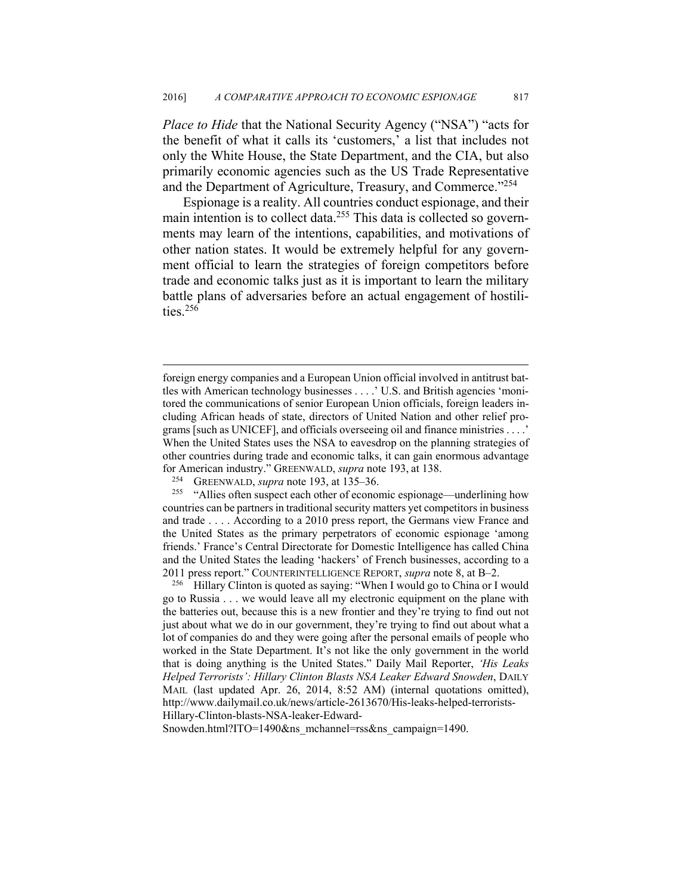*Place to Hide* that the National Security Agency ("NSA") "acts for the benefit of what it calls its 'customers,' a list that includes not only the White House, the State Department, and the CIA, but also primarily economic agencies such as the US Trade Representative and the Department of Agriculture, Treasury, and Commerce."[254]

Espionage is a reality. All countries conduct espionage, and their main intention is to collect data.[255] This data is collected so governments may learn of the intentions, capabilities, and motivations of other nation states. It would be extremely helpful for any government official to learn the strategies of foreign competitors before trade and economic talks just as it is important to learn the military battle plans of adversaries before an actual engagement of hostilities.[256]

---

foreign energy companies and a European Union official involved in antitrust battles with American technology businesses . . . .' U.S. and British agencies 'monitored the communications of senior European Union officials, foreign leaders including African heads of state, directors of United Nation and other relief programs [such as UNICEF], and officials overseeing oil and finance ministries . . . .' When the United States uses the NSA to eavesdrop on the planning strategies of other countries during trade and economic talks, it can gain enormous advantage for American industry." GREENWALD, *supra* note 193, at 138.

[254] GREENWALD, *supra* note 193, at 135–36.

[255] "Allies often suspect each other of economic espionage—underlining how countries can be partners in traditional security matters yet competitors in business and trade . . . . According to a 2010 press report, the Germans view France and the United States as the primary perpetrators of economic espionage 'among friends.' France's Central Directorate for Domestic Intelligence has called China and the United States the leading 'hackers' of French businesses, according to a 2011 press report." COUNTERINTELLIGENCE REPORT, *supra* note 8, at B–2.

[256] Hillary Clinton is quoted as saying: "When I would go to China or I would go to Russia . . . we would leave all my electronic equipment on the plane with the batteries out, because this is a new frontier and they're trying to find out not just about what we do in our government, they're trying to find out about what a lot of companies do and they were going after the personal emails of people who worked in the State Department. It's not like the only government in the world that is doing anything is the United States." Daily Mail Reporter, *'His Leaks Helped Terrorists': Hillary Clinton Blasts NSA Leaker Edward Snowden*, DAILY MAIL (last updated Apr. 26, 2014, 8:52 AM) (internal quotations omitted), http://www.dailymail.co.uk/news/article-2613670/His-leaks-helped-terrorists-Hillary-Clinton-blasts-NSA-leaker-Edward-Snowden.html?ITO=1490&ns_mchannel=rss&ns_campaign=1490.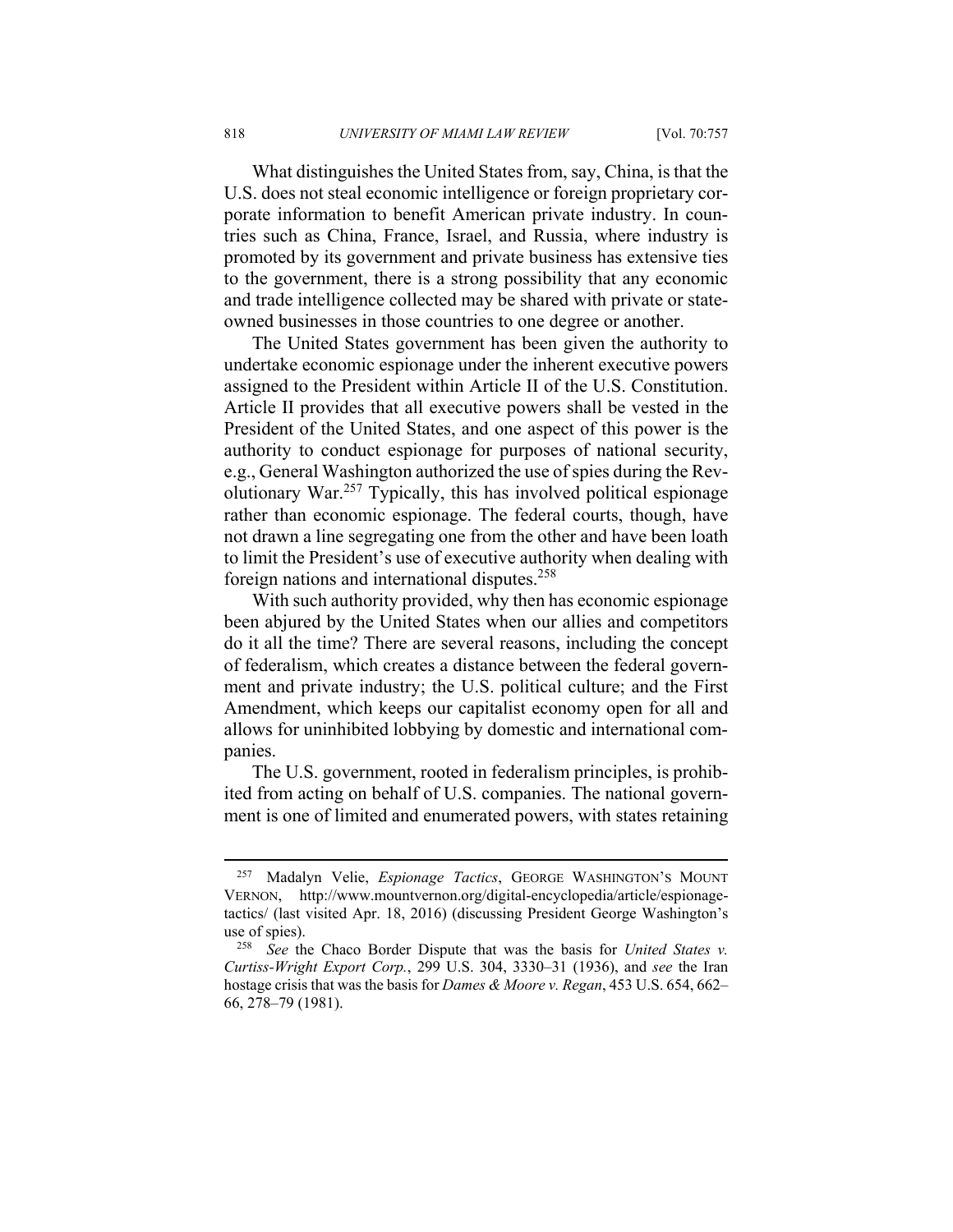What distinguishes the United States from, say, China, is that the U.S. does not steal economic intelligence or foreign proprietary corporate information to benefit American private industry. In countries such as China, France, Israel, and Russia, where industry is promoted by its government and private business has extensive ties to the government, there is a strong possibility that any economic and trade intelligence collected may be shared with private or state-owned businesses in those countries to one degree or another.

The United States government has been given the authority to undertake economic espionage under the inherent executive powers assigned to the President within Article II of the U.S. Constitution. Article II provides that all executive powers shall be vested in the President of the United States, and one aspect of this power is the authority to conduct espionage for purposes of national security, e.g., General Washington authorized the use of spies during the Revolutionary War.[257] Typically, this has involved political espionage rather than economic espionage. The federal courts, though, have not drawn a line segregating one from the other and have been loath to limit the President's use of executive authority when dealing with foreign nations and international disputes.[258]

With such authority provided, why then has economic espionage been abjured by the United States when our allies and competitors do it all the time? There are several reasons, including the concept of federalism, which creates a distance between the federal government and private industry; the U.S. political culture; and the First Amendment, which keeps our capitalist economy open for all and allows for uninhibited lobbying by domestic and international companies.

The U.S. government, rooted in federalism principles, is prohibited from acting on behalf of U.S. companies. The national government is one of limited and enumerated powers, with states retaining

---

[257] Madalyn Velie, *Espionage Tactics*, GEORGE WASHINGTON'S MOUNT VERNON, http://www.mountvernon.org/digital-encyclopedia/article/espionage-tactics/ (last visited Apr. 18, 2016) (discussing President George Washington's use of spies).

[258] *See* the Chaco Border Dispute that was the basis for *United States v. Curtiss-Wright Export Corp.*, 299 U.S. 304, 3330–31 (1936), and *see* the Iran hostage crisis that was the basis for *Dames & Moore v. Regan*, 453 U.S. 654, 662–66, 278–79 (1981).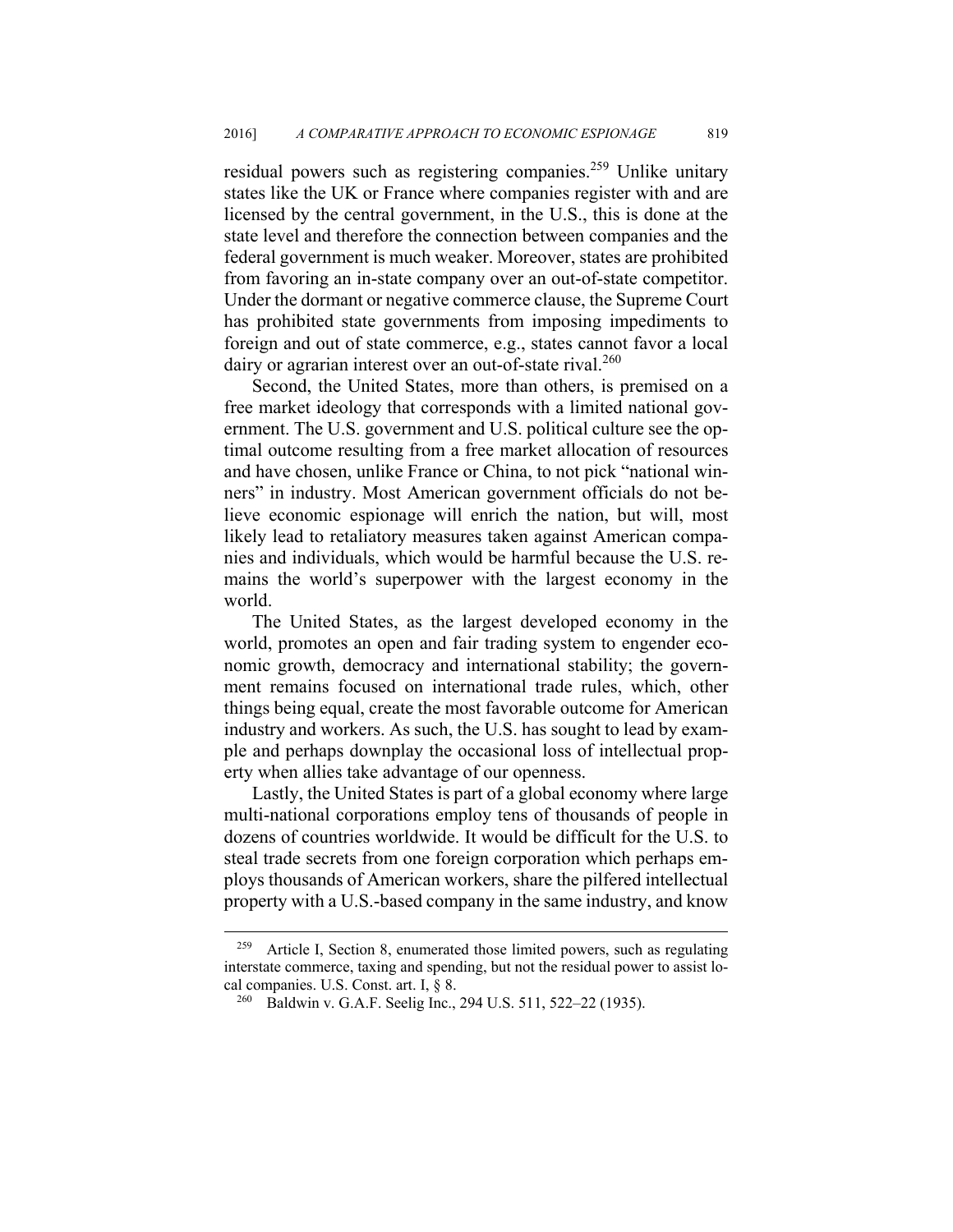residual powers such as registering companies.[259] Unlike unitary states like the UK or France where companies register with and are licensed by the central government, in the U.S., this is done at the state level and therefore the connection between companies and the federal government is much weaker. Moreover, states are prohibited from favoring an in-state company over an out-of-state competitor. Under the dormant or negative commerce clause, the Supreme Court has prohibited state governments from imposing impediments to foreign and out of state commerce, e.g., states cannot favor a local dairy or agrarian interest over an out-of-state rival.[260]

Second, the United States, more than others, is premised on a free market ideology that corresponds with a limited national government. The U.S. government and U.S. political culture see the optimal outcome resulting from a free market allocation of resources and have chosen, unlike France or China, to not pick "national winners" in industry. Most American government officials do not believe economic espionage will enrich the nation, but will, most likely lead to retaliatory measures taken against American companies and individuals, which would be harmful because the U.S. remains the world's superpower with the largest economy in the world.

The United States, as the largest developed economy in the world, promotes an open and fair trading system to engender economic growth, democracy and international stability; the government remains focused on international trade rules, which, other things being equal, create the most favorable outcome for American industry and workers. As such, the U.S. has sought to lead by example and perhaps downplay the occasional loss of intellectual property when allies take advantage of our openness.

Lastly, the United States is part of a global economy where large multi-national corporations employ tens of thousands of people in dozens of countries worldwide. It would be difficult for the U.S. to steal trade secrets from one foreign corporation which perhaps employs thousands of American workers, share the pilfered intellectual property with a U.S.-based company in the same industry, and know

---

[259] Article I, Section 8, enumerated those limited powers, such as regulating interstate commerce, taxing and spending, but not the residual power to assist local companies. U.S. Const. art. I, § 8.

[260] Baldwin v. G.A.F. Seelig Inc., 294 U.S. 511, 522–22 (1935).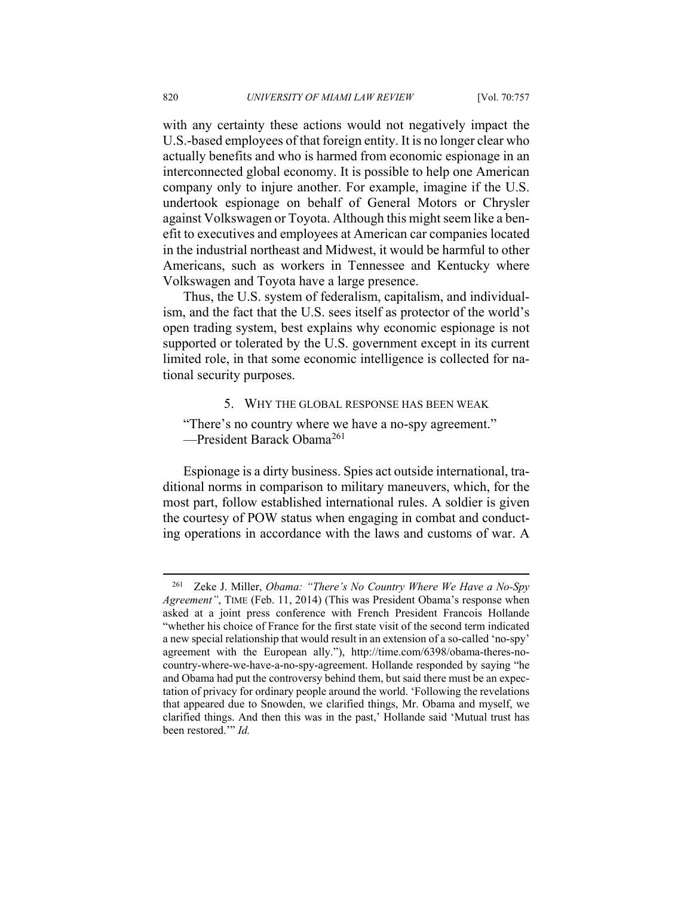with any certainty these actions would not negatively impact the U.S.-based employees of that foreign entity. It is no longer clear who actually benefits and who is harmed from economic espionage in an interconnected global economy. It is possible to help one American company only to injure another. For example, imagine if the U.S. undertook espionage on behalf of General Motors or Chrysler against Volkswagen or Toyota. Although this might seem like a benefit to executives and employees at American car companies located in the industrial northeast and Midwest, it would be harmful to other Americans, such as workers in Tennessee and Kentucky where Volkswagen and Toyota have a large presence.

Thus, the U.S. system of federalism, capitalism, and individualism, and the fact that the U.S. sees itself as protector of the world's open trading system, best explains why economic espionage is not supported or tolerated by the U.S. government except in its current limited role, in that some economic intelligence is collected for national security purposes.

### 5. Why the Global Response Has Been Weak

"There's no country where we have a no-spy agreement."
—President Barack Obama[261]

Espionage is a dirty business. Spies act outside international, traditional norms in comparison to military maneuvers, which, for the most part, follow established international rules. A soldier is given the courtesy of POW status when engaging in combat and conducting operations in accordance with the laws and customs of war. A

---

[261] Zeke J. Miller, *Obama: "There's No Country Where We Have a No-Spy Agreement"*, TIME (Feb. 11, 2014) (This was President Obama's response when asked at a joint press conference with French President Francois Hollande "whether his choice of France for the first state visit of the second term indicated a new special relationship that would result in an extension of a so-called 'no-spy' agreement with the European ally."), http://time.com/6398/obama-theres-no-country-where-we-have-a-no-spy-agreement. Hollande responded by saying "he and Obama had put the controversy behind them, but said there must be an expectation of privacy for ordinary people around the world. 'Following the revelations that appeared due to Snowden, we clarified things, Mr. Obama and myself, we clarified things. And then this was in the past,' Hollande said 'Mutual trust has been restored.'" *Id.*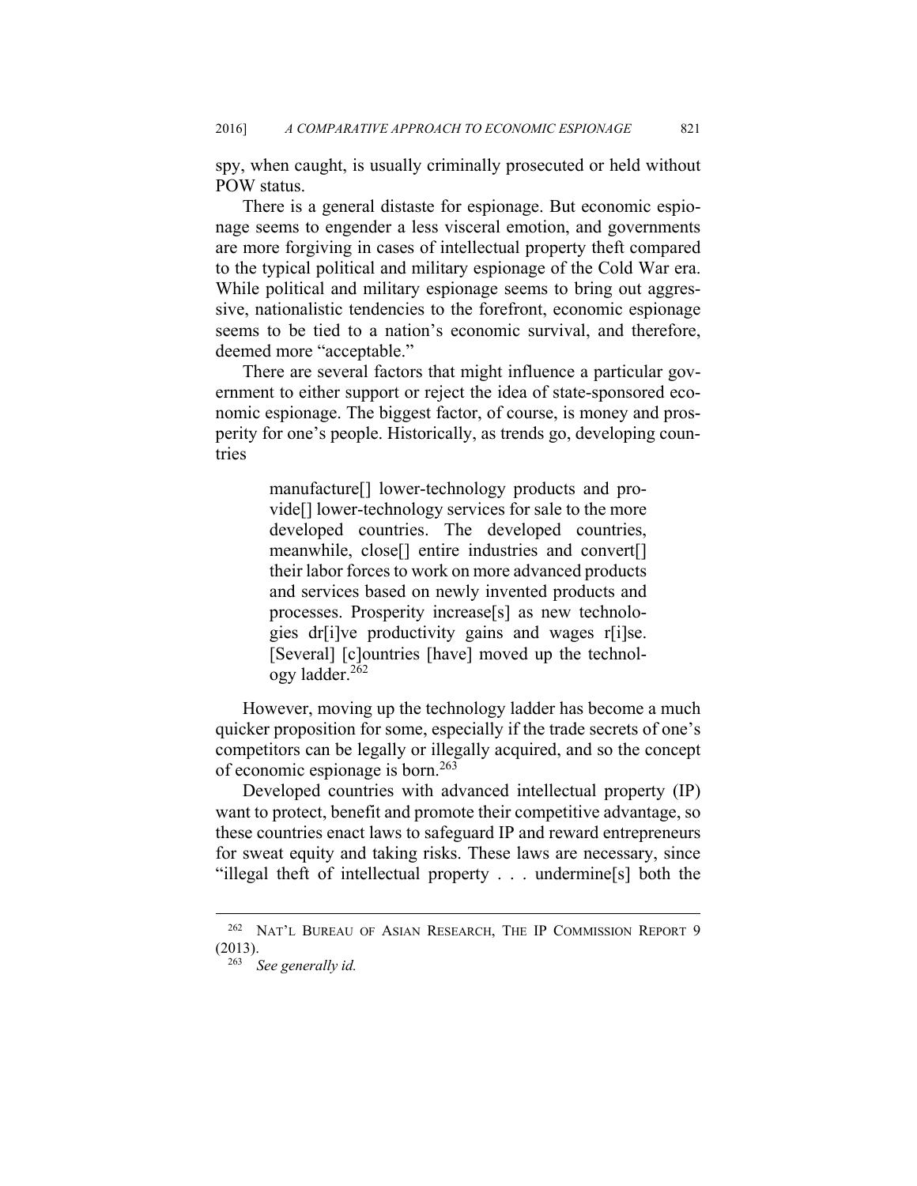spy, when caught, is usually criminally prosecuted or held without POW status.

There is a general distaste for espionage. But economic espionage seems to engender a less visceral emotion, and governments are more forgiving in cases of intellectual property theft compared to the typical political and military espionage of the Cold War era. While political and military espionage seems to bring out aggressive, nationalistic tendencies to the forefront, economic espionage seems to be tied to a nation's economic survival, and therefore, deemed more "acceptable."

There are several factors that might influence a particular government to either support or reject the idea of state-sponsored economic espionage. The biggest factor, of course, is money and prosperity for one's people. Historically, as trends go, developing countries

> manufacture[] lower-technology products and provide[] lower-technology services for sale to the more developed countries. The developed countries, meanwhile, close[] entire industries and convert[] their labor forces to work on more advanced products and services based on newly invented products and processes. Prosperity increase[s] as new technologies dr[i]ve productivity gains and wages r[i]se. [Several] [c]ountries [have] moved up the technology ladder.[262]

However, moving up the technology ladder has become a much quicker proposition for some, especially if the trade secrets of one's competitors can be legally or illegally acquired, and so the concept of economic espionage is born.[263]

Developed countries with advanced intellectual property (IP) want to protect, benefit and promote their competitive advantage, so these countries enact laws to safeguard IP and reward entrepreneurs for sweat equity and taking risks. These laws are necessary, since "illegal theft of intellectual property . . . undermine[s] both the

---

[262] NAT'L BUREAU OF ASIAN RESEARCH, THE IP COMMISSION REPORT 9 (2013).

[263] *See generally id.*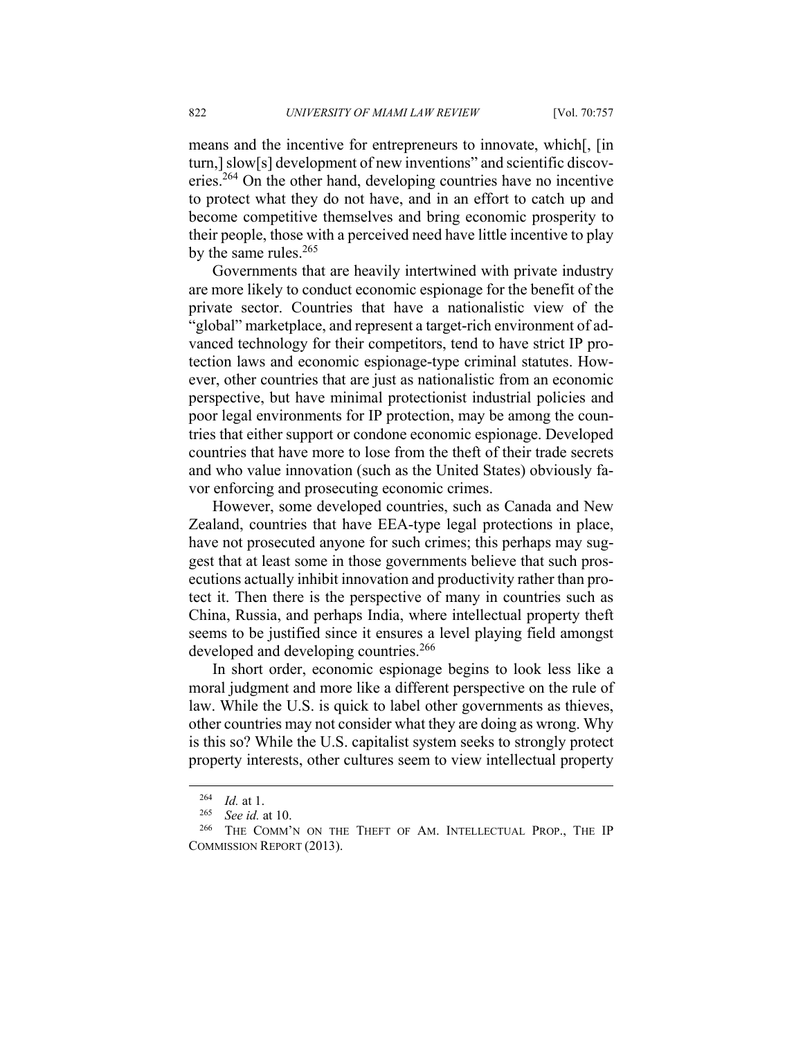means and the incentive for entrepreneurs to innovate, which[, [in turn,] slow[s] development of new inventions" and scientific discoveries.[264] On the other hand, developing countries have no incentive to protect what they do not have, and in an effort to catch up and become competitive themselves and bring economic prosperity to their people, those with a perceived need have little incentive to play by the same rules.[265]

Governments that are heavily intertwined with private industry are more likely to conduct economic espionage for the benefit of the private sector. Countries that have a nationalistic view of the "global" marketplace, and represent a target-rich environment of advanced technology for their competitors, tend to have strict IP protection laws and economic espionage-type criminal statutes. However, other countries that are just as nationalistic from an economic perspective, but have minimal protectionist industrial policies and poor legal environments for IP protection, may be among the countries that either support or condone economic espionage. Developed countries that have more to lose from the theft of their trade secrets and who value innovation (such as the United States) obviously favor enforcing and prosecuting economic crimes.

However, some developed countries, such as Canada and New Zealand, countries that have EEA-type legal protections in place, have not prosecuted anyone for such crimes; this perhaps may suggest that at least some in those governments believe that such prosecutions actually inhibit innovation and productivity rather than protect it. Then there is the perspective of many in countries such as China, Russia, and perhaps India, where intellectual property theft seems to be justified since it ensures a level playing field amongst developed and developing countries.[266]

In short order, economic espionage begins to look less like a moral judgment and more like a different perspective on the rule of law. While the U.S. is quick to label other governments as thieves, other countries may not consider what they are doing as wrong. Why is this so? While the U.S. capitalist system seeks to strongly protect property interests, other cultures seem to view intellectual property

---

[264] *Id.* at 1.

[265] *See id.* at 10.

[266] THE COMM'N ON THE THEFT OF AM. INTELLECTUAL PROP., THE IP COMMISSION REPORT (2013).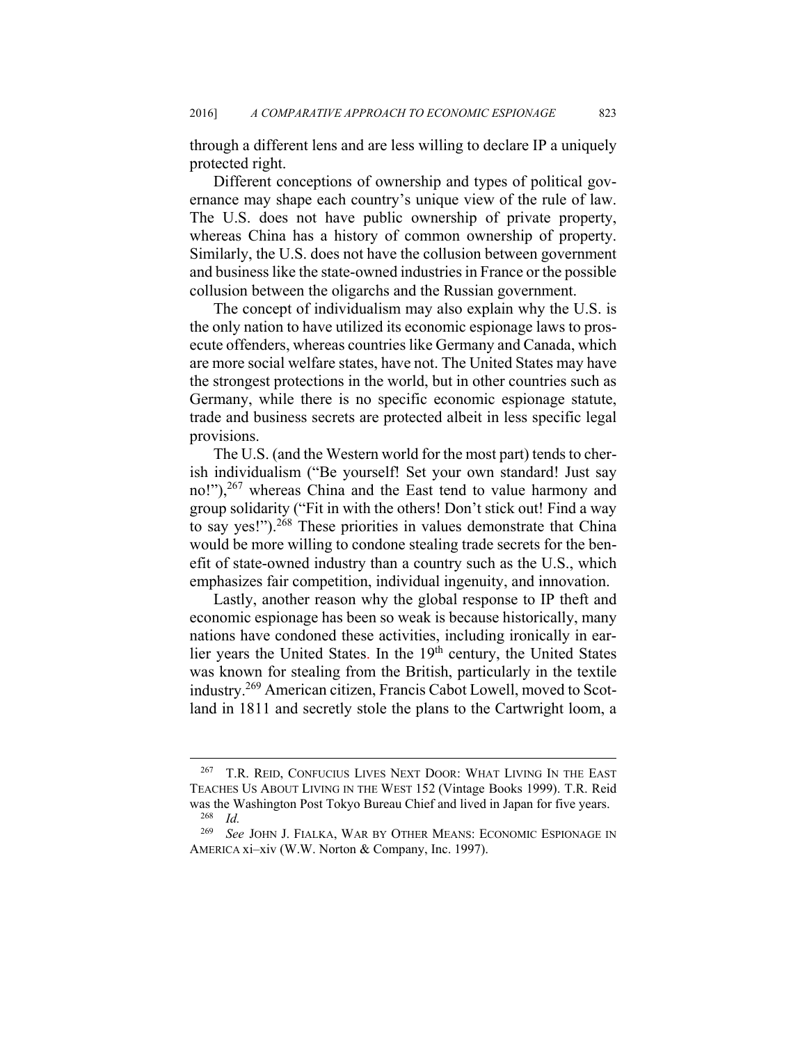through a different lens and are less willing to declare IP a uniquely protected right.

Different conceptions of ownership and types of political governance may shape each country's unique view of the rule of law. The U.S. does not have public ownership of private property, whereas China has a history of common ownership of property. Similarly, the U.S. does not have the collusion between government and business like the state-owned industries in France or the possible collusion between the oligarchs and the Russian government.

The concept of individualism may also explain why the U.S. is the only nation to have utilized its economic espionage laws to prosecute offenders, whereas countries like Germany and Canada, which are more social welfare states, have not. The United States may have the strongest protections in the world, but in other countries such as Germany, while there is no specific economic espionage statute, trade and business secrets are protected albeit in less specific legal provisions.

The U.S. (and the Western world for the most part) tends to cherish individualism ("Be yourself! Set your own standard! Just say no!"),[267] whereas China and the East tend to value harmony and group solidarity ("Fit in with the others! Don't stick out! Find a way to say yes!").[268] These priorities in values demonstrate that China would be more willing to condone stealing trade secrets for the benefit of state-owned industry than a country such as the U.S., which emphasizes fair competition, individual ingenuity, and innovation.

Lastly, another reason why the global response to IP theft and economic espionage has been so weak is because historically, many nations have condoned these activities, including ironically in earlier years the United States. In the 19th century, the United States was known for stealing from the British, particularly in the textile industry.[269] American citizen, Francis Cabot Lowell, moved to Scotland in 1811 and secretly stole the plans to the Cartwright loom, a

---

[267] T.R. Reid, Confucius Lives Next Door: What Living In the East Teaches Us About Living in the West 152 (Vintage Books 1999). T.R. Reid was the Washington Post Tokyo Bureau Chief and lived in Japan for five years.

[268] *Id.*

[269] *See* John J. Fialka, War by Other Means: Economic Espionage in America xi–xiv (W.W. Norton & Company, Inc. 1997).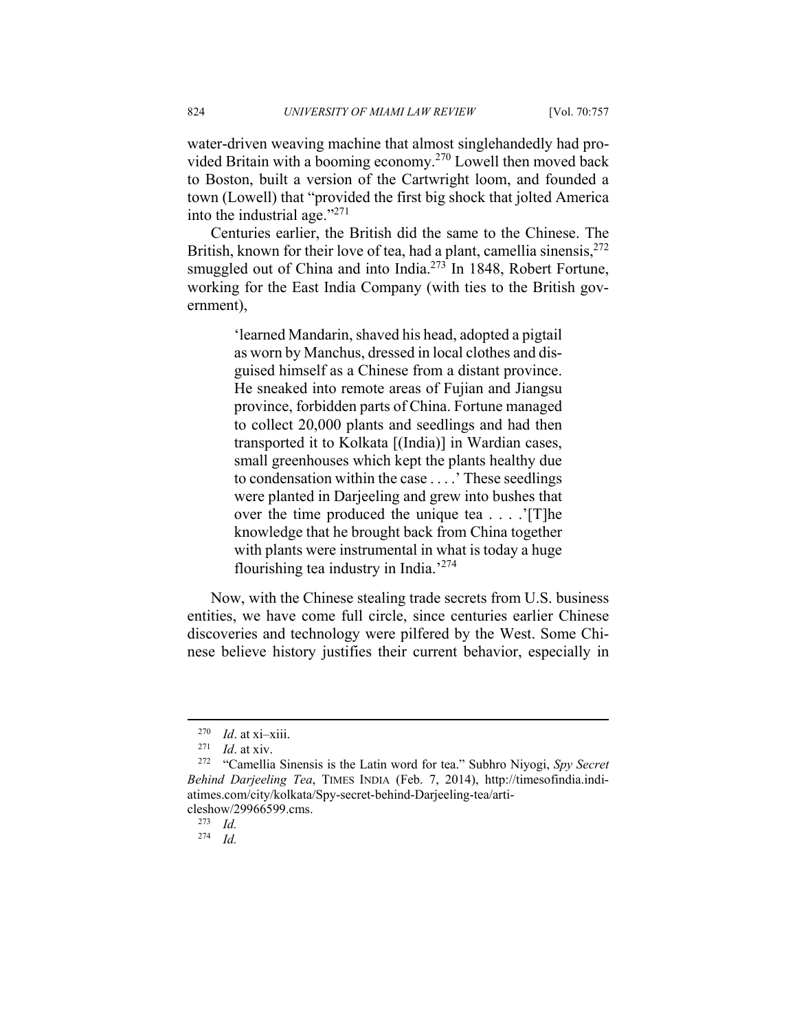water-driven weaving machine that almost singlehandedly had provided Britain with a booming economy.[270] Lowell then moved back to Boston, built a version of the Cartwright loom, and founded a town (Lowell) that "provided the first big shock that jolted America into the industrial age."[271]

Centuries earlier, the British did the same to the Chinese. The British, known for their love of tea, had a plant, camellia sinensis,[272] smuggled out of China and into India.[273] In 1848, Robert Fortune, working for the East India Company (with ties to the British government),

> 'learned Mandarin, shaved his head, adopted a pigtail as worn by Manchus, dressed in local clothes and disguised himself as a Chinese from a distant province. He sneaked into remote areas of Fujian and Jiangsu province, forbidden parts of China. Fortune managed to collect 20,000 plants and seedlings and had then transported it to Kolkata [(India)] in Wardian cases, small greenhouses which kept the plants healthy due to condensation within the case . . . .' These seedlings were planted in Darjeeling and grew into bushes that over the time produced the unique tea . . . .'[T]he knowledge that he brought back from China together with plants were instrumental in what is today a huge flourishing tea industry in India.'[274]

Now, with the Chinese stealing trade secrets from U.S. business entities, we have come full circle, since centuries earlier Chinese discoveries and technology were pilfered by the West. Some Chinese believe history justifies their current behavior, especially in

---

[270] *Id*. at xi–xiii.

[271] *Id*. at xiv.

[272] "Camellia Sinensis is the Latin word for tea." Subhro Niyogi, *Spy Secret Behind Darjeeling Tea*, TIMES INDIA (Feb. 7, 2014), http://timesofindia.indiatimes.com/city/kolkata/Spy-secret-behind-Darjeeling-tea/articleshow/29966599.cms.

[273] *Id.*

[274] *Id.*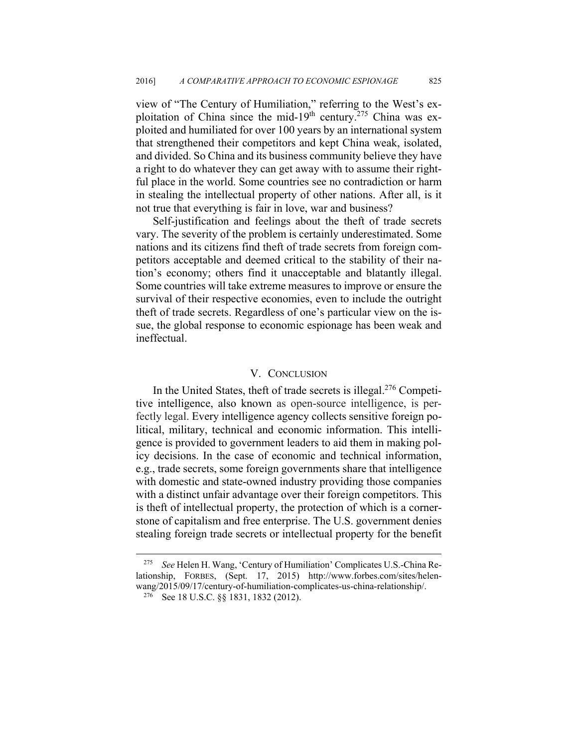view of "The Century of Humiliation," referring to the West's exploitation of China since the mid-19th century.[275] China was exploited and humiliated for over 100 years by an international system that strengthened their competitors and kept China weak, isolated, and divided. So China and its business community believe they have a right to do whatever they can get away with to assume their rightful place in the world. Some countries see no contradiction or harm in stealing the intellectual property of other nations. After all, is it not true that everything is fair in love, war and business?

Self-justification and feelings about the theft of trade secrets vary. The severity of the problem is certainly underestimated. Some nations and its citizens find theft of trade secrets from foreign competitors acceptable and deemed critical to the stability of their nation's economy; others find it unacceptable and blatantly illegal. Some countries will take extreme measures to improve or ensure the survival of their respective economies, even to include the outright theft of trade secrets. Regardless of one's particular view on the issue, the global response to economic espionage has been weak and ineffectual.

## V. CONCLUSION

In the United States, theft of trade secrets is illegal.[276] Competitive intelligence, also known as open-source intelligence, is perfectly legal. Every intelligence agency collects sensitive foreign political, military, technical and economic information. This intelligence is provided to government leaders to aid them in making policy decisions. In the case of economic and technical information, e.g., trade secrets, some foreign governments share that intelligence with domestic and state-owned industry providing those companies with a distinct unfair advantage over their foreign competitors. This is theft of intellectual property, the protection of which is a cornerstone of capitalism and free enterprise. The U.S. government denies stealing foreign trade secrets or intellectual property for the benefit

---

[275] *See* Helen H. Wang, 'Century of Humiliation' Complicates U.S.-China Relationship, FORBES, (Sept. 17, 2015) http://www.forbes.com/sites/helenwang/2015/09/17/century-of-humiliation-complicates-us-china-relationship/.

[276] See 18 U.S.C. §§ 1831, 1832 (2012).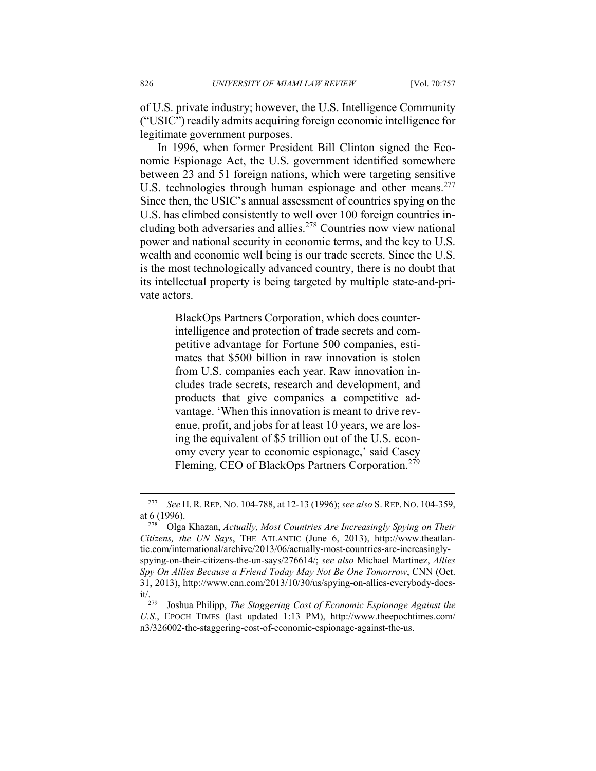of U.S. private industry; however, the U.S. Intelligence Community ("USIC") readily admits acquiring foreign economic intelligence for legitimate government purposes.

In 1996, when former President Bill Clinton signed the Economic Espionage Act, the U.S. government identified somewhere between 23 and 51 foreign nations, which were targeting sensitive U.S. technologies through human espionage and other means.[277] Since then, the USIC's annual assessment of countries spying on the U.S. has climbed consistently to well over 100 foreign countries including both adversaries and allies.[278] Countries now view national power and national security in economic terms, and the key to U.S. wealth and economic well being is our trade secrets. Since the U.S. is the most technologically advanced country, there is no doubt that its intellectual property is being targeted by multiple state-and-private actors.

> BlackOps Partners Corporation, which does counterintelligence and protection of trade secrets and competitive advantage for Fortune 500 companies, estimates that $500 billion in raw innovation is stolen from U.S. companies each year. Raw innovation includes trade secrets, research and development, and products that give companies a competitive advantage. 'When this innovation is meant to drive revenue, profit, and jobs for at least 10 years, we are losing the equivalent of $5 trillion out of the U.S. economy every year to economic espionage,' said Casey Fleming, CEO of BlackOps Partners Corporation.[279]

---

[277] *See* H. R. REP. NO. 104-788, at 12-13 (1996); *see also* S. REP. NO. 104-359, at 6 (1996).

[278] Olga Khazan, *Actually, Most Countries Are Increasingly Spying on Their Citizens, the UN Says*, THE ATLANTIC (June 6, 2013), http://www.theatlantic.com/international/archive/2013/06/actually-most-countries-are-increasingly-spying-on-their-citizens-the-un-says/276614/; *see also* Michael Martinez, *Allies Spy On Allies Because a Friend Today May Not Be One Tomorrow*, CNN (Oct. 31, 2013), http://www.cnn.com/2013/10/30/us/spying-on-allies-everybody-does-it/.

[279] Joshua Philipp, *The Staggering Cost of Economic Espionage Against the U.S.*, EPOCH TIMES (last updated 1:13 PM), http://www.theepochtimes.com/n3/326002-the-staggering-cost-of-economic-espionage-against-the-us.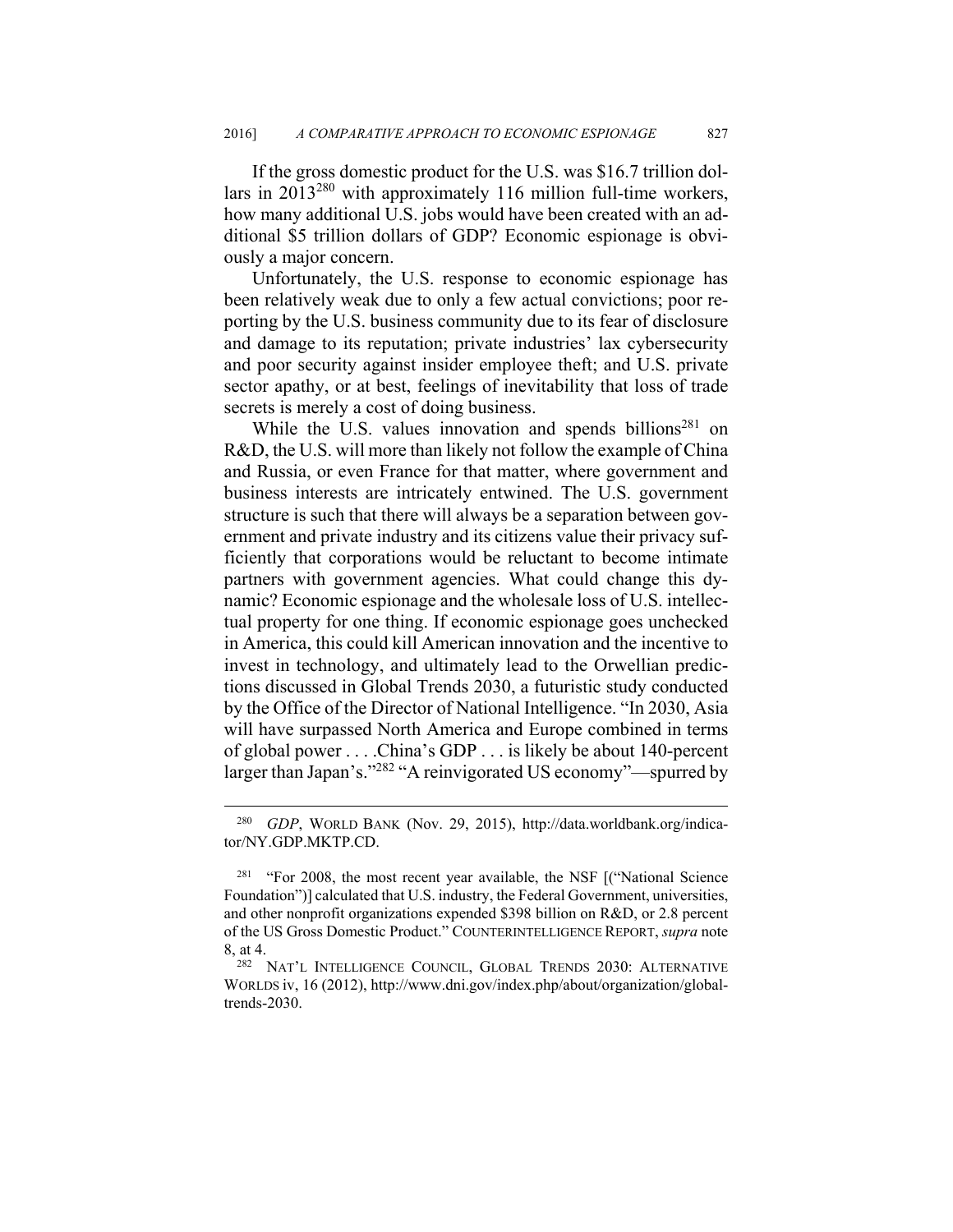If the gross domestic product for the U.S. was $16.7 trillion dollars in 2013[280] with approximately 116 million full-time workers, how many additional U.S. jobs would have been created with an additional $5 trillion dollars of GDP? Economic espionage is obviously a major concern.

Unfortunately, the U.S. response to economic espionage has been relatively weak due to only a few actual convictions; poor reporting by the U.S. business community due to its fear of disclosure and damage to its reputation; private industries' lax cybersecurity and poor security against insider employee theft; and U.S. private sector apathy, or at best, feelings of inevitability that loss of trade secrets is merely a cost of doing business.

While the U.S. values innovation and spends billions[281] on R&D, the U.S. will more than likely not follow the example of China and Russia, or even France for that matter, where government and business interests are intricately entwined. The U.S. government structure is such that there will always be a separation between government and private industry and its citizens value their privacy sufficiently that corporations would be reluctant to become intimate partners with government agencies. What could change this dynamic? Economic espionage and the wholesale loss of U.S. intellectual property for one thing. If economic espionage goes unchecked in America, this could kill American innovation and the incentive to invest in technology, and ultimately lead to the Orwellian predictions discussed in Global Trends 2030, a futuristic study conducted by the Office of the Director of National Intelligence. "In 2030, Asia will have surpassed North America and Europe combined in terms of global power . . . .China's GDP . . . is likely be about 140-percent larger than Japan's."[282] "A reinvigorated US economy"—spurred by

---

[280] *GDP*, WORLD BANK (Nov. 29, 2015), http://data.worldbank.org/indicator/NY.GDP.MKTP.CD.

[281] "For 2008, the most recent year available, the NSF [("National Science Foundation")] calculated that U.S. industry, the Federal Government, universities, and other nonprofit organizations expended $398 billion on R&D, or 2.8 percent of the US Gross Domestic Product." COUNTERINTELLIGENCE REPORT, *supra* note 8, at 4.

[282] NAT'L INTELLIGENCE COUNCIL, GLOBAL TRENDS 2030: ALTERNATIVE WORLDS iv, 16 (2012), http://www.dni.gov/index.php/about/organization/global-trends-2030.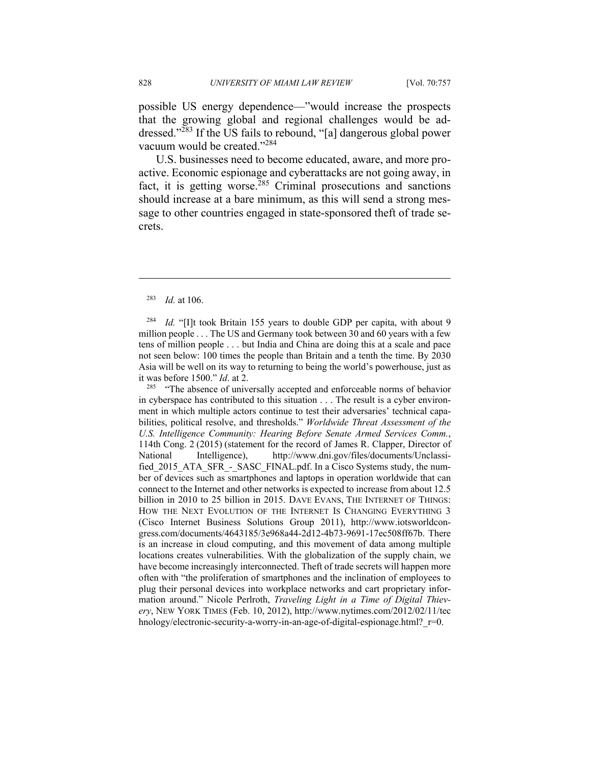possible US energy dependence—"would increase the prospects that the growing global and regional challenges would be addressed."[283] If the US fails to rebound, "[a] dangerous global power vacuum would be created."[284]

U.S. businesses need to become educated, aware, and more proactive. Economic espionage and cyberattacks are not going away, in fact, it is getting worse.[285] Criminal prosecutions and sanctions should increase at a bare minimum, as this will send a strong message to other countries engaged in state-sponsored theft of trade secrets.

---

[283] *Id.* at 106.

[284] *Id.* "[I]t took Britain 155 years to double GDP per capita, with about 9 million people . . . The US and Germany took between 30 and 60 years with a few tens of million people . . . but India and China are doing this at a scale and pace not seen below: 100 times the people than Britain and a tenth the time. By 2030 Asia will be well on its way to returning to being the world's powerhouse, just as it was before 1500." *Id*. at 2.

[285] "The absence of universally accepted and enforceable norms of behavior in cyberspace has contributed to this situation . . . The result is a cyber environment in which multiple actors continue to test their adversaries' technical capabilities, political resolve, and thresholds." *Worldwide Threat Assessment of the U.S. Intelligence Community: Hearing Before Senate Armed Services Comm.*, 114th Cong. 2 (2015) (statement for the record of James R. Clapper, Director of National Intelligence), http://www.dni.gov/files/documents/Unclassified_2015_ATA_SFR_-_SASC_FINAL.pdf. In a Cisco Systems study, the number of devices such as smartphones and laptops in operation worldwide that can connect to the Internet and other networks is expected to increase from about 12.5 billion in 2010 to 25 billion in 2015. DAVE EVANS, THE INTERNET OF THINGS: HOW THE NEXT EVOLUTION OF THE INTERNET IS CHANGING EVERYTHING 3 (Cisco Internet Business Solutions Group 2011), http://www.iotsworldcongress.com/documents/4643185/3e968a44-2d12-4b73-9691-17ec508ff67b. There is an increase in cloud computing, and this movement of data among multiple locations creates vulnerabilities. With the globalization of the supply chain, we have become increasingly interconnected. Theft of trade secrets will happen more often with "the proliferation of smartphones and the inclination of employees to plug their personal devices into workplace networks and cart proprietary information around." Nicole Perlroth, *Traveling Light in a Time of Digital Thievery*, NEW YORK TIMES (Feb. 10, 2012), http://www.nytimes.com/2012/02/11/technology/electronic-security-a-worry-in-an-age-of-digital-espionage.html?_r=0.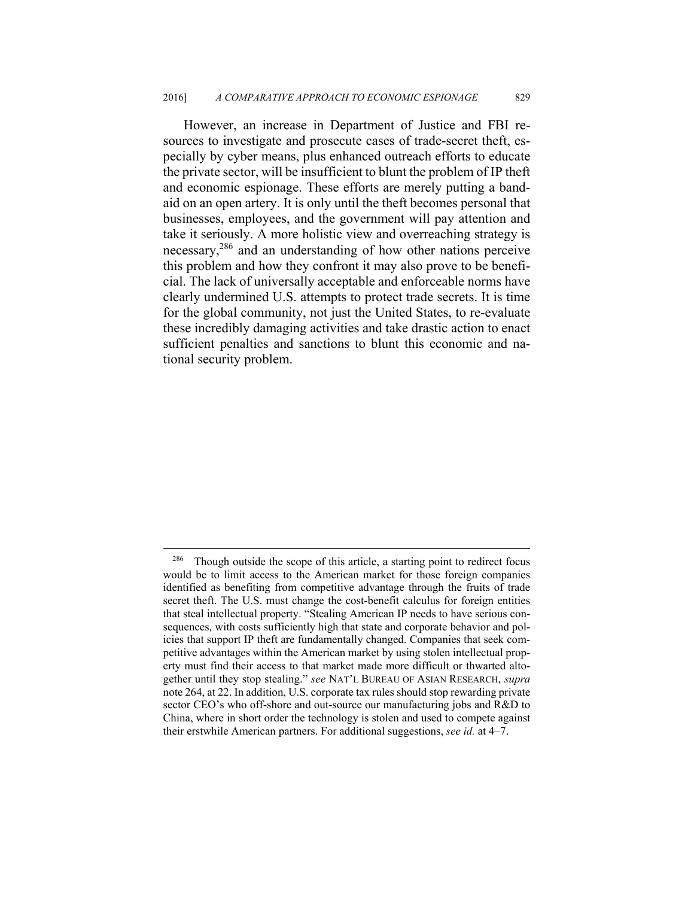However, an increase in Department of Justice and FBI resources to investigate and prosecute cases of trade-secret theft, especially by cyber means, plus enhanced outreach efforts to educate the private sector, will be insufficient to blunt the problem of IP theft and economic espionage. These efforts are merely putting a band-aid on an open artery. It is only until the theft becomes personal that businesses, employees, and the government will pay attention and take it seriously. A more holistic view and overreaching strategy is necessary,[286] and an understanding of how other nations perceive this problem and how they confront it may also prove to be beneficial. The lack of universally acceptable and enforceable norms have clearly undermined U.S. attempts to protect trade secrets. It is time for the global community, not just the United States, to re-evaluate these incredibly damaging activities and take drastic action to enact sufficient penalties and sanctions to blunt this economic and national security problem.

---

[286] Though outside the scope of this article, a starting point to redirect focus would be to limit access to the American market for those foreign companies identified as benefiting from competitive advantage through the fruits of trade secret theft. The U.S. must change the cost-benefit calculus for foreign entities that steal intellectual property. "Stealing American IP needs to have serious consequences, with costs sufficiently high that state and corporate behavior and policies that support IP theft are fundamentally changed. Companies that seek competitive advantages within the American market by using stolen intellectual property must find their access to that market made more difficult or thwarted altogether until they stop stealing." *see* NAT'L BUREAU OF ASIAN RESEARCH, *supra* note 264, at 22. In addition, U.S. corporate tax rules should stop rewarding private sector CEO's who off-shore and out-source our manufacturing jobs and R&D to China, where in short order the technology is stolen and used to compete against their erstwhile American partners. For additional suggestions, *see id.* at 4–7.